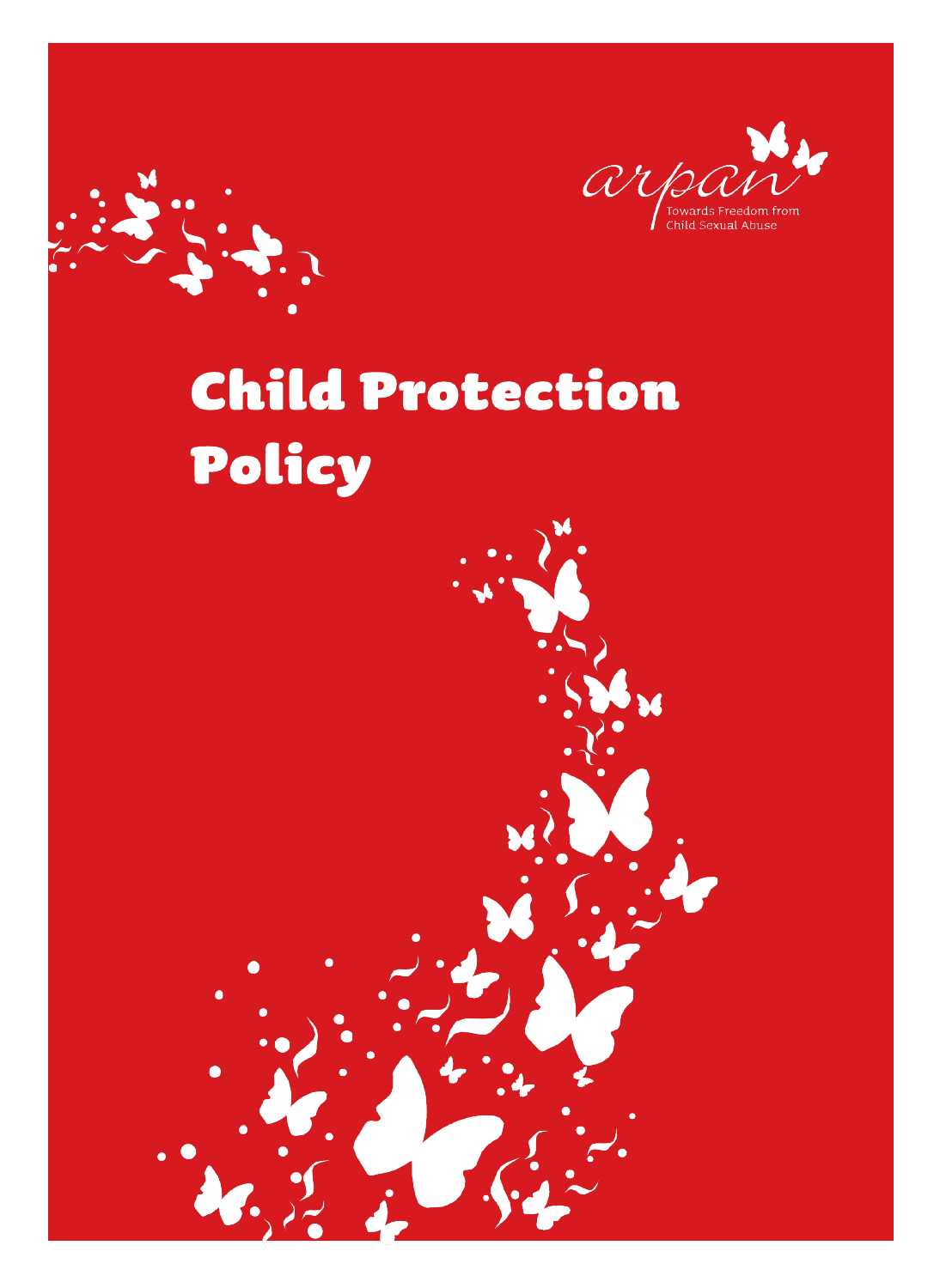arpan

Towards Freedom from Child Sexual Abuse

# Child Protection Policy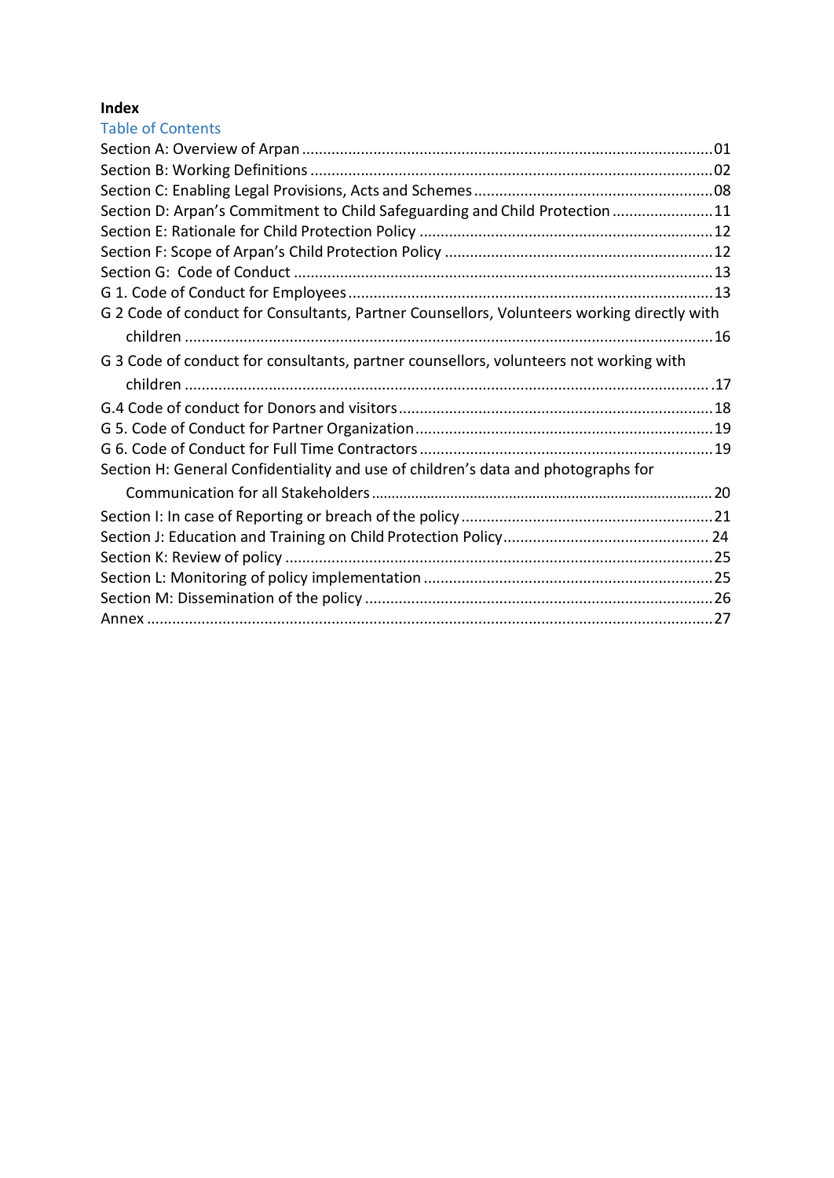**Index**

## Table of Contents

Section A: Overview of Arpan ........................................................................................... 01
Section B: Working Definitions ........................................................................................ 02
Section C: Enabling Legal Provisions, Acts and Schemes ............................................... 08
Section D: Arpan's Commitment to Child Safeguarding and Child Protection ................ 11
Section E: Rationale for Child Protection Policy ............................................................. 12
Section F: Scope of Arpan's Child Protection Policy ....................................................... 12
Section G: Code of Conduct ............................................................................................ 13
G 1. Code of Conduct for Employees ................................................................................ 13
G 2 Code of conduct for Consultants, Partner Counsellors, Volunteers working directly with children ........................................................................................................................ 16
G 3 Code of conduct for consultants, partner counsellors, volunteers not working with children ........................................................................................................................ 17
G.4 Code of conduct for Donors and visitors .................................................................... 18
G 5. Code of Conduct for Partner Organization ................................................................ 19
G 6. Code of Conduct for Full Time Contractors ............................................................... 19
Section H: General Confidentiality and use of children's data and photographs for Communication for all Stakeholders ............................................................................... 20
Section I: In case of Reporting or breach of the policy .................................................... 21
Section J: Education and Training on Child Protection Policy ......................................... 24
Section K: Review of policy ............................................................................................... 25
Section L: Monitoring of policy implementation .............................................................. 25
Section M: Dissemination of the policy ............................................................................ 26
Annex ................................................................................................................................ 27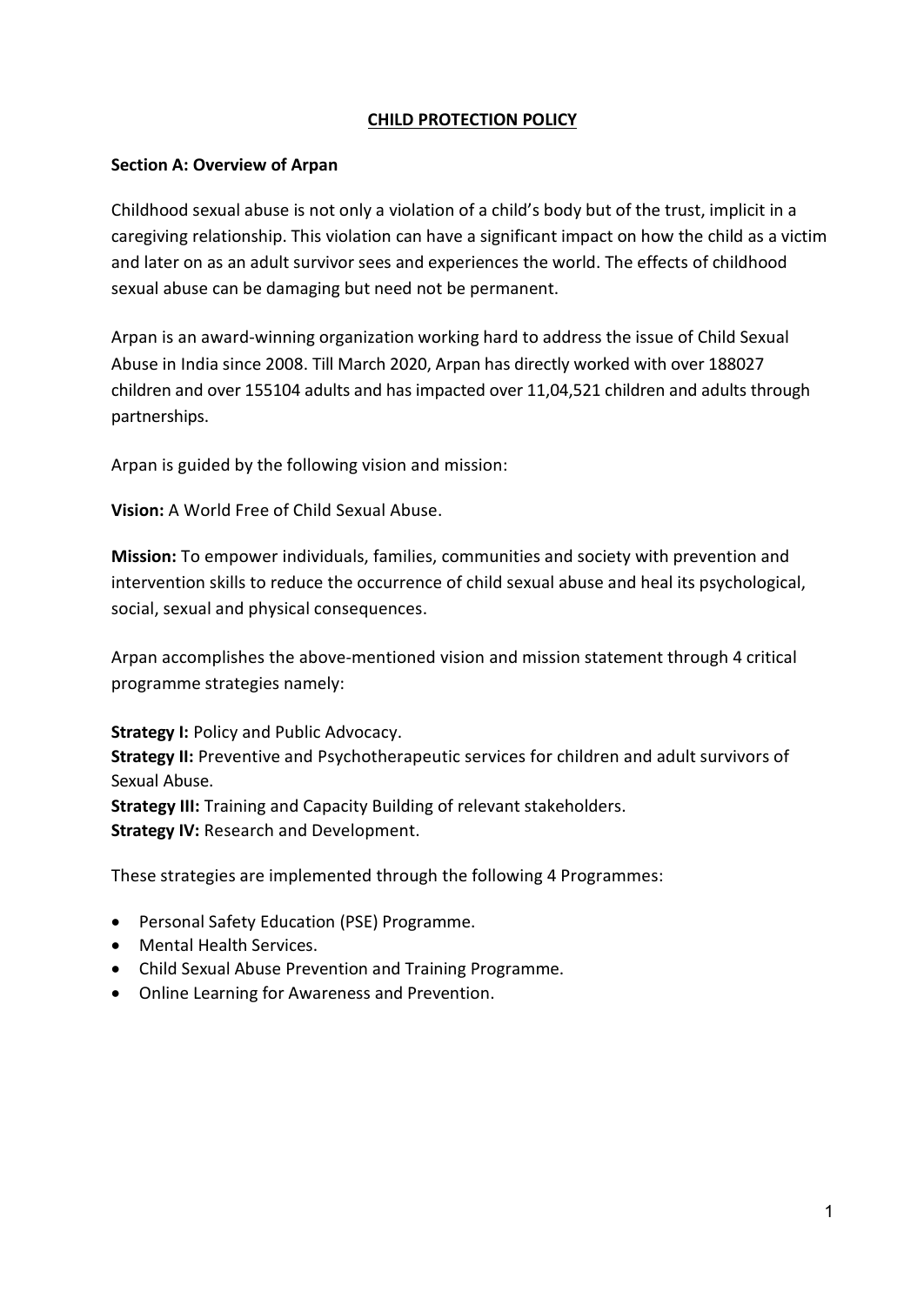# CHILD PROTECTION POLICY

## Section A: Overview of Arpan

Childhood sexual abuse is not only a violation of a child's body but of the trust, implicit in a caregiving relationship. This violation can have a significant impact on how the child as a victim and later on as an adult survivor sees and experiences the world. The effects of childhood sexual abuse can be damaging but need not be permanent.

Arpan is an award-winning organization working hard to address the issue of Child Sexual Abuse in India since 2008. Till March 2020, Arpan has directly worked with over 188027 children and over 155104 adults and has impacted over 11,04,521 children and adults through partnerships.

Arpan is guided by the following vision and mission:

**Vision:** A World Free of Child Sexual Abuse.

**Mission:** To empower individuals, families, communities and society with prevention and intervention skills to reduce the occurrence of child sexual abuse and heal its psychological, social, sexual and physical consequences.

Arpan accomplishes the above-mentioned vision and mission statement through 4 critical programme strategies namely:

**Strategy I:** Policy and Public Advocacy.
**Strategy II:** Preventive and Psychotherapeutic services for children and adult survivors of Sexual Abuse.
**Strategy III:** Training and Capacity Building of relevant stakeholders.
**Strategy IV:** Research and Development.

These strategies are implemented through the following 4 Programmes:

- Personal Safety Education (PSE) Programme.
- Mental Health Services.
- Child Sexual Abuse Prevention and Training Programme.
- Online Learning for Awareness and Prevention.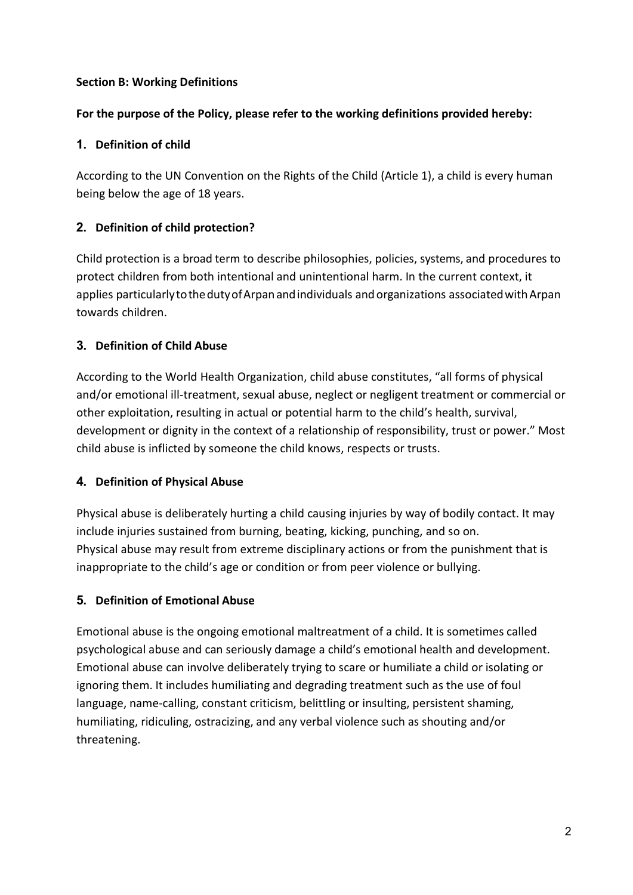## Section B: Working Definitions

**For the purpose of the Policy, please refer to the working definitions provided hereby:**

### 1. Definition of child

According to the UN Convention on the Rights of the Child (Article 1), a child is every human being below the age of 18 years.

### 2. Definition of child protection?

Child protection is a broad term to describe philosophies, policies, systems, and procedures to protect children from both intentional and unintentional harm. In the current context, it applies particularly to the duty of Arpan and individuals and organizations associated with Arpan towards children.

### 3. Definition of Child Abuse

According to the World Health Organization, child abuse constitutes, "all forms of physical and/or emotional ill-treatment, sexual abuse, neglect or negligent treatment or commercial or other exploitation, resulting in actual or potential harm to the child's health, survival, development or dignity in the context of a relationship of responsibility, trust or power." Most child abuse is inflicted by someone the child knows, respects or trusts.

### 4. Definition of Physical Abuse

Physical abuse is deliberately hurting a child causing injuries by way of bodily contact. It may include injuries sustained from burning, beating, kicking, punching, and so on.
Physical abuse may result from extreme disciplinary actions or from the punishment that is inappropriate to the child's age or condition or from peer violence or bullying.

### 5. Definition of Emotional Abuse

Emotional abuse is the ongoing emotional maltreatment of a child. It is sometimes called psychological abuse and can seriously damage a child's emotional health and development. Emotional abuse can involve deliberately trying to scare or humiliate a child or isolating or ignoring them. It includes humiliating and degrading treatment such as the use of foul language, name-calling, constant criticism, belittling or insulting, persistent shaming, humiliating, ridiculing, ostracizing, and any verbal violence such as shouting and/or threatening.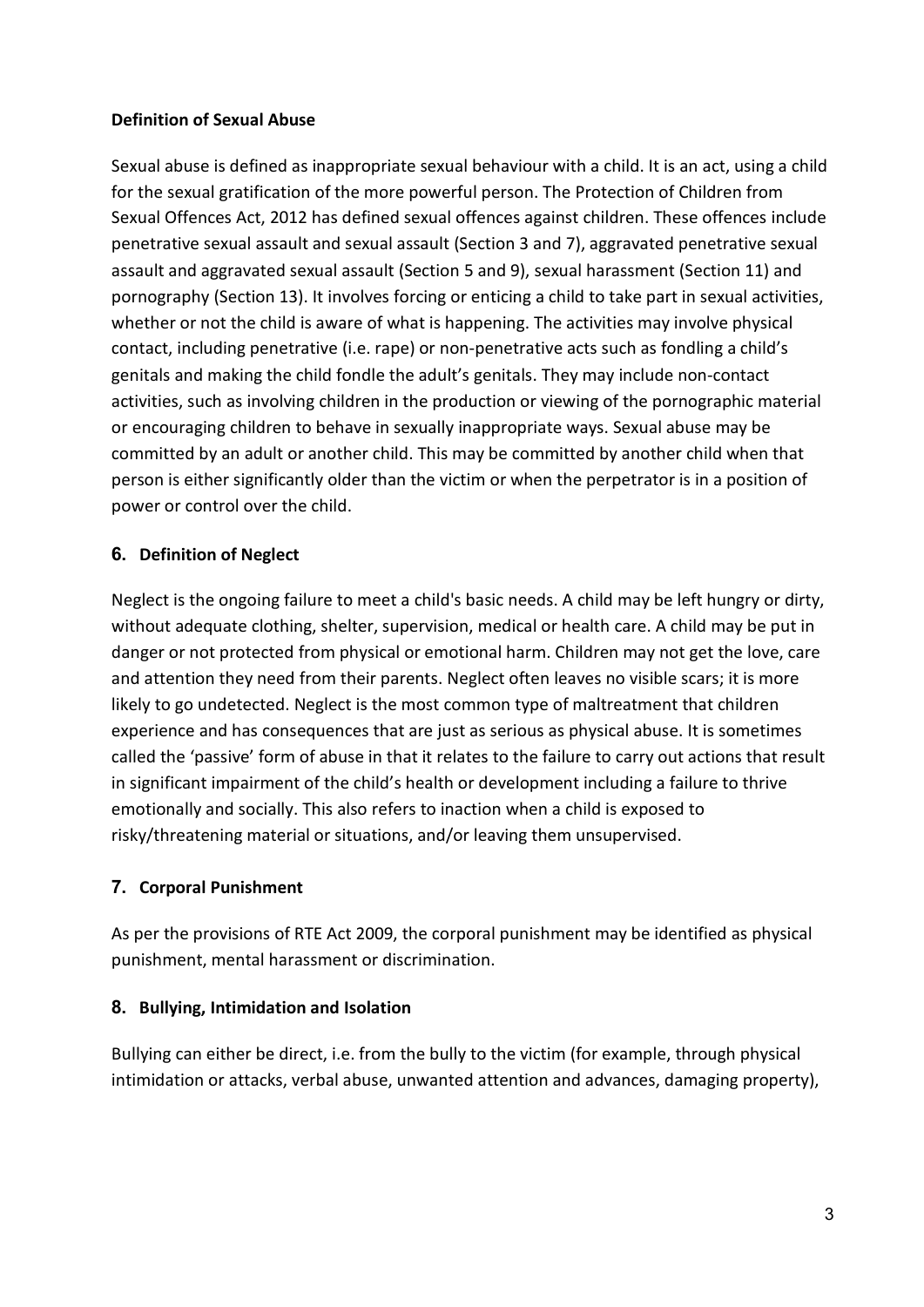### Definition of Sexual Abuse

Sexual abuse is defined as inappropriate sexual behaviour with a child. It is an act, using a child for the sexual gratification of the more powerful person. The Protection of Children from Sexual Offences Act, 2012 has defined sexual offences against children. These offences include penetrative sexual assault and sexual assault (Section 3 and 7), aggravated penetrative sexual assault and aggravated sexual assault (Section 5 and 9), sexual harassment (Section 11) and pornography (Section 13). It involves forcing or enticing a child to take part in sexual activities, whether or not the child is aware of what is happening. The activities may involve physical contact, including penetrative (i.e. rape) or non-penetrative acts such as fondling a child's genitals and making the child fondle the adult's genitals. They may include non-contact activities, such as involving children in the production or viewing of the pornographic material or encouraging children to behave in sexually inappropriate ways. Sexual abuse may be committed by an adult or another child. This may be committed by another child when that person is either significantly older than the victim or when the perpetrator is in a position of power or control over the child.

### 6. Definition of Neglect

Neglect is the ongoing failure to meet a child's basic needs. A child may be left hungry or dirty, without adequate clothing, shelter, supervision, medical or health care. A child may be put in danger or not protected from physical or emotional harm. Children may not get the love, care and attention they need from their parents. Neglect often leaves no visible scars; it is more likely to go undetected. Neglect is the most common type of maltreatment that children experience and has consequences that are just as serious as physical abuse. It is sometimes called the 'passive' form of abuse in that it relates to the failure to carry out actions that result in significant impairment of the child's health or development including a failure to thrive emotionally and socially. This also refers to inaction when a child is exposed to risky/threatening material or situations, and/or leaving them unsupervised.

### 7. Corporal Punishment

As per the provisions of RTE Act 2009, the corporal punishment may be identified as physical punishment, mental harassment or discrimination.

### 8. Bullying, Intimidation and Isolation

Bullying can either be direct, i.e. from the bully to the victim (for example, through physical intimidation or attacks, verbal abuse, unwanted attention and advances, damaging property),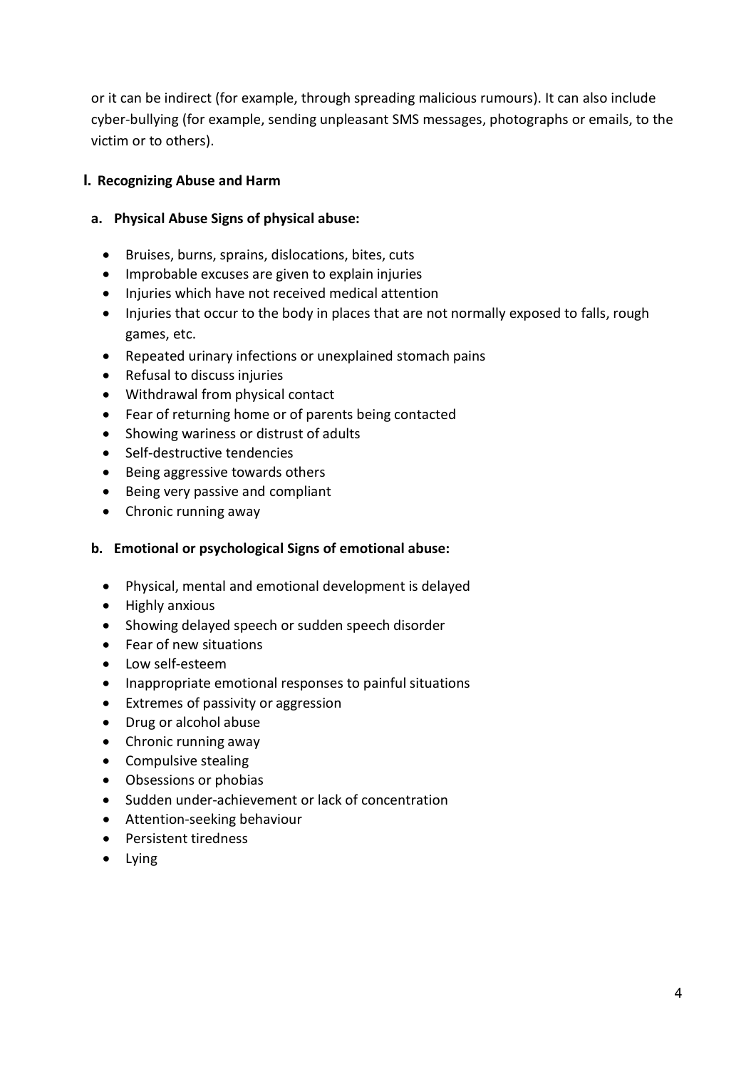or it can be indirect (for example, through spreading malicious rumours). It can also include cyber-bullying (for example, sending unpleasant SMS messages, photographs or emails, to the victim or to others).

## I. Recognizing Abuse and Harm

### a. Physical Abuse Signs of physical abuse:

- Bruises, burns, sprains, dislocations, bites, cuts
- Improbable excuses are given to explain injuries
- Injuries which have not received medical attention
- Injuries that occur to the body in places that are not normally exposed to falls, rough games, etc.
- Repeated urinary infections or unexplained stomach pains
- Refusal to discuss injuries
- Withdrawal from physical contact
- Fear of returning home or of parents being contacted
- Showing wariness or distrust of adults
- Self-destructive tendencies
- Being aggressive towards others
- Being very passive and compliant
- Chronic running away

### b. Emotional or psychological Signs of emotional abuse:

- Physical, mental and emotional development is delayed
- Highly anxious
- Showing delayed speech or sudden speech disorder
- Fear of new situations
- Low self-esteem
- Inappropriate emotional responses to painful situations
- Extremes of passivity or aggression
- Drug or alcohol abuse
- Chronic running away
- Compulsive stealing
- Obsessions or phobias
- Sudden under-achievement or lack of concentration
- Attention-seeking behaviour
- Persistent tiredness
- Lying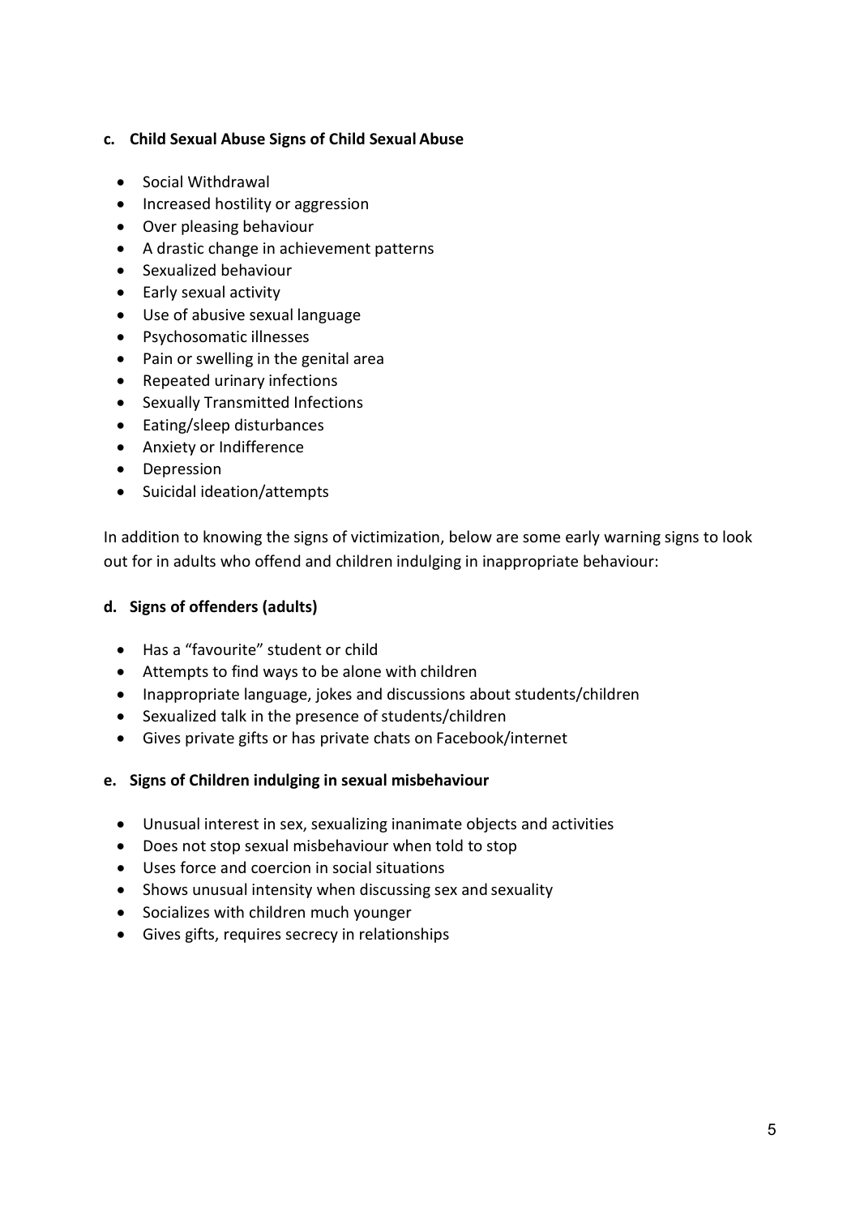#### c. Child Sexual Abuse Signs of Child Sexual Abuse

- Social Withdrawal
- Increased hostility or aggression
- Over pleasing behaviour
- A drastic change in achievement patterns
- Sexualized behaviour
- Early sexual activity
- Use of abusive sexual language
- Psychosomatic illnesses
- Pain or swelling in the genital area
- Repeated urinary infections
- Sexually Transmitted Infections
- Eating/sleep disturbances
- Anxiety or Indifference
- Depression
- Suicidal ideation/attempts

In addition to knowing the signs of victimization, below are some early warning signs to look out for in adults who offend and children indulging in inappropriate behaviour:

#### d. Signs of offenders (adults)

- Has a "favourite" student or child
- Attempts to find ways to be alone with children
- Inappropriate language, jokes and discussions about students/children
- Sexualized talk in the presence of students/children
- Gives private gifts or has private chats on Facebook/internet

#### e. Signs of Children indulging in sexual misbehaviour

- Unusual interest in sex, sexualizing inanimate objects and activities
- Does not stop sexual misbehaviour when told to stop
- Uses force and coercion in social situations
- Shows unusual intensity when discussing sex and sexuality
- Socializes with children much younger
- Gives gifts, requires secrecy in relationships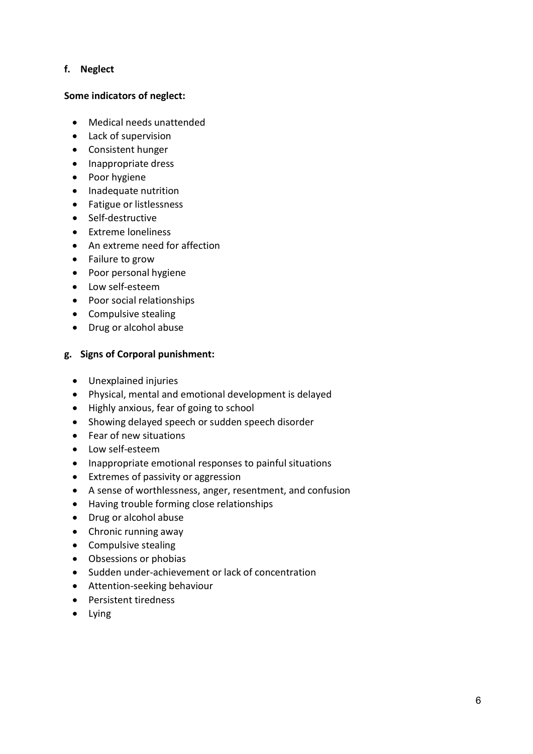**f. Neglect**

**Some indicators of neglect:**

- Medical needs unattended
- Lack of supervision
- Consistent hunger
- Inappropriate dress
- Poor hygiene
- Inadequate nutrition
- Fatigue or listlessness
- Self-destructive
- Extreme loneliness
- An extreme need for affection
- Failure to grow
- Poor personal hygiene
- Low self-esteem
- Poor social relationships
- Compulsive stealing
- Drug or alcohol abuse

**g. Signs of Corporal punishment:**

- Unexplained injuries
- Physical, mental and emotional development is delayed
- Highly anxious, fear of going to school
- Showing delayed speech or sudden speech disorder
- Fear of new situations
- Low self-esteem
- Inappropriate emotional responses to painful situations
- Extremes of passivity or aggression
- A sense of worthlessness, anger, resentment, and confusion
- Having trouble forming close relationships
- Drug or alcohol abuse
- Chronic running away
- Compulsive stealing
- Obsessions or phobias
- Sudden under-achievement or lack of concentration
- Attention-seeking behaviour
- Persistent tiredness
- Lying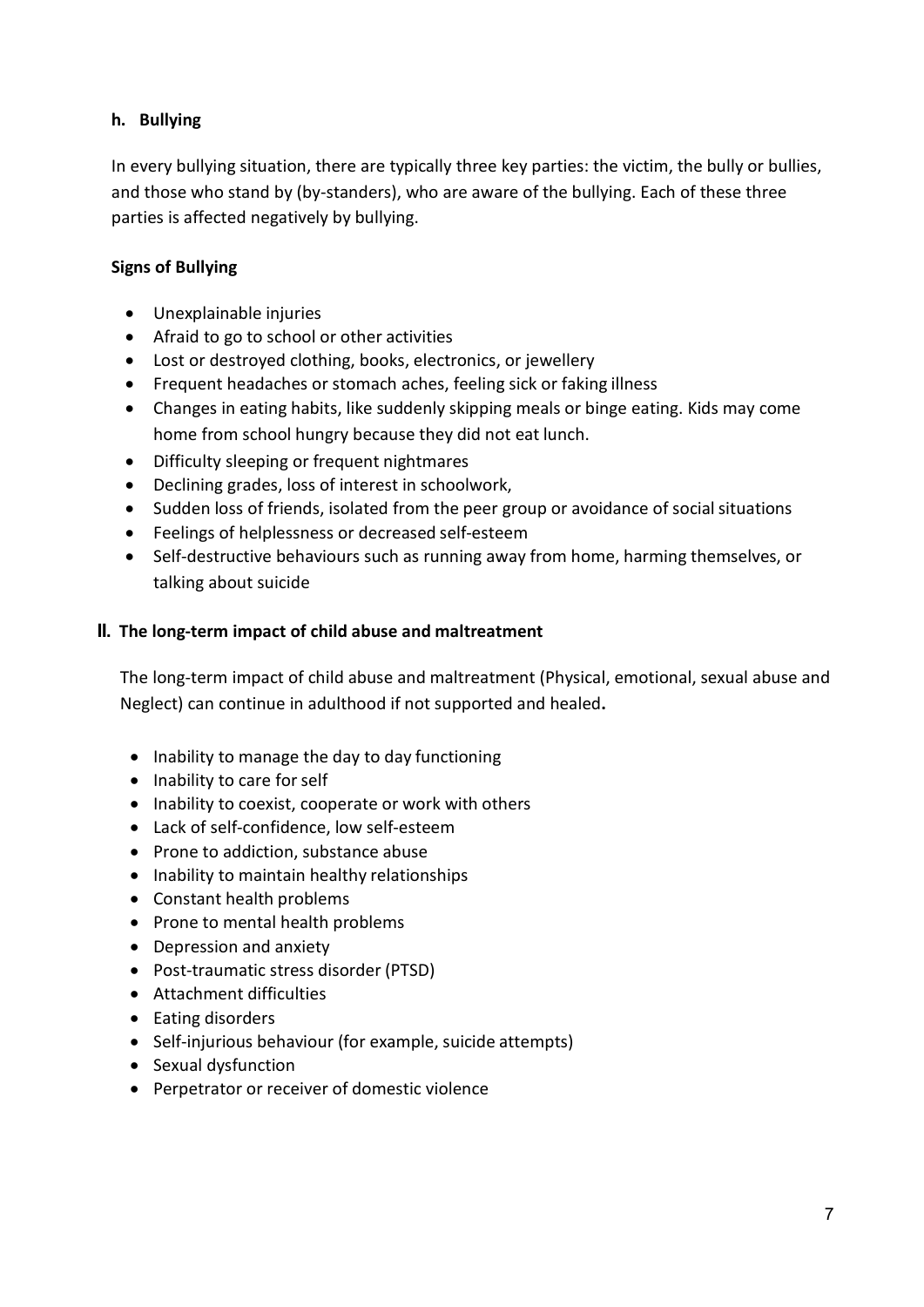### h. Bullying

In every bullying situation, there are typically three key parties: the victim, the bully or bullies, and those who stand by (by-standers), who are aware of the bullying. Each of these three parties is affected negatively by bullying.

**Signs of Bullying**

- Unexplainable injuries
- Afraid to go to school or other activities
- Lost or destroyed clothing, books, electronics, or jewellery
- Frequent headaches or stomach aches, feeling sick or faking illness
- Changes in eating habits, like suddenly skipping meals or binge eating. Kids may come home from school hungry because they did not eat lunch.
- Difficulty sleeping or frequent nightmares
- Declining grades, loss of interest in schoolwork,
- Sudden loss of friends, isolated from the peer group or avoidance of social situations
- Feelings of helplessness or decreased self-esteem
- Self-destructive behaviours such as running away from home, harming themselves, or talking about suicide

## II. The long-term impact of child abuse and maltreatment

The long-term impact of child abuse and maltreatment (Physical, emotional, sexual abuse and Neglect) can continue in adulthood if not supported and healed**.**

- Inability to manage the day to day functioning
- Inability to care for self
- Inability to coexist, cooperate or work with others
- Lack of self-confidence, low self-esteem
- Prone to addiction, substance abuse
- Inability to maintain healthy relationships
- Constant health problems
- Prone to mental health problems
- Depression and anxiety
- Post-traumatic stress disorder (PTSD)
- Attachment difficulties
- Eating disorders
- Self-injurious behaviour (for example, suicide attempts)
- Sexual dysfunction
- Perpetrator or receiver of domestic violence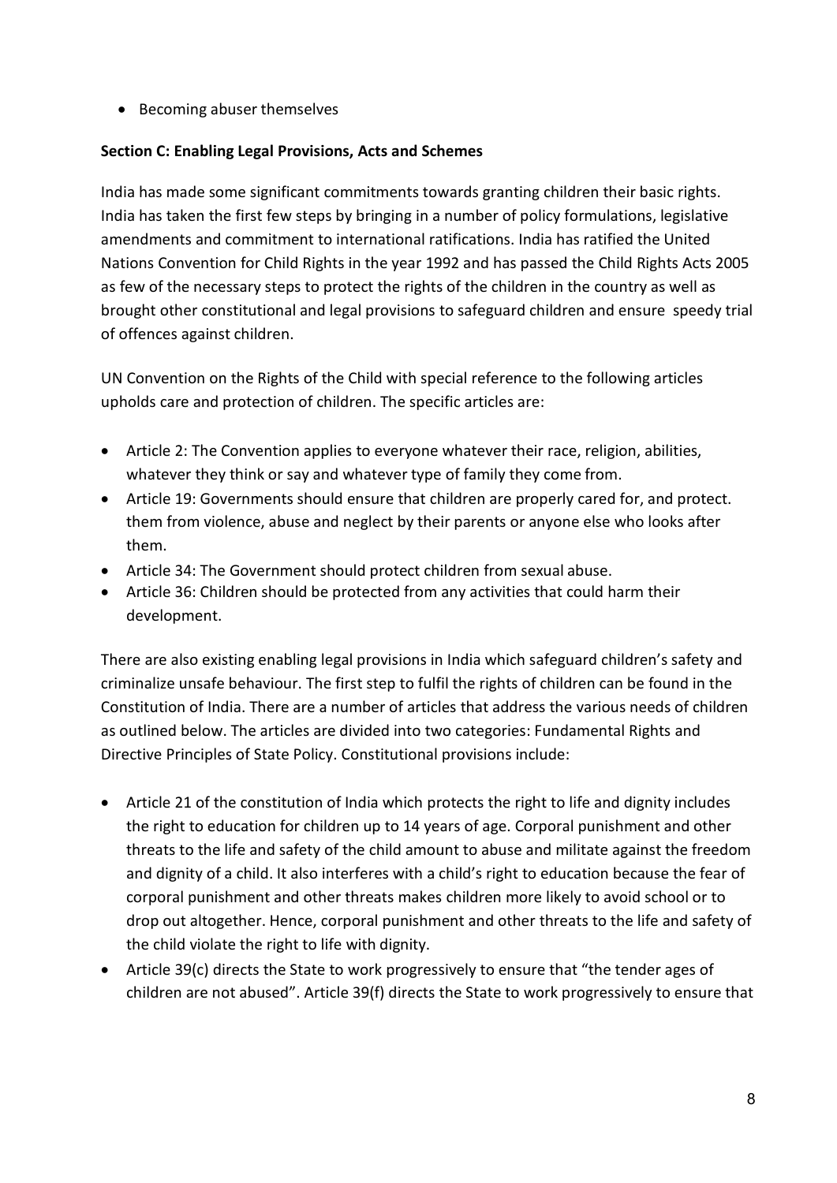- Becoming abuser themselves

**Section C: Enabling Legal Provisions, Acts and Schemes**

India has made some significant commitments towards granting children their basic rights. India has taken the first few steps by bringing in a number of policy formulations, legislative amendments and commitment to international ratifications. India has ratified the United Nations Convention for Child Rights in the year 1992 and has passed the Child Rights Acts 2005 as few of the necessary steps to protect the rights of the children in the country as well as brought other constitutional and legal provisions to safeguard children and ensure speedy trial of offences against children.

UN Convention on the Rights of the Child with special reference to the following articles upholds care and protection of children. The specific articles are:

- Article 2: The Convention applies to everyone whatever their race, religion, abilities, whatever they think or say and whatever type of family they come from.
- Article 19: Governments should ensure that children are properly cared for, and protect. them from violence, abuse and neglect by their parents or anyone else who looks after them.
- Article 34: The Government should protect children from sexual abuse.
- Article 36: Children should be protected from any activities that could harm their development.

There are also existing enabling legal provisions in India which safeguard children's safety and criminalize unsafe behaviour. The first step to fulfil the rights of children can be found in the Constitution of India. There are a number of articles that address the various needs of children as outlined below. The articles are divided into two categories: Fundamental Rights and Directive Principles of State Policy. Constitutional provisions include:

- Article 21 of the constitution of India which protects the right to life and dignity includes the right to education for children up to 14 years of age. Corporal punishment and other threats to the life and safety of the child amount to abuse and militate against the freedom and dignity of a child. It also interferes with a child's right to education because the fear of corporal punishment and other threats makes children more likely to avoid school or to drop out altogether. Hence, corporal punishment and other threats to the life and safety of the child violate the right to life with dignity.
- Article 39(c) directs the State to work progressively to ensure that "the tender ages of children are not abused". Article 39(f) directs the State to work progressively to ensure that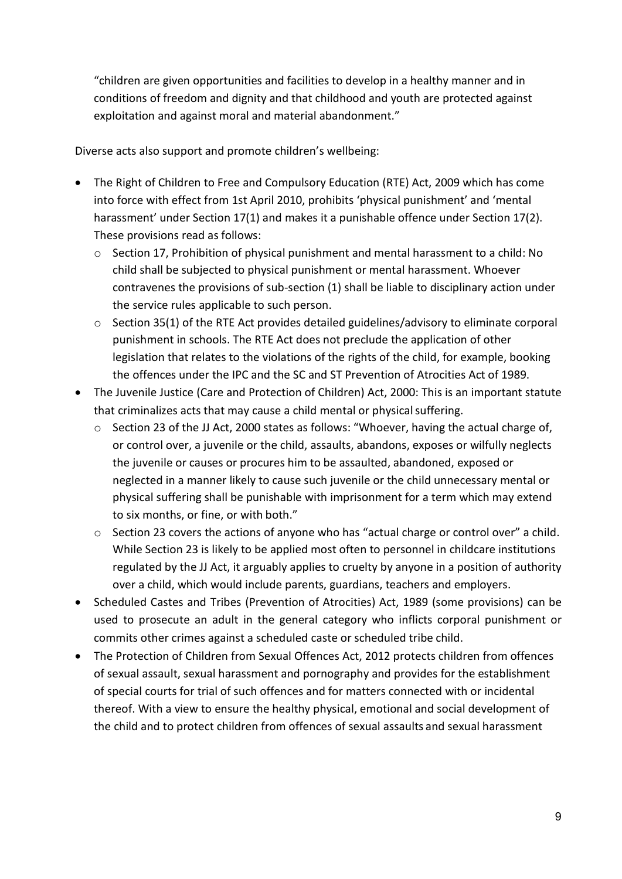"children are given opportunities and facilities to develop in a healthy manner and in conditions of freedom and dignity and that childhood and youth are protected against exploitation and against moral and material abandonment."

Diverse acts also support and promote children's wellbeing:

- The Right of Children to Free and Compulsory Education (RTE) Act, 2009 which has come into force with effect from 1st April 2010, prohibits 'physical punishment' and 'mental harassment' under Section 17(1) and makes it a punishable offence under Section 17(2). These provisions read as follows:
  - Section 17, Prohibition of physical punishment and mental harassment to a child: No child shall be subjected to physical punishment or mental harassment. Whoever contravenes the provisions of sub-section (1) shall be liable to disciplinary action under the service rules applicable to such person.
  - Section 35(1) of the RTE Act provides detailed guidelines/advisory to eliminate corporal punishment in schools. The RTE Act does not preclude the application of other legislation that relates to the violations of the rights of the child, for example, booking the offences under the IPC and the SC and ST Prevention of Atrocities Act of 1989.
- The Juvenile Justice (Care and Protection of Children) Act, 2000: This is an important statute that criminalizes acts that may cause a child mental or physical suffering.
  - Section 23 of the JJ Act, 2000 states as follows: "Whoever, having the actual charge of, or control over, a juvenile or the child, assaults, abandons, exposes or wilfully neglects the juvenile or causes or procures him to be assaulted, abandoned, exposed or neglected in a manner likely to cause such juvenile or the child unnecessary mental or physical suffering shall be punishable with imprisonment for a term which may extend to six months, or fine, or with both."
  - Section 23 covers the actions of anyone who has "actual charge or control over" a child. While Section 23 is likely to be applied most often to personnel in childcare institutions regulated by the JJ Act, it arguably applies to cruelty by anyone in a position of authority over a child, which would include parents, guardians, teachers and employers.
- Scheduled Castes and Tribes (Prevention of Atrocities) Act, 1989 (some provisions) can be used to prosecute an adult in the general category who inflicts corporal punishment or commits other crimes against a scheduled caste or scheduled tribe child.
- The Protection of Children from Sexual Offences Act, 2012 protects children from offences of sexual assault, sexual harassment and pornography and provides for the establishment of special courts for trial of such offences and for matters connected with or incidental thereof. With a view to ensure the healthy physical, emotional and social development of the child and to protect children from offences of sexual assaults and sexual harassment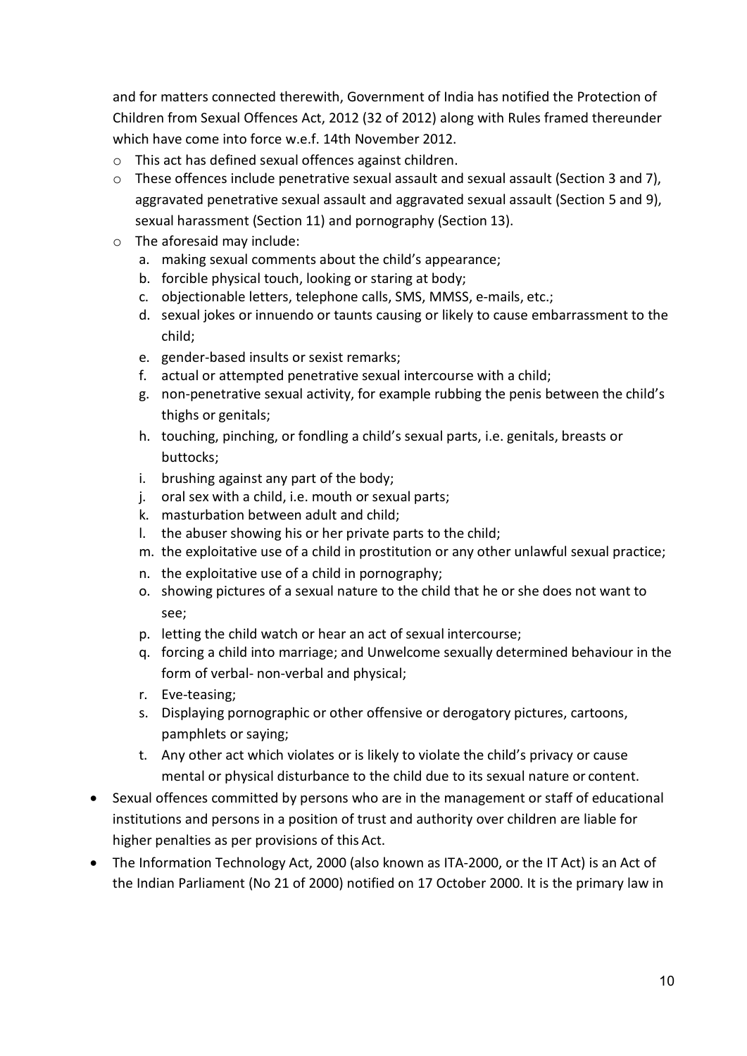and for matters connected therewith, Government of India has notified the Protection of Children from Sexual Offences Act, 2012 (32 of 2012) along with Rules framed thereunder which have come into force w.e.f. 14th November 2012.

- This act has defined sexual offences against children.
- These offences include penetrative sexual assault and sexual assault (Section 3 and 7), aggravated penetrative sexual assault and aggravated sexual assault (Section 5 and 9), sexual harassment (Section 11) and pornography (Section 13).
- The aforesaid may include:
  a. making sexual comments about the child's appearance;
  b. forcible physical touch, looking or staring at body;
  c. objectionable letters, telephone calls, SMS, MMSS, e-mails, etc.;
  d. sexual jokes or innuendo or taunts causing or likely to cause embarrassment to the child;
  e. gender-based insults or sexist remarks;
  f. actual or attempted penetrative sexual intercourse with a child;
  g. non-penetrative sexual activity, for example rubbing the penis between the child's thighs or genitals;
  h. touching, pinching, or fondling a child's sexual parts, i.e. genitals, breasts or buttocks;
  i. brushing against any part of the body;
  j. oral sex with a child, i.e. mouth or sexual parts;
  k. masturbation between adult and child;
  l. the abuser showing his or her private parts to the child;
  m. the exploitative use of a child in prostitution or any other unlawful sexual practice;
  n. the exploitative use of a child in pornography;
  o. showing pictures of a sexual nature to the child that he or she does not want to see;
  p. letting the child watch or hear an act of sexual intercourse;
  q. forcing a child into marriage; and Unwelcome sexually determined behaviour in the form of verbal- non-verbal and physical;
  r. Eve-teasing;
  s. Displaying pornographic or other offensive or derogatory pictures, cartoons, pamphlets or saying;
  t. Any other act which violates or is likely to violate the child's privacy or cause mental or physical disturbance to the child due to its sexual nature or content.

- Sexual offences committed by persons who are in the management or staff of educational institutions and persons in a position of trust and authority over children are liable for higher penalties as per provisions of this Act.
- The Information Technology Act, 2000 (also known as ITA-2000, or the IT Act) is an Act of the Indian Parliament (No 21 of 2000) notified on 17 October 2000. It is the primary law in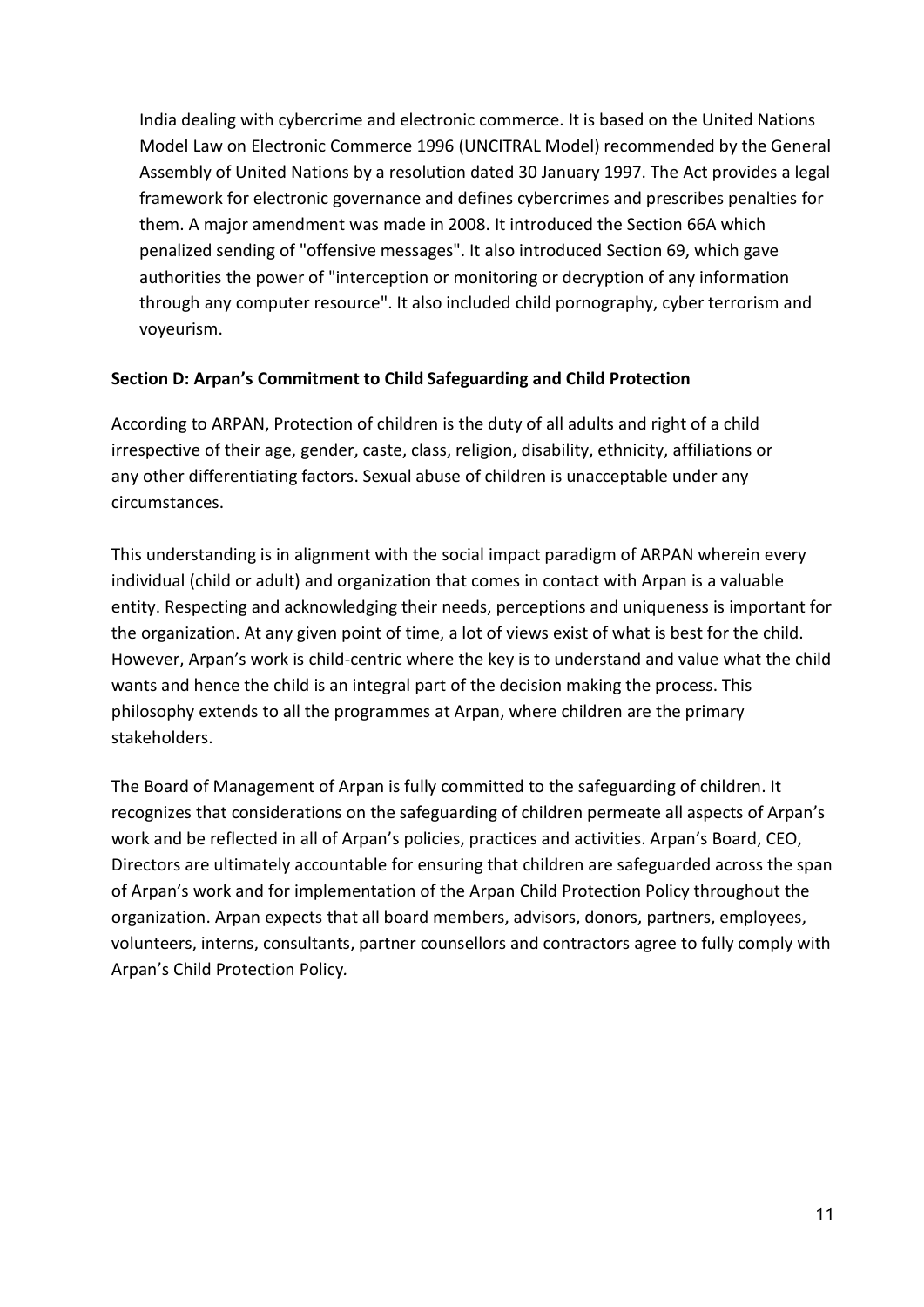India dealing with cybercrime and electronic commerce. It is based on the United Nations Model Law on Electronic Commerce 1996 (UNCITRAL Model) recommended by the General Assembly of United Nations by a resolution dated 30 January 1997. The Act provides a legal framework for electronic governance and defines cybercrimes and prescribes penalties for them. A major amendment was made in 2008. It introduced the Section 66A which penalized sending of "offensive messages". It also introduced Section 69, which gave authorities the power of "interception or monitoring or decryption of any information through any computer resource". It also included child pornography, cyber terrorism and voyeurism.

**Section D: Arpan's Commitment to Child Safeguarding and Child Protection**

According to ARPAN, Protection of children is the duty of all adults and right of a child irrespective of their age, gender, caste, class, religion, disability, ethnicity, affiliations or any other differentiating factors. Sexual abuse of children is unacceptable under any circumstances.

This understanding is in alignment with the social impact paradigm of ARPAN wherein every individual (child or adult) and organization that comes in contact with Arpan is a valuable entity. Respecting and acknowledging their needs, perceptions and uniqueness is important for the organization. At any given point of time, a lot of views exist of what is best for the child. However, Arpan's work is child-centric where the key is to understand and value what the child wants and hence the child is an integral part of the decision making the process. This philosophy extends to all the programmes at Arpan, where children are the primary stakeholders.

The Board of Management of Arpan is fully committed to the safeguarding of children. It recognizes that considerations on the safeguarding of children permeate all aspects of Arpan's work and be reflected in all of Arpan's policies, practices and activities. Arpan's Board, CEO, Directors are ultimately accountable for ensuring that children are safeguarded across the span of Arpan's work and for implementation of the Arpan Child Protection Policy throughout the organization. Arpan expects that all board members, advisors, donors, partners, employees, volunteers, interns, consultants, partner counsellors and contractors agree to fully comply with Arpan's Child Protection Policy.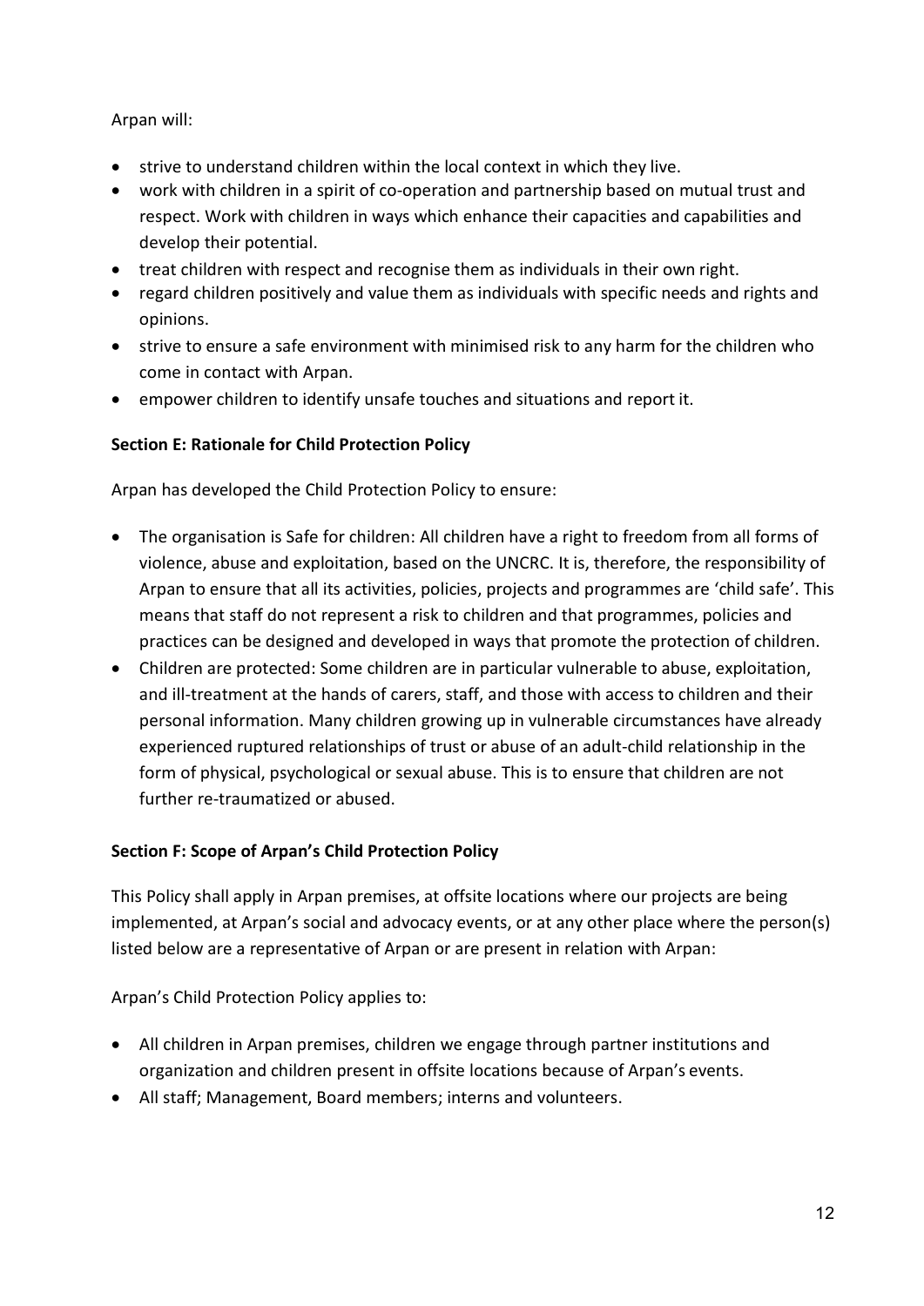Arpan will:

- strive to understand children within the local context in which they live.
- work with children in a spirit of co-operation and partnership based on mutual trust and respect. Work with children in ways which enhance their capacities and capabilities and develop their potential.
- treat children with respect and recognise them as individuals in their own right.
- regard children positively and value them as individuals with specific needs and rights and opinions.
- strive to ensure a safe environment with minimised risk to any harm for the children who come in contact with Arpan.
- empower children to identify unsafe touches and situations and report it.

**Section E: Rationale for Child Protection Policy**

Arpan has developed the Child Protection Policy to ensure:

- The organisation is Safe for children: All children have a right to freedom from all forms of violence, abuse and exploitation, based on the UNCRC. It is, therefore, the responsibility of Arpan to ensure that all its activities, policies, projects and programmes are 'child safe'. This means that staff do not represent a risk to children and that programmes, policies and practices can be designed and developed in ways that promote the protection of children.
- Children are protected: Some children are in particular vulnerable to abuse, exploitation, and ill-treatment at the hands of carers, staff, and those with access to children and their personal information. Many children growing up in vulnerable circumstances have already experienced ruptured relationships of trust or abuse of an adult-child relationship in the form of physical, psychological or sexual abuse. This is to ensure that children are not further re-traumatized or abused.

**Section F: Scope of Arpan's Child Protection Policy**

This Policy shall apply in Arpan premises, at offsite locations where our projects are being implemented, at Arpan's social and advocacy events, or at any other place where the person(s) listed below are a representative of Arpan or are present in relation with Arpan:

Arpan's Child Protection Policy applies to:

- All children in Arpan premises, children we engage through partner institutions and organization and children present in offsite locations because of Arpan's events.
- All staff; Management, Board members; interns and volunteers.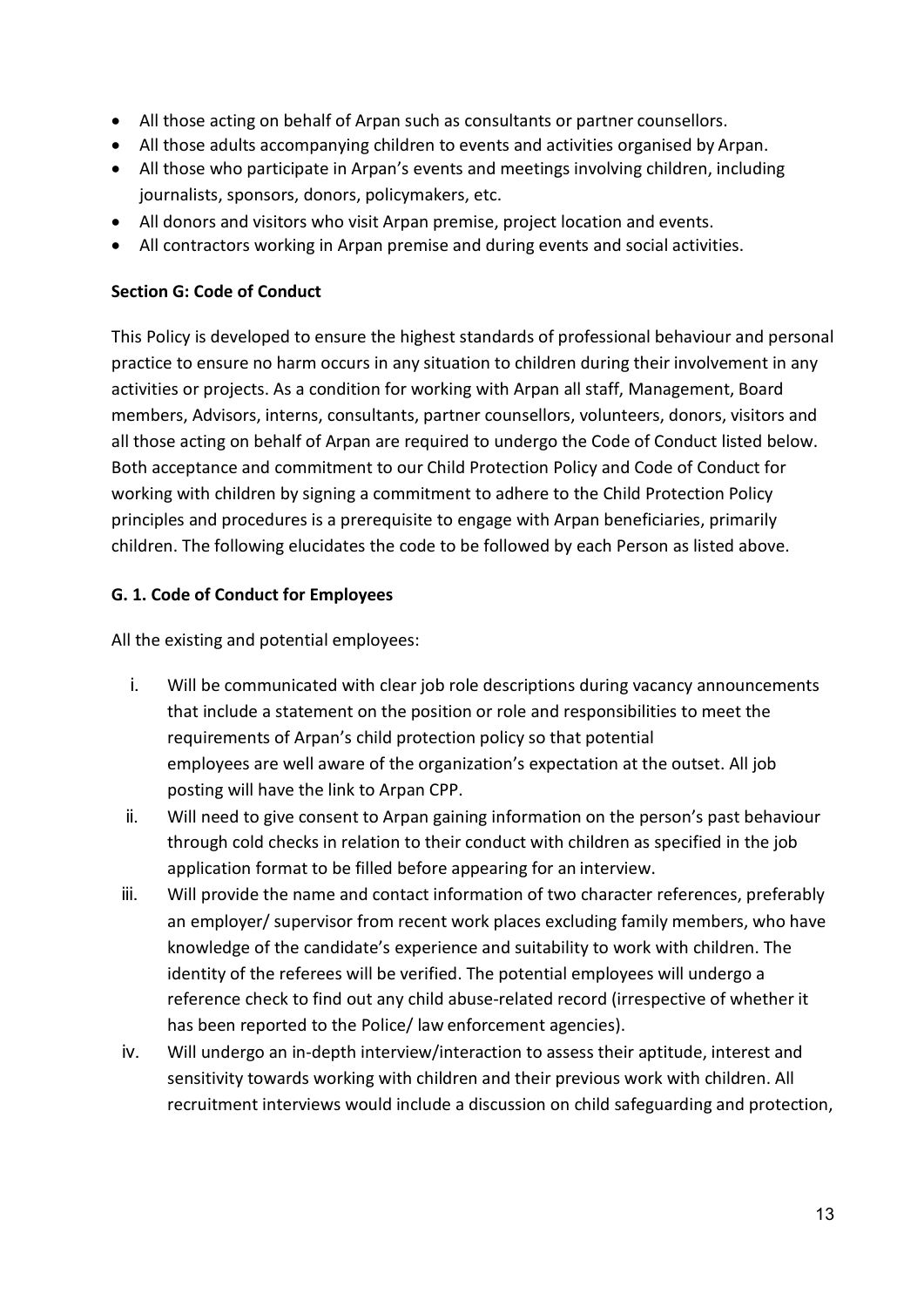- All those acting on behalf of Arpan such as consultants or partner counsellors.
- All those adults accompanying children to events and activities organised by Arpan.
- All those who participate in Arpan's events and meetings involving children, including journalists, sponsors, donors, policymakers, etc.
- All donors and visitors who visit Arpan premise, project location and events.
- All contractors working in Arpan premise and during events and social activities.

**Section G: Code of Conduct**

This Policy is developed to ensure the highest standards of professional behaviour and personal practice to ensure no harm occurs in any situation to children during their involvement in any activities or projects. As a condition for working with Arpan all staff, Management, Board members, Advisors, interns, consultants, partner counsellors, volunteers, donors, visitors and all those acting on behalf of Arpan are required to undergo the Code of Conduct listed below. Both acceptance and commitment to our Child Protection Policy and Code of Conduct for working with children by signing a commitment to adhere to the Child Protection Policy principles and procedures is a prerequisite to engage with Arpan beneficiaries, primarily children. The following elucidates the code to be followed by each Person as listed above.

**G. 1. Code of Conduct for Employees**

All the existing and potential employees:

i. Will be communicated with clear job role descriptions during vacancy announcements that include a statement on the position or role and responsibilities to meet the requirements of Arpan's child protection policy so that potential employees are well aware of the organization's expectation at the outset. All job posting will have the link to Arpan CPP.

ii. Will need to give consent to Arpan gaining information on the person's past behaviour through cold checks in relation to their conduct with children as specified in the job application format to be filled before appearing for an interview.

iii. Will provide the name and contact information of two character references, preferably an employer/ supervisor from recent work places excluding family members, who have knowledge of the candidate's experience and suitability to work with children. The identity of the referees will be verified. The potential employees will undergo a reference check to find out any child abuse-related record (irrespective of whether it has been reported to the Police/ law enforcement agencies).

iv. Will undergo an in-depth interview/interaction to assess their aptitude, interest and sensitivity towards working with children and their previous work with children. All recruitment interviews would include a discussion on child safeguarding and protection,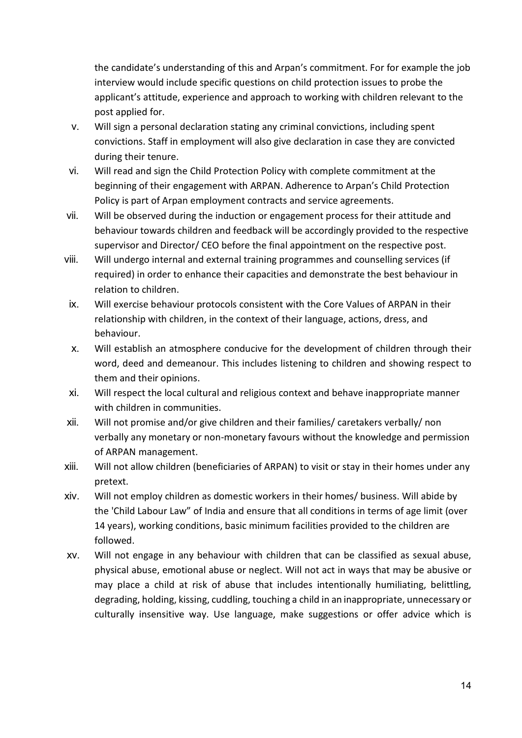the candidate's understanding of this and Arpan's commitment. For for example the job interview would include specific questions on child protection issues to probe the applicant's attitude, experience and approach to working with children relevant to the post applied for.

v. Will sign a personal declaration stating any criminal convictions, including spent convictions. Staff in employment will also give declaration in case they are convicted during their tenure.

vi. Will read and sign the Child Protection Policy with complete commitment at the beginning of their engagement with ARPAN. Adherence to Arpan's Child Protection Policy is part of Arpan employment contracts and service agreements.

vii. Will be observed during the induction or engagement process for their attitude and behaviour towards children and feedback will be accordingly provided to the respective supervisor and Director/ CEO before the final appointment on the respective post.

viii. Will undergo internal and external training programmes and counselling services (if required) in order to enhance their capacities and demonstrate the best behaviour in relation to children.

ix. Will exercise behaviour protocols consistent with the Core Values of ARPAN in their relationship with children, in the context of their language, actions, dress, and behaviour.

x. Will establish an atmosphere conducive for the development of children through their word, deed and demeanour. This includes listening to children and showing respect to them and their opinions.

xi. Will respect the local cultural and religious context and behave inappropriate manner with children in communities.

xii. Will not promise and/or give children and their families/ caretakers verbally/ non verbally any monetary or non-monetary favours without the knowledge and permission of ARPAN management.

xiii. Will not allow children (beneficiaries of ARPAN) to visit or stay in their homes under any pretext.

xiv. Will not employ children as domestic workers in their homes/ business. Will abide by the 'Child Labour Law" of India and ensure that all conditions in terms of age limit (over 14 years), working conditions, basic minimum facilities provided to the children are followed.

xv. Will not engage in any behaviour with children that can be classified as sexual abuse, physical abuse, emotional abuse or neglect. Will not act in ways that may be abusive or may place a child at risk of abuse that includes intentionally humiliating, belittling, degrading, holding, kissing, cuddling, touching a child in an inappropriate, unnecessary or culturally insensitive way. Use language, make suggestions or offer advice which is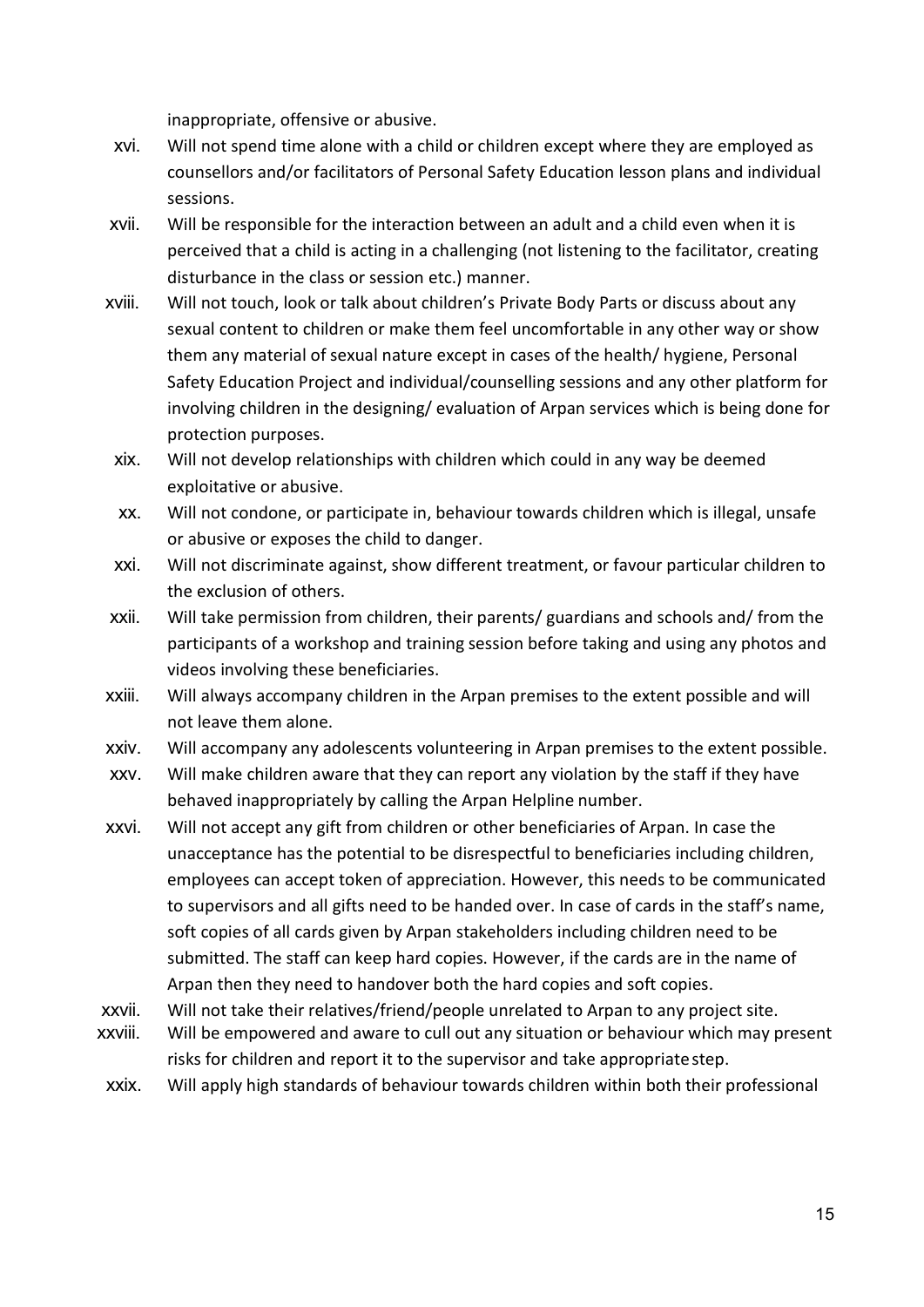inappropriate, offensive or abusive.

xvi. Will not spend time alone with a child or children except where they are employed as counsellors and/or facilitators of Personal Safety Education lesson plans and individual sessions.

xvii. Will be responsible for the interaction between an adult and a child even when it is perceived that a child is acting in a challenging (not listening to the facilitator, creating disturbance in the class or session etc.) manner.

xviii. Will not touch, look or talk about children's Private Body Parts or discuss about any sexual content to children or make them feel uncomfortable in any other way or show them any material of sexual nature except in cases of the health/ hygiene, Personal Safety Education Project and individual/counselling sessions and any other platform for involving children in the designing/ evaluation of Arpan services which is being done for protection purposes.

xix. Will not develop relationships with children which could in any way be deemed exploitative or abusive.

xx. Will not condone, or participate in, behaviour towards children which is illegal, unsafe or abusive or exposes the child to danger.

xxi. Will not discriminate against, show different treatment, or favour particular children to the exclusion of others.

xxii. Will take permission from children, their parents/ guardians and schools and/ from the participants of a workshop and training session before taking and using any photos and videos involving these beneficiaries.

xxiii. Will always accompany children in the Arpan premises to the extent possible and will not leave them alone.

xxiv. Will accompany any adolescents volunteering in Arpan premises to the extent possible.

xxv. Will make children aware that they can report any violation by the staff if they have behaved inappropriately by calling the Arpan Helpline number.

xxvi. Will not accept any gift from children or other beneficiaries of Arpan. In case the unacceptance has the potential to be disrespectful to beneficiaries including children, employees can accept token of appreciation. However, this needs to be communicated to supervisors and all gifts need to be handed over. In case of cards in the staff's name, soft copies of all cards given by Arpan stakeholders including children need to be submitted. The staff can keep hard copies. However, if the cards are in the name of Arpan then they need to handover both the hard copies and soft copies.

xxvii. Will not take their relatives/friend/people unrelated to Arpan to any project site.

xxviii. Will be empowered and aware to cull out any situation or behaviour which may present risks for children and report it to the supervisor and take appropriate step.

xxix. Will apply high standards of behaviour towards children within both their professional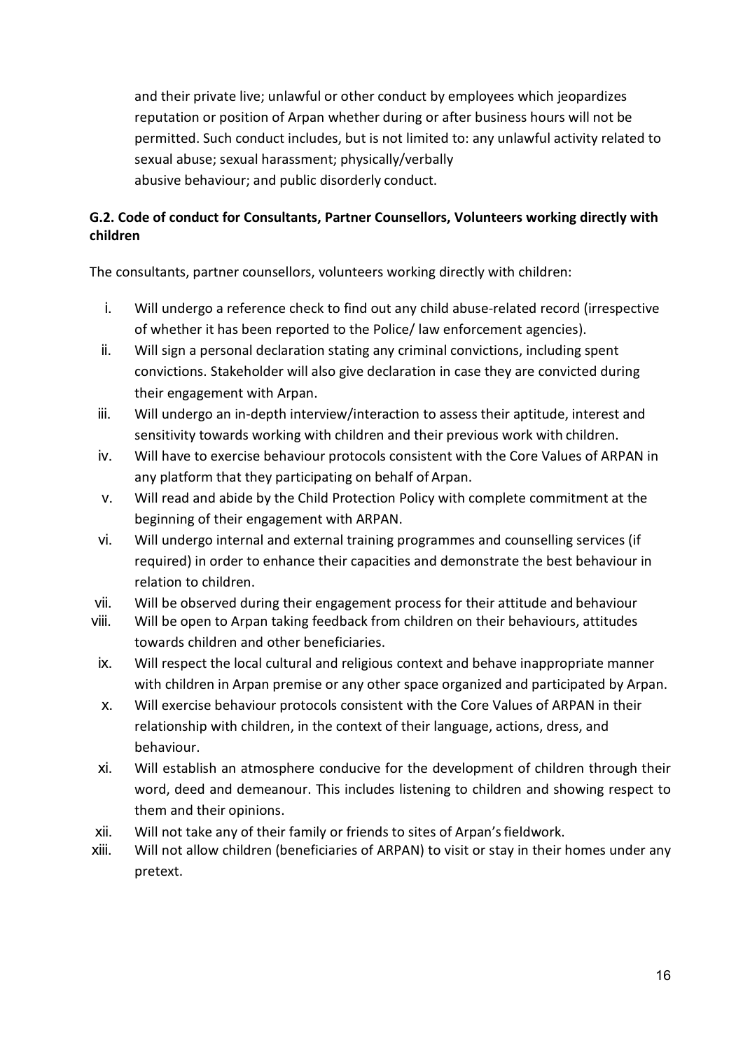and their private live; unlawful or other conduct by employees which jeopardizes reputation or position of Arpan whether during or after business hours will not be permitted. Such conduct includes, but is not limited to: any unlawful activity related to sexual abuse; sexual harassment; physically/verbally abusive behaviour; and public disorderly conduct.

**G.2. Code of conduct for Consultants, Partner Counsellors, Volunteers working directly with children**

The consultants, partner counsellors, volunteers working directly with children:

i. Will undergo a reference check to find out any child abuse-related record (irrespective of whether it has been reported to the Police/ law enforcement agencies).
ii. Will sign a personal declaration stating any criminal convictions, including spent convictions. Stakeholder will also give declaration in case they are convicted during their engagement with Arpan.
iii. Will undergo an in-depth interview/interaction to assess their aptitude, interest and sensitivity towards working with children and their previous work with children.
iv. Will have to exercise behaviour protocols consistent with the Core Values of ARPAN in any platform that they participating on behalf of Arpan.
v. Will read and abide by the Child Protection Policy with complete commitment at the beginning of their engagement with ARPAN.
vi. Will undergo internal and external training programmes and counselling services (if required) in order to enhance their capacities and demonstrate the best behaviour in relation to children.
vii. Will be observed during their engagement process for their attitude and behaviour
viii. Will be open to Arpan taking feedback from children on their behaviours, attitudes towards children and other beneficiaries.
ix. Will respect the local cultural and religious context and behave inappropriate manner with children in Arpan premise or any other space organized and participated by Arpan.
x. Will exercise behaviour protocols consistent with the Core Values of ARPAN in their relationship with children, in the context of their language, actions, dress, and behaviour.
xi. Will establish an atmosphere conducive for the development of children through their word, deed and demeanour. This includes listening to children and showing respect to them and their opinions.
xii. Will not take any of their family or friends to sites of Arpan's fieldwork.
xiii. Will not allow children (beneficiaries of ARPAN) to visit or stay in their homes under any pretext.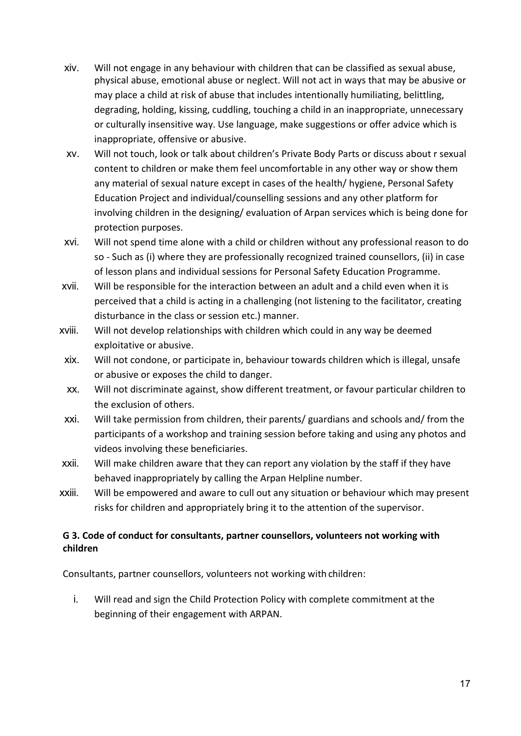xiv. Will not engage in any behaviour with children that can be classified as sexual abuse, physical abuse, emotional abuse or neglect. Will not act in ways that may be abusive or may place a child at risk of abuse that includes intentionally humiliating, belittling, degrading, holding, kissing, cuddling, touching a child in an inappropriate, unnecessary or culturally insensitive way. Use language, make suggestions or offer advice which is inappropriate, offensive or abusive.

xv. Will not touch, look or talk about children's Private Body Parts or discuss about r sexual content to children or make them feel uncomfortable in any other way or show them any material of sexual nature except in cases of the health/ hygiene, Personal Safety Education Project and individual/counselling sessions and any other platform for involving children in the designing/ evaluation of Arpan services which is being done for protection purposes.

xvi. Will not spend time alone with a child or children without any professional reason to do so - Such as (i) where they are professionally recognized trained counsellors, (ii) in case of lesson plans and individual sessions for Personal Safety Education Programme.

xvii. Will be responsible for the interaction between an adult and a child even when it is perceived that a child is acting in a challenging (not listening to the facilitator, creating disturbance in the class or session etc.) manner.

xviii. Will not develop relationships with children which could in any way be deemed exploitative or abusive.

xix. Will not condone, or participate in, behaviour towards children which is illegal, unsafe or abusive or exposes the child to danger.

xx. Will not discriminate against, show different treatment, or favour particular children to the exclusion of others.

xxi. Will take permission from children, their parents/ guardians and schools and/ from the participants of a workshop and training session before taking and using any photos and videos involving these beneficiaries.

xxii. Will make children aware that they can report any violation by the staff if they have behaved inappropriately by calling the Arpan Helpline number.

xxiii. Will be empowered and aware to cull out any situation or behaviour which may present risks for children and appropriately bring it to the attention of the supervisor.

### G 3. Code of conduct for consultants, partner counsellors, volunteers not working with children

Consultants, partner counsellors, volunteers not working with children:

i. Will read and sign the Child Protection Policy with complete commitment at the beginning of their engagement with ARPAN.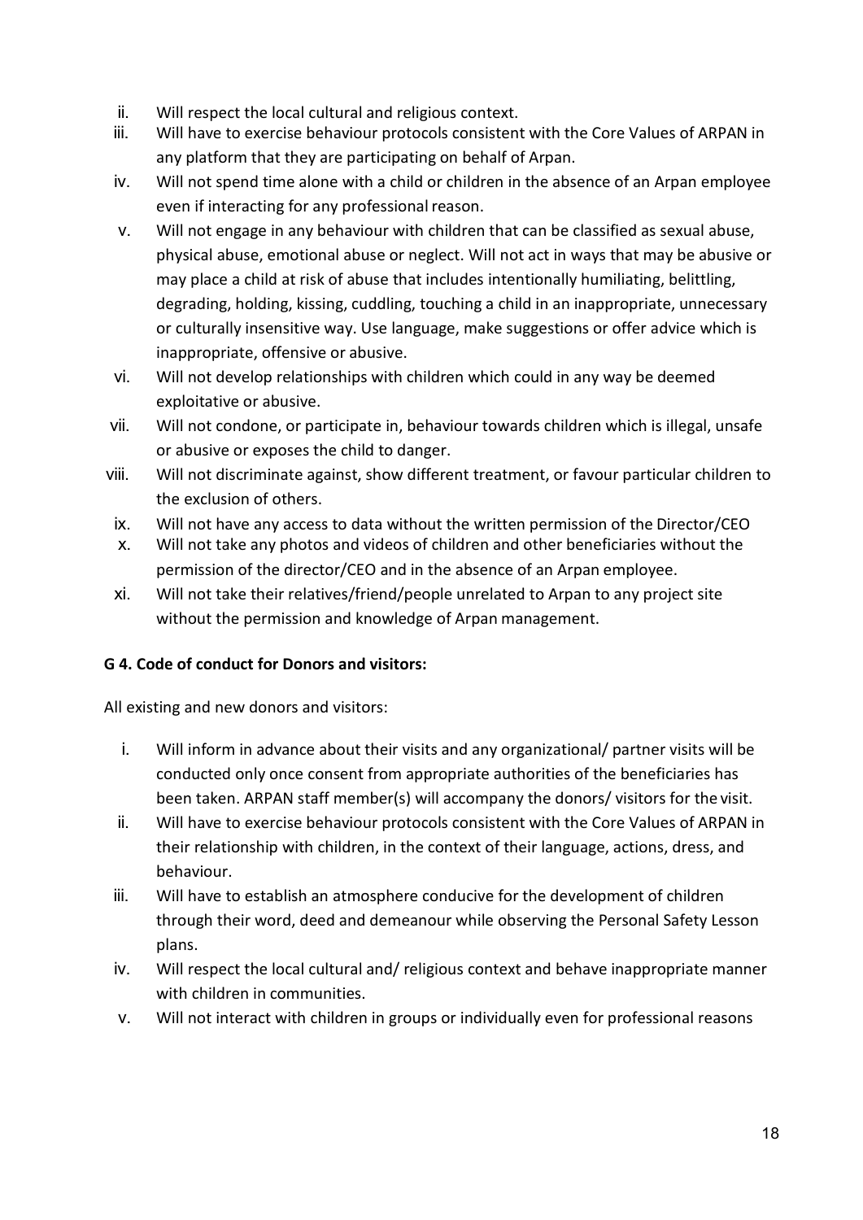ii. Will respect the local cultural and religious context.
iii. Will have to exercise behaviour protocols consistent with the Core Values of ARPAN in any platform that they are participating on behalf of Arpan.
iv. Will not spend time alone with a child or children in the absence of an Arpan employee even if interacting for any professional reason.
v. Will not engage in any behaviour with children that can be classified as sexual abuse, physical abuse, emotional abuse or neglect. Will not act in ways that may be abusive or may place a child at risk of abuse that includes intentionally humiliating, belittling, degrading, holding, kissing, cuddling, touching a child in an inappropriate, unnecessary or culturally insensitive way. Use language, make suggestions or offer advice which is inappropriate, offensive or abusive.
vi. Will not develop relationships with children which could in any way be deemed exploitative or abusive.
vii. Will not condone, or participate in, behaviour towards children which is illegal, unsafe or abusive or exposes the child to danger.
viii. Will not discriminate against, show different treatment, or favour particular children to the exclusion of others.
ix. Will not have any access to data without the written permission of the Director/CEO
x. Will not take any photos and videos of children and other beneficiaries without the permission of the director/CEO and in the absence of an Arpan employee.
xi. Will not take their relatives/friend/people unrelated to Arpan to any project site without the permission and knowledge of Arpan management.

**G 4. Code of conduct for Donors and visitors:**

All existing and new donors and visitors:

i. Will inform in advance about their visits and any organizational/ partner visits will be conducted only once consent from appropriate authorities of the beneficiaries has been taken. ARPAN staff member(s) will accompany the donors/ visitors for the visit.
ii. Will have to exercise behaviour protocols consistent with the Core Values of ARPAN in their relationship with children, in the context of their language, actions, dress, and behaviour.
iii. Will have to establish an atmosphere conducive for the development of children through their word, deed and demeanour while observing the Personal Safety Lesson plans.
iv. Will respect the local cultural and/ religious context and behave inappropriate manner with children in communities.
v. Will not interact with children in groups or individually even for professional reasons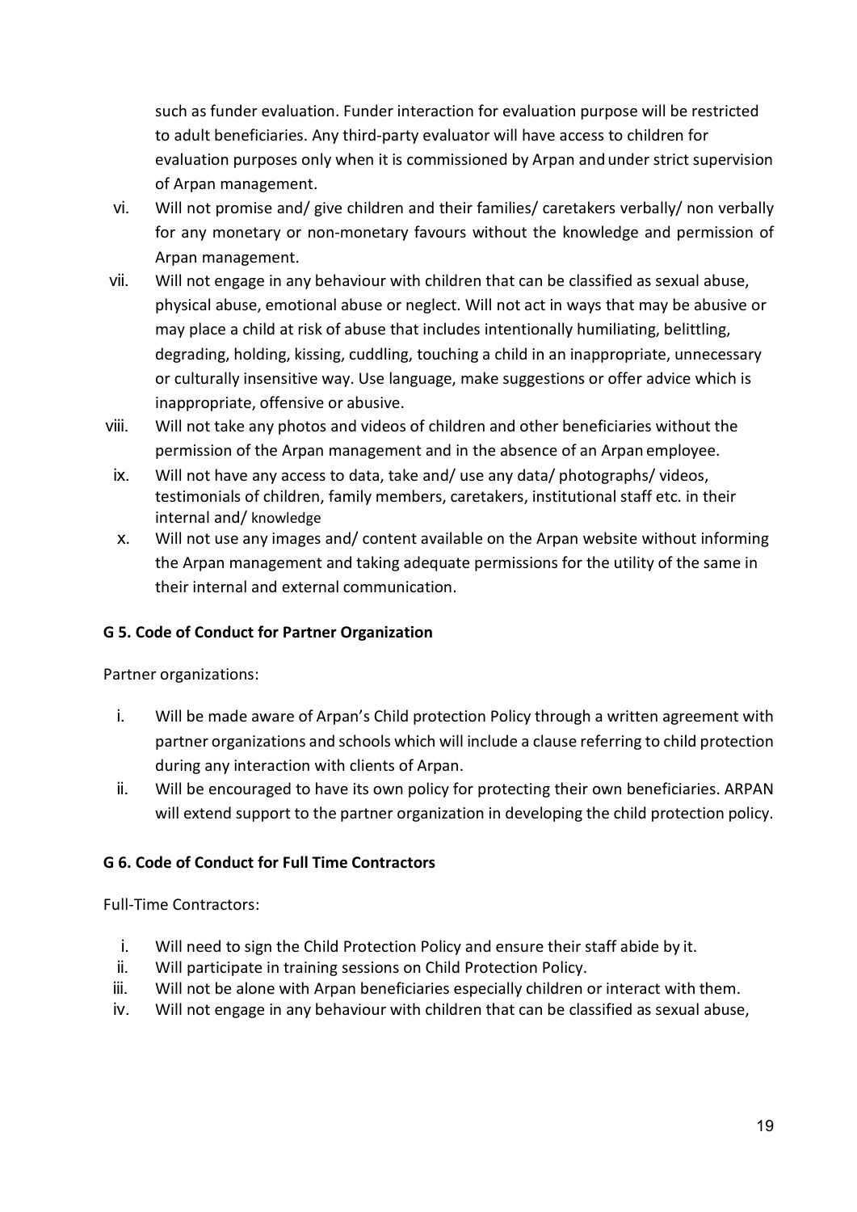such as funder evaluation. Funder interaction for evaluation purpose will be restricted to adult beneficiaries. Any third-party evaluator will have access to children for evaluation purposes only when it is commissioned by Arpan and under strict supervision of Arpan management.

vi. Will not promise and/ give children and their families/ caretakers verbally/ non verbally for any monetary or non-monetary favours without the knowledge and permission of Arpan management.

vii. Will not engage in any behaviour with children that can be classified as sexual abuse, physical abuse, emotional abuse or neglect. Will not act in ways that may be abusive or may place a child at risk of abuse that includes intentionally humiliating, belittling, degrading, holding, kissing, cuddling, touching a child in an inappropriate, unnecessary or culturally insensitive way. Use language, make suggestions or offer advice which is inappropriate, offensive or abusive.

viii. Will not take any photos and videos of children and other beneficiaries without the permission of the Arpan management and in the absence of an Arpan employee.

ix. Will not have any access to data, take and/ use any data/ photographs/ videos, testimonials of children, family members, caretakers, institutional staff etc. in their internal and/ knowledge

x. Will not use any images and/ content available on the Arpan website without informing the Arpan management and taking adequate permissions for the utility of the same in their internal and external communication.

**G 5. Code of Conduct for Partner Organization**

Partner organizations:

i. Will be made aware of Arpan's Child protection Policy through a written agreement with partner organizations and schools which will include a clause referring to child protection during any interaction with clients of Arpan.

ii. Will be encouraged to have its own policy for protecting their own beneficiaries. ARPAN will extend support to the partner organization in developing the child protection policy.

**G 6. Code of Conduct for Full Time Contractors**

Full-Time Contractors:

i. Will need to sign the Child Protection Policy and ensure their staff abide by it.

ii. Will participate in training sessions on Child Protection Policy.

iii. Will not be alone with Arpan beneficiaries especially children or interact with them.

iv. Will not engage in any behaviour with children that can be classified as sexual abuse,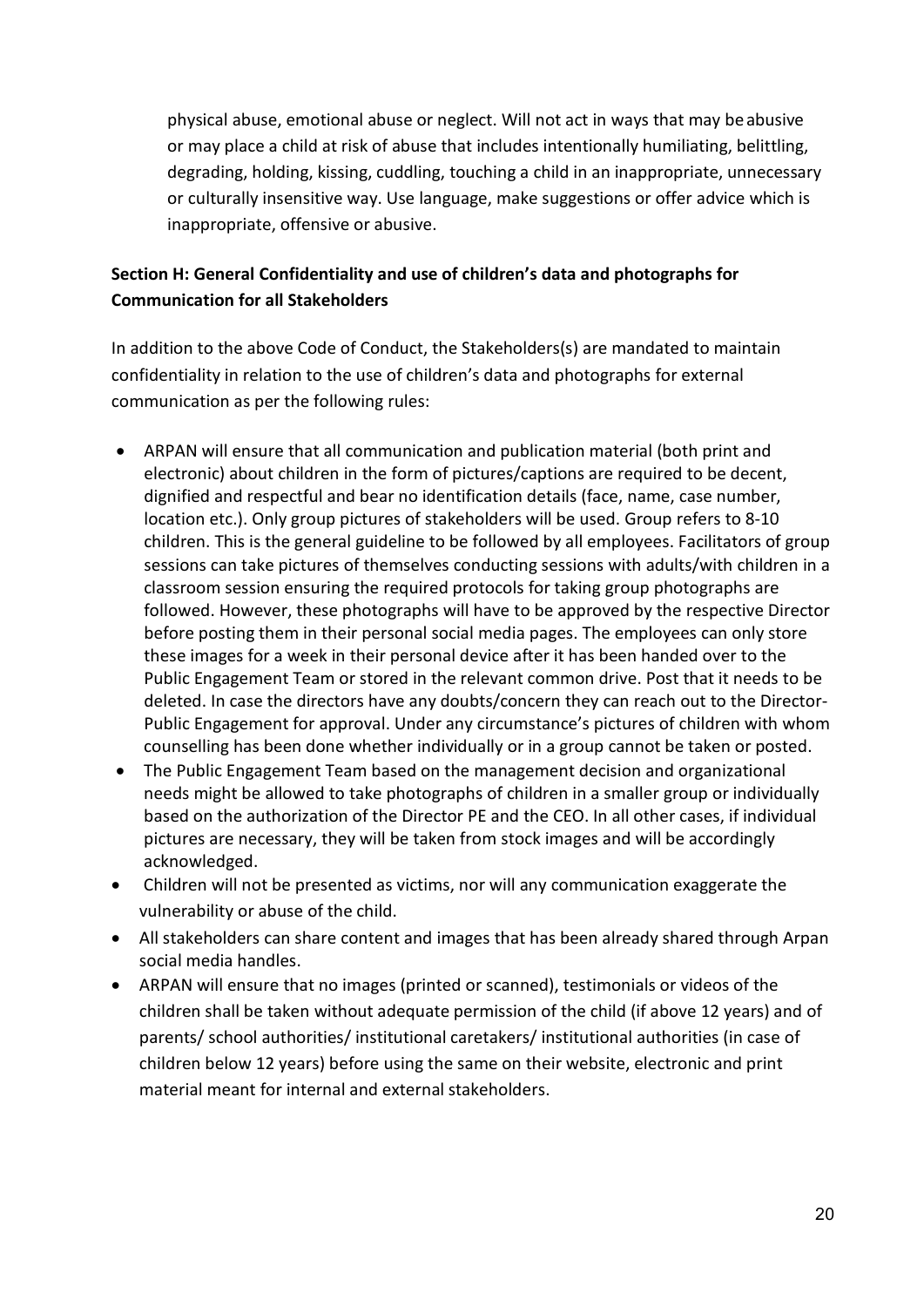physical abuse, emotional abuse or neglect. Will not act in ways that may be abusive or may place a child at risk of abuse that includes intentionally humiliating, belittling, degrading, holding, kissing, cuddling, touching a child in an inappropriate, unnecessary or culturally insensitive way. Use language, make suggestions or offer advice which is inappropriate, offensive or abusive.

**Section H: General Confidentiality and use of children's data and photographs for Communication for all Stakeholders**

In addition to the above Code of Conduct, the Stakeholders(s) are mandated to maintain confidentiality in relation to the use of children's data and photographs for external communication as per the following rules:

- ARPAN will ensure that all communication and publication material (both print and electronic) about children in the form of pictures/captions are required to be decent, dignified and respectful and bear no identification details (face, name, case number, location etc.). Only group pictures of stakeholders will be used. Group refers to 8-10 children. This is the general guideline to be followed by all employees. Facilitators of group sessions can take pictures of themselves conducting sessions with adults/with children in a classroom session ensuring the required protocols for taking group photographs are followed. However, these photographs will have to be approved by the respective Director before posting them in their personal social media pages. The employees can only store these images for a week in their personal device after it has been handed over to the Public Engagement Team or stored in the relevant common drive. Post that it needs to be deleted. In case the directors have any doubts/concern they can reach out to the Director-Public Engagement for approval. Under any circumstance's pictures of children with whom counselling has been done whether individually or in a group cannot be taken or posted.
- The Public Engagement Team based on the management decision and organizational needs might be allowed to take photographs of children in a smaller group or individually based on the authorization of the Director PE and the CEO. In all other cases, if individual pictures are necessary, they will be taken from stock images and will be accordingly acknowledged.
- Children will not be presented as victims, nor will any communication exaggerate the vulnerability or abuse of the child.
- All stakeholders can share content and images that has been already shared through Arpan social media handles.
- ARPAN will ensure that no images (printed or scanned), testimonials or videos of the children shall be taken without adequate permission of the child (if above 12 years) and of parents/ school authorities/ institutional caretakers/ institutional authorities (in case of children below 12 years) before using the same on their website, electronic and print material meant for internal and external stakeholders.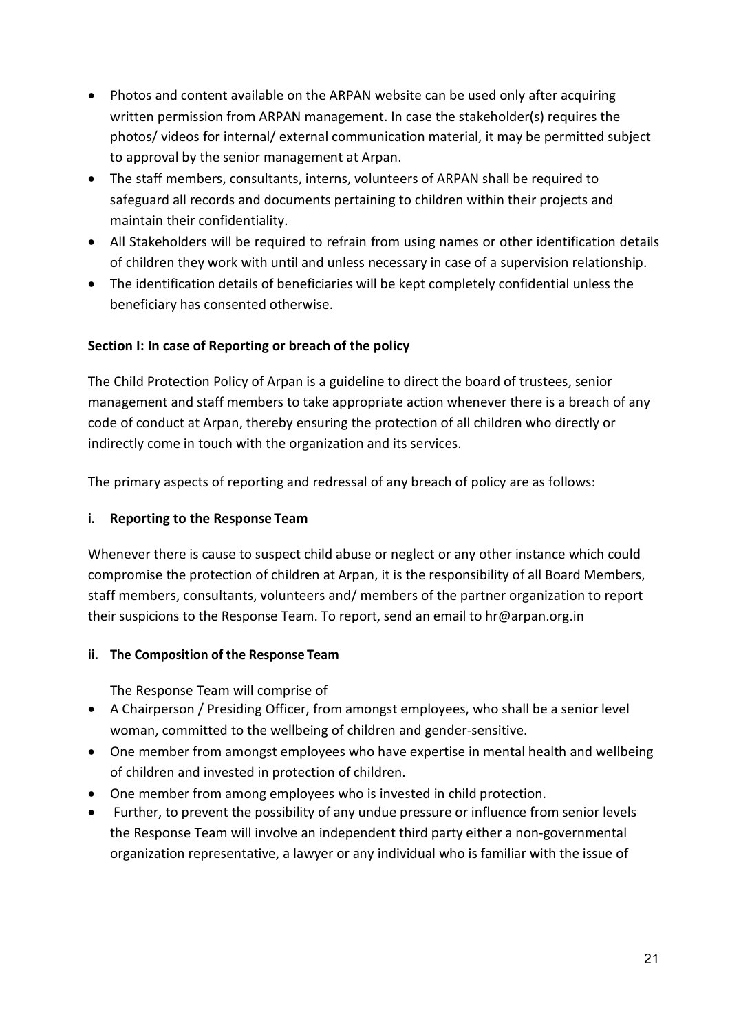- Photos and content available on the ARPAN website can be used only after acquiring written permission from ARPAN management. In case the stakeholder(s) requires the photos/ videos for internal/ external communication material, it may be permitted subject to approval by the senior management at Arpan.
- The staff members, consultants, interns, volunteers of ARPAN shall be required to safeguard all records and documents pertaining to children within their projects and maintain their confidentiality.
- All Stakeholders will be required to refrain from using names or other identification details of children they work with until and unless necessary in case of a supervision relationship.
- The identification details of beneficiaries will be kept completely confidential unless the beneficiary has consented otherwise.

**Section I: In case of Reporting or breach of the policy**

The Child Protection Policy of Arpan is a guideline to direct the board of trustees, senior management and staff members to take appropriate action whenever there is a breach of any code of conduct at Arpan, thereby ensuring the protection of all children who directly or indirectly come in touch with the organization and its services.

The primary aspects of reporting and redressal of any breach of policy are as follows:

**i. Reporting to the Response Team**

Whenever there is cause to suspect child abuse or neglect or any other instance which could compromise the protection of children at Arpan, it is the responsibility of all Board Members, staff members, consultants, volunteers and/ members of the partner organization to report their suspicions to the Response Team. To report, send an email to hr@arpan.org.in

**ii. The Composition of the Response Team**

The Response Team will comprise of

- A Chairperson / Presiding Officer, from amongst employees, who shall be a senior level woman, committed to the wellbeing of children and gender-sensitive.
- One member from amongst employees who have expertise in mental health and wellbeing of children and invested in protection of children.
- One member from among employees who is invested in child protection.
- Further, to prevent the possibility of any undue pressure or influence from senior levels the Response Team will involve an independent third party either a non-governmental organization representative, a lawyer or any individual who is familiar with the issue of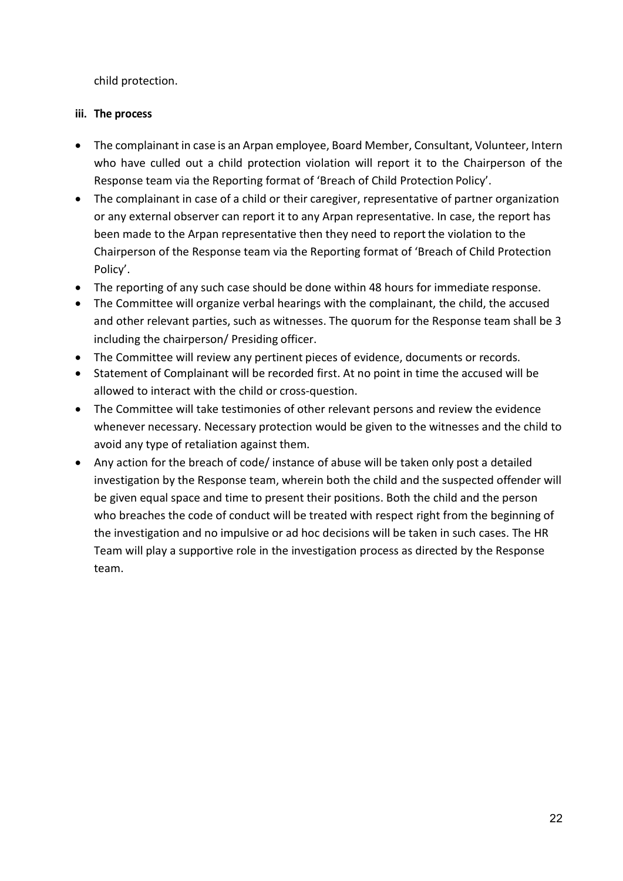child protection.

**iii. The process**

- The complainant in case is an Arpan employee, Board Member, Consultant, Volunteer, Intern who have culled out a child protection violation will report it to the Chairperson of the Response team via the Reporting format of 'Breach of Child Protection Policy'.
- The complainant in case of a child or their caregiver, representative of partner organization or any external observer can report it to any Arpan representative. In case, the report has been made to the Arpan representative then they need to report the violation to the Chairperson of the Response team via the Reporting format of 'Breach of Child Protection Policy'.
- The reporting of any such case should be done within 48 hours for immediate response.
- The Committee will organize verbal hearings with the complainant, the child, the accused and other relevant parties, such as witnesses. The quorum for the Response team shall be 3 including the chairperson/ Presiding officer.
- The Committee will review any pertinent pieces of evidence, documents or records.
- Statement of Complainant will be recorded first. At no point in time the accused will be allowed to interact with the child or cross-question.
- The Committee will take testimonies of other relevant persons and review the evidence whenever necessary. Necessary protection would be given to the witnesses and the child to avoid any type of retaliation against them.
- Any action for the breach of code/ instance of abuse will be taken only post a detailed investigation by the Response team, wherein both the child and the suspected offender will be given equal space and time to present their positions. Both the child and the person who breaches the code of conduct will be treated with respect right from the beginning of the investigation and no impulsive or ad hoc decisions will be taken in such cases. The HR Team will play a supportive role in the investigation process as directed by the Response team.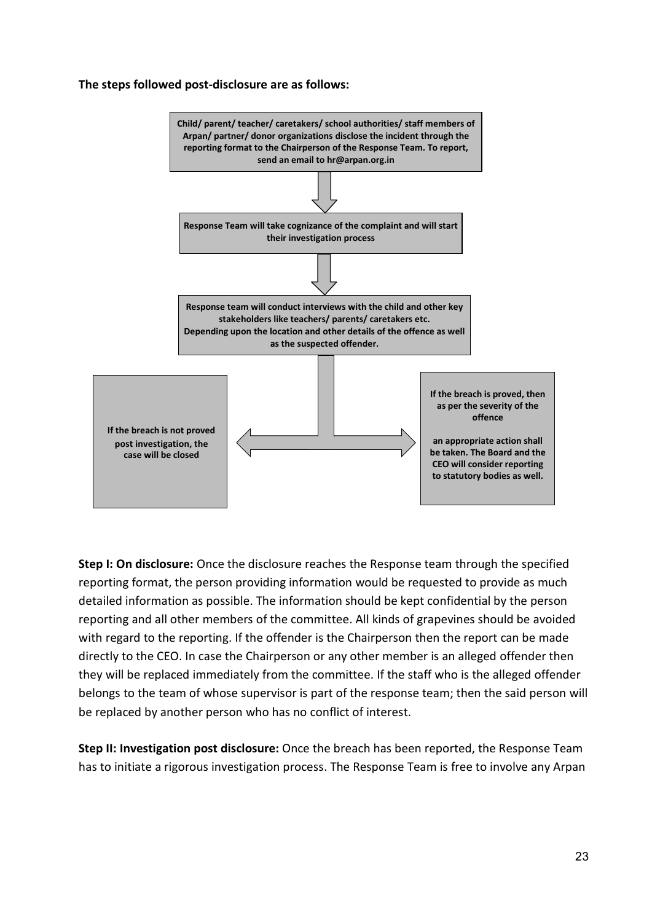**The steps followed post-disclosure are as follows:**

**Child/ parent/ teacher/ caretakers/ school authorities/ staff members of Arpan/ partner/ donor organizations disclose the incident through the reporting format to the Chairperson of the Response Team. To report, send an email to hr@arpan.org.in**

↓

**Response Team will take cognizance of the complaint and will start their investigation process**

↓

**Response team will conduct interviews with the child and other key stakeholders like teachers/ parents/ caretakers etc. Depending upon the location and other details of the offence as well as the suspected offender.**

↓

- **If the breach is not proved post investigation, the case will be closed**
- **If the breach is proved, then as per the severity of the offence an appropriate action shall be taken. The Board and the CEO will consider reporting to statutory bodies as well.**

**Step I: On disclosure:** Once the disclosure reaches the Response team through the specified reporting format, the person providing information would be requested to provide as much detailed information as possible. The information should be kept confidential by the person reporting and all other members of the committee. All kinds of grapevines should be avoided with regard to the reporting. If the offender is the Chairperson then the report can be made directly to the CEO. In case the Chairperson or any other member is an alleged offender then they will be replaced immediately from the committee. If the staff who is the alleged offender belongs to the team of whose supervisor is part of the response team; then the said person will be replaced by another person who has no conflict of interest.

**Step II: Investigation post disclosure:** Once the breach has been reported, the Response Team has to initiate a rigorous investigation process. The Response Team is free to involve any Arpan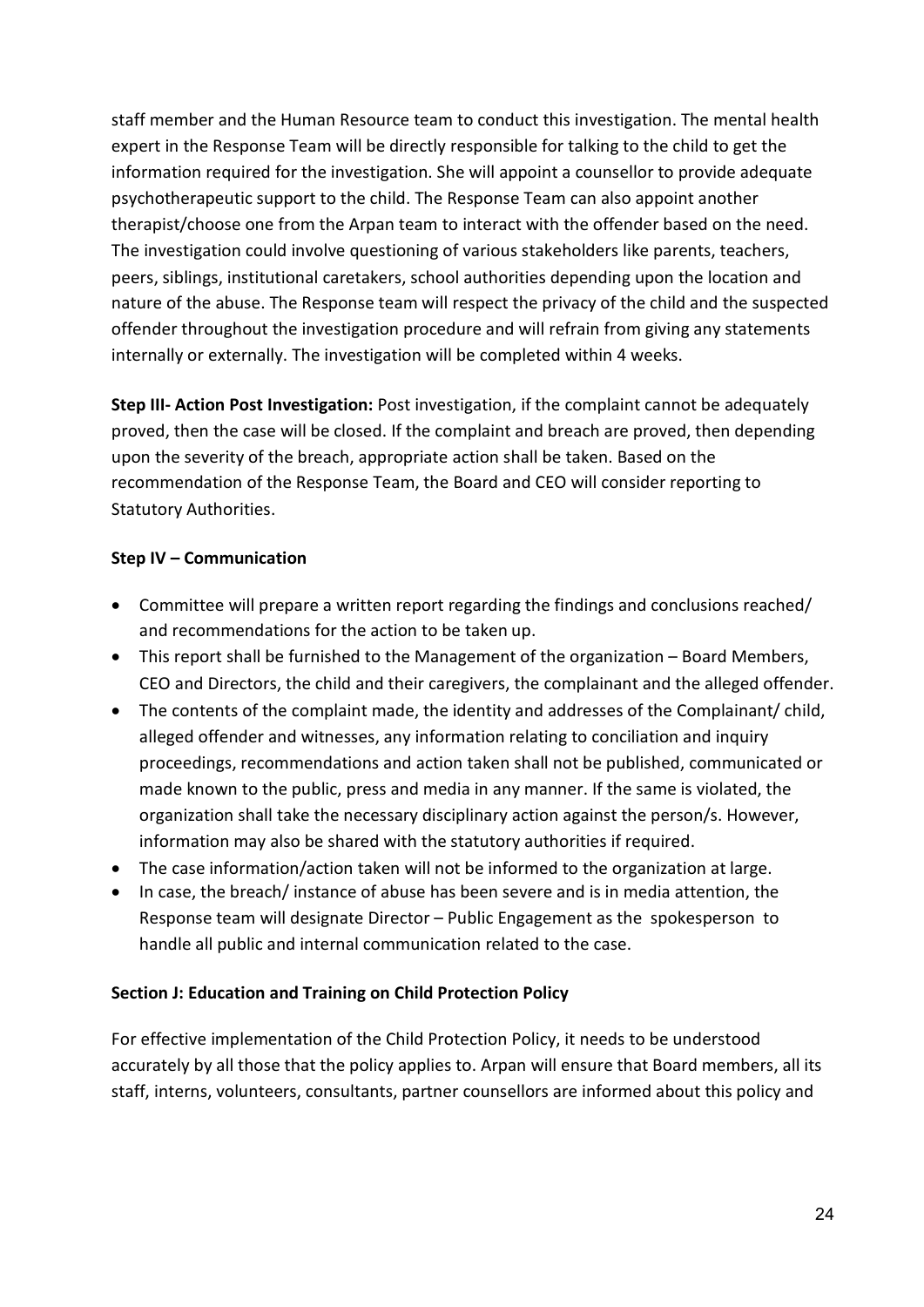staff member and the Human Resource team to conduct this investigation. The mental health expert in the Response Team will be directly responsible for talking to the child to get the information required for the investigation. She will appoint a counsellor to provide adequate psychotherapeutic support to the child. The Response Team can also appoint another therapist/choose one from the Arpan team to interact with the offender based on the need. The investigation could involve questioning of various stakeholders like parents, teachers, peers, siblings, institutional caretakers, school authorities depending upon the location and nature of the abuse. The Response team will respect the privacy of the child and the suspected offender throughout the investigation procedure and will refrain from giving any statements internally or externally. The investigation will be completed within 4 weeks.

**Step III- Action Post Investigation:** Post investigation, if the complaint cannot be adequately proved, then the case will be closed. If the complaint and breach are proved, then depending upon the severity of the breach, appropriate action shall be taken. Based on the recommendation of the Response Team, the Board and CEO will consider reporting to Statutory Authorities.

**Step IV – Communication**

- Committee will prepare a written report regarding the findings and conclusions reached/ and recommendations for the action to be taken up.
- This report shall be furnished to the Management of the organization – Board Members, CEO and Directors, the child and their caregivers, the complainant and the alleged offender.
- The contents of the complaint made, the identity and addresses of the Complainant/ child, alleged offender and witnesses, any information relating to conciliation and inquiry proceedings, recommendations and action taken shall not be published, communicated or made known to the public, press and media in any manner. If the same is violated, the organization shall take the necessary disciplinary action against the person/s. However, information may also be shared with the statutory authorities if required.
- The case information/action taken will not be informed to the organization at large.
- In case, the breach/ instance of abuse has been severe and is in media attention, the Response team will designate Director – Public Engagement as the spokesperson to handle all public and internal communication related to the case.

**Section J: Education and Training on Child Protection Policy**

For effective implementation of the Child Protection Policy, it needs to be understood accurately by all those that the policy applies to. Arpan will ensure that Board members, all its staff, interns, volunteers, consultants, partner counsellors are informed about this policy and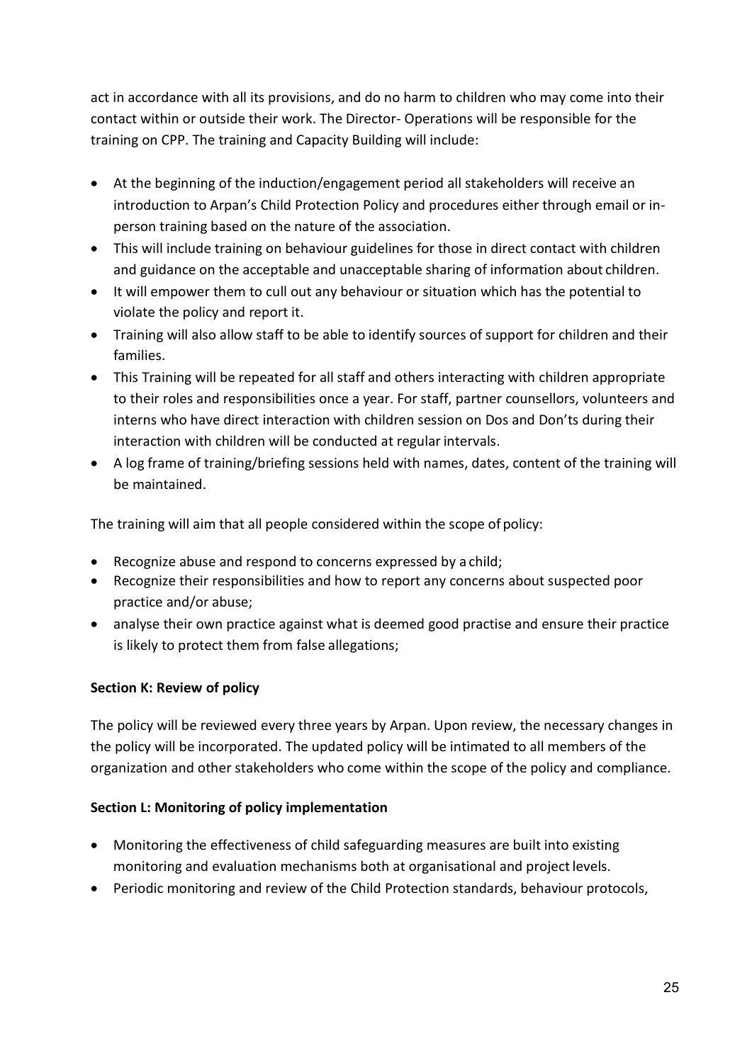act in accordance with all its provisions, and do no harm to children who may come into their contact within or outside their work. The Director- Operations will be responsible for the training on CPP. The training and Capacity Building will include:

- At the beginning of the induction/engagement period all stakeholders will receive an introduction to Arpan's Child Protection Policy and procedures either through email or in-person training based on the nature of the association.
- This will include training on behaviour guidelines for those in direct contact with children and guidance on the acceptable and unacceptable sharing of information about children.
- It will empower them to cull out any behaviour or situation which has the potential to violate the policy and report it.
- Training will also allow staff to be able to identify sources of support for children and their families.
- This Training will be repeated for all staff and others interacting with children appropriate to their roles and responsibilities once a year. For staff, partner counsellors, volunteers and interns who have direct interaction with children session on Dos and Don'ts during their interaction with children will be conducted at regular intervals.
- A log frame of training/briefing sessions held with names, dates, content of the training will be maintained.

The training will aim that all people considered within the scope of policy:

- Recognize abuse and respond to concerns expressed by a child;
- Recognize their responsibilities and how to report any concerns about suspected poor practice and/or abuse;
- analyse their own practice against what is deemed good practise and ensure their practice is likely to protect them from false allegations;

**Section K: Review of policy**

The policy will be reviewed every three years by Arpan. Upon review, the necessary changes in the policy will be incorporated. The updated policy will be intimated to all members of the organization and other stakeholders who come within the scope of the policy and compliance.

**Section L: Monitoring of policy implementation**

- Monitoring the effectiveness of child safeguarding measures are built into existing monitoring and evaluation mechanisms both at organisational and project levels.
- Periodic monitoring and review of the Child Protection standards, behaviour protocols,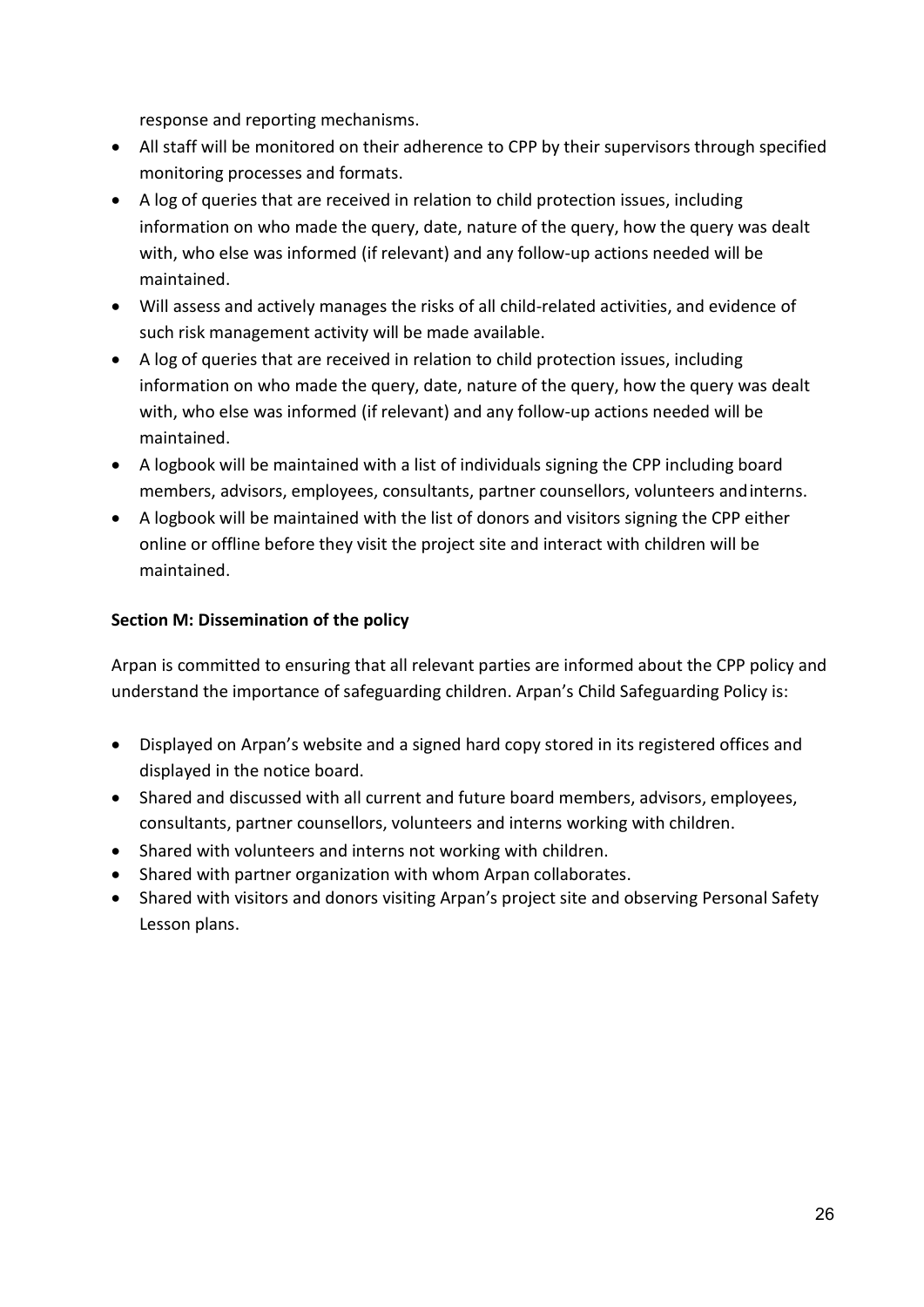response and reporting mechanisms.

- All staff will be monitored on their adherence to CPP by their supervisors through specified monitoring processes and formats.
- A log of queries that are received in relation to child protection issues, including information on who made the query, date, nature of the query, how the query was dealt with, who else was informed (if relevant) and any follow-up actions needed will be maintained.
- Will assess and actively manages the risks of all child-related activities, and evidence of such risk management activity will be made available.
- A log of queries that are received in relation to child protection issues, including information on who made the query, date, nature of the query, how the query was dealt with, who else was informed (if relevant) and any follow-up actions needed will be maintained.
- A logbook will be maintained with a list of individuals signing the CPP including board members, advisors, employees, consultants, partner counsellors, volunteers andinterns.
- A logbook will be maintained with the list of donors and visitors signing the CPP either online or offline before they visit the project site and interact with children will be maintained.

**Section M: Dissemination of the policy**

Arpan is committed to ensuring that all relevant parties are informed about the CPP policy and understand the importance of safeguarding children. Arpan's Child Safeguarding Policy is:

- Displayed on Arpan's website and a signed hard copy stored in its registered offices and displayed in the notice board.
- Shared and discussed with all current and future board members, advisors, employees, consultants, partner counsellors, volunteers and interns working with children.
- Shared with volunteers and interns not working with children.
- Shared with partner organization with whom Arpan collaborates.
- Shared with visitors and donors visiting Arpan's project site and observing Personal Safety Lesson plans.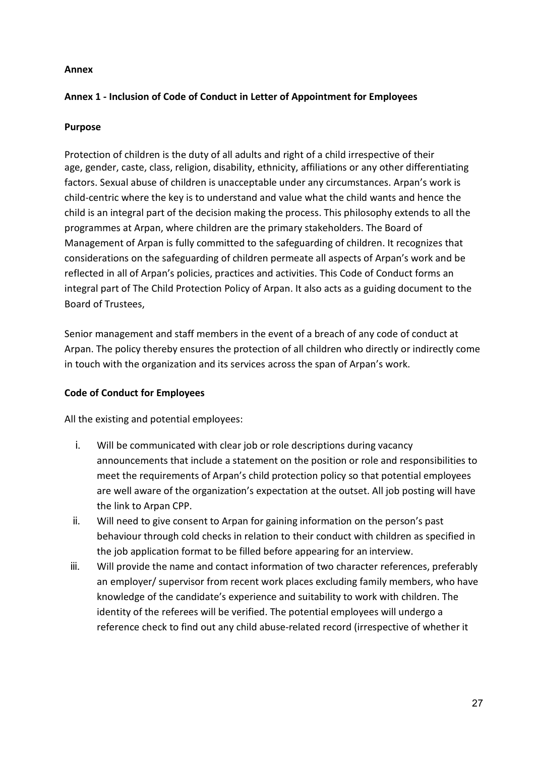**Annex**

**Annex 1 - Inclusion of Code of Conduct in Letter of Appointment for Employees**

**Purpose**

Protection of children is the duty of all adults and right of a child irrespective of their age, gender, caste, class, religion, disability, ethnicity, affiliations or any other differentiating factors. Sexual abuse of children is unacceptable under any circumstances. Arpan's work is child-centric where the key is to understand and value what the child wants and hence the child is an integral part of the decision making the process. This philosophy extends to all the programmes at Arpan, where children are the primary stakeholders. The Board of Management of Arpan is fully committed to the safeguarding of children. It recognizes that considerations on the safeguarding of children permeate all aspects of Arpan's work and be reflected in all of Arpan's policies, practices and activities. This Code of Conduct forms an integral part of The Child Protection Policy of Arpan. It also acts as a guiding document to the Board of Trustees,

Senior management and staff members in the event of a breach of any code of conduct at Arpan. The policy thereby ensures the protection of all children who directly or indirectly come in touch with the organization and its services across the span of Arpan's work.

**Code of Conduct for Employees**

All the existing and potential employees:

i. Will be communicated with clear job or role descriptions during vacancy announcements that include a statement on the position or role and responsibilities to meet the requirements of Arpan's child protection policy so that potential employees are well aware of the organization's expectation at the outset. All job posting will have the link to Arpan CPP.

ii. Will need to give consent to Arpan for gaining information on the person's past behaviour through cold checks in relation to their conduct with children as specified in the job application format to be filled before appearing for an interview.

iii. Will provide the name and contact information of two character references, preferably an employer/ supervisor from recent work places excluding family members, who have knowledge of the candidate's experience and suitability to work with children. The identity of the referees will be verified. The potential employees will undergo a reference check to find out any child abuse-related record (irrespective of whether it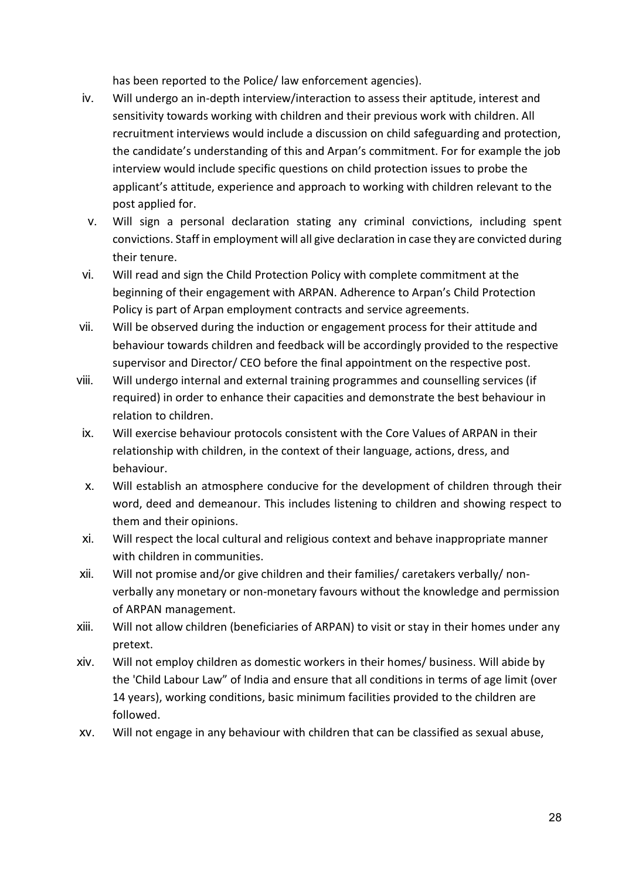has been reported to the Police/ law enforcement agencies).

iv. Will undergo an in-depth interview/interaction to assess their aptitude, interest and sensitivity towards working with children and their previous work with children. All recruitment interviews would include a discussion on child safeguarding and protection, the candidate's understanding of this and Arpan's commitment. For for example the job interview would include specific questions on child protection issues to probe the applicant's attitude, experience and approach to working with children relevant to the post applied for.

v. Will sign a personal declaration stating any criminal convictions, including spent convictions. Staff in employment will all give declaration in case they are convicted during their tenure.

vi. Will read and sign the Child Protection Policy with complete commitment at the beginning of their engagement with ARPAN. Adherence to Arpan's Child Protection Policy is part of Arpan employment contracts and service agreements.

vii. Will be observed during the induction or engagement process for their attitude and behaviour towards children and feedback will be accordingly provided to the respective supervisor and Director/ CEO before the final appointment on the respective post.

viii. Will undergo internal and external training programmes and counselling services (if required) in order to enhance their capacities and demonstrate the best behaviour in relation to children.

ix. Will exercise behaviour protocols consistent with the Core Values of ARPAN in their relationship with children, in the context of their language, actions, dress, and behaviour.

x. Will establish an atmosphere conducive for the development of children through their word, deed and demeanour. This includes listening to children and showing respect to them and their opinions.

xi. Will respect the local cultural and religious context and behave inappropriate manner with children in communities.

xii. Will not promise and/or give children and their families/ caretakers verbally/ non-verbally any monetary or non-monetary favours without the knowledge and permission of ARPAN management.

xiii. Will not allow children (beneficiaries of ARPAN) to visit or stay in their homes under any pretext.

xiv. Will not employ children as domestic workers in their homes/ business. Will abide by the 'Child Labour Law" of India and ensure that all conditions in terms of age limit (over 14 years), working conditions, basic minimum facilities provided to the children are followed.

xv. Will not engage in any behaviour with children that can be classified as sexual abuse,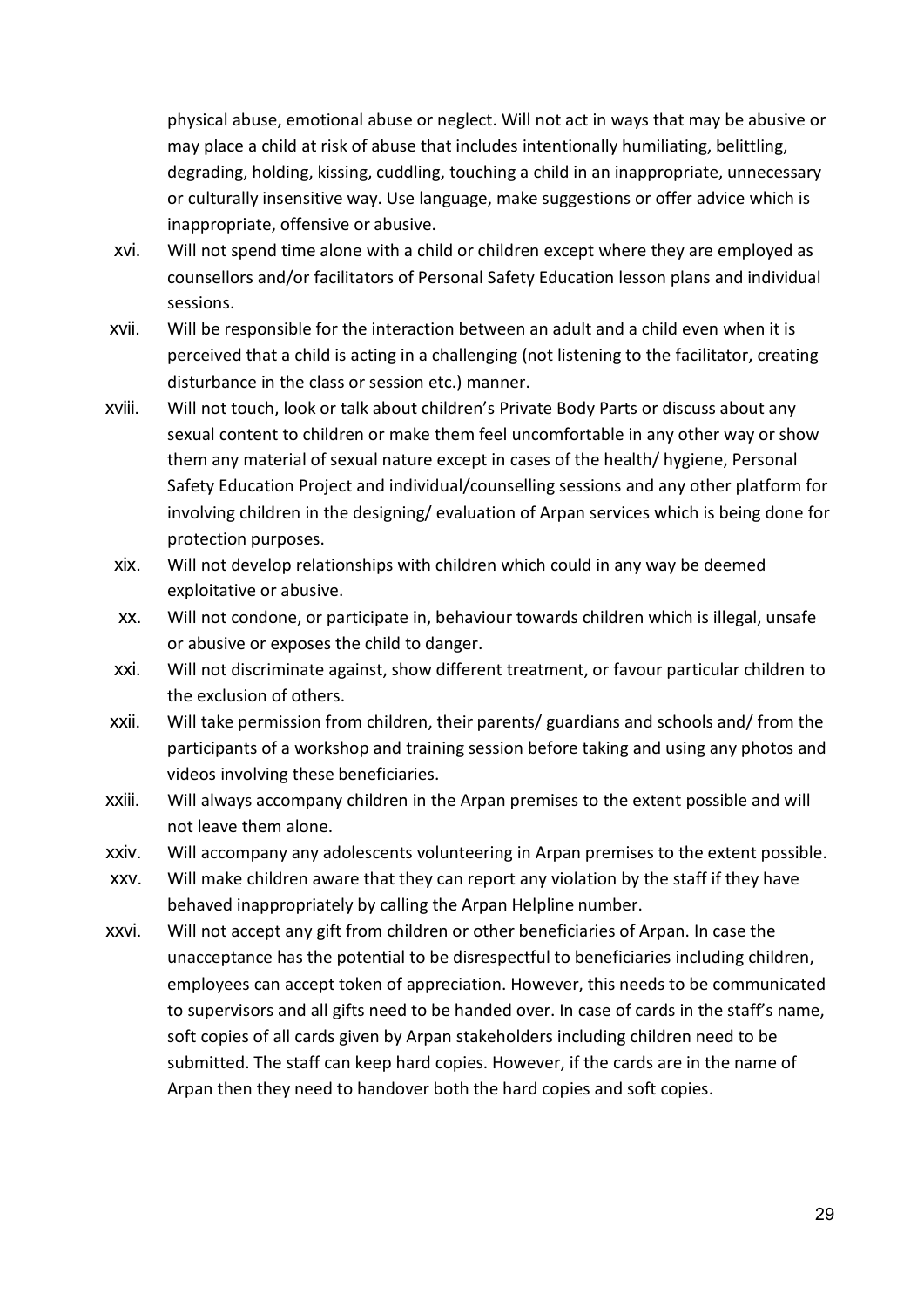physical abuse, emotional abuse or neglect. Will not act in ways that may be abusive or may place a child at risk of abuse that includes intentionally humiliating, belittling, degrading, holding, kissing, cuddling, touching a child in an inappropriate, unnecessary or culturally insensitive way. Use language, make suggestions or offer advice which is inappropriate, offensive or abusive.

xvi. Will not spend time alone with a child or children except where they are employed as counsellors and/or facilitators of Personal Safety Education lesson plans and individual sessions.

xvii. Will be responsible for the interaction between an adult and a child even when it is perceived that a child is acting in a challenging (not listening to the facilitator, creating disturbance in the class or session etc.) manner.

xviii. Will not touch, look or talk about children's Private Body Parts or discuss about any sexual content to children or make them feel uncomfortable in any other way or show them any material of sexual nature except in cases of the health/ hygiene, Personal Safety Education Project and individual/counselling sessions and any other platform for involving children in the designing/ evaluation of Arpan services which is being done for protection purposes.

xix. Will not develop relationships with children which could in any way be deemed exploitative or abusive.

xx. Will not condone, or participate in, behaviour towards children which is illegal, unsafe or abusive or exposes the child to danger.

xxi. Will not discriminate against, show different treatment, or favour particular children to the exclusion of others.

xxii. Will take permission from children, their parents/ guardians and schools and/ from the participants of a workshop and training session before taking and using any photos and videos involving these beneficiaries.

xxiii. Will always accompany children in the Arpan premises to the extent possible and will not leave them alone.

xxiv. Will accompany any adolescents volunteering in Arpan premises to the extent possible.

xxv. Will make children aware that they can report any violation by the staff if they have behaved inappropriately by calling the Arpan Helpline number.

xxvi. Will not accept any gift from children or other beneficiaries of Arpan. In case the unacceptance has the potential to be disrespectful to beneficiaries including children, employees can accept token of appreciation. However, this needs to be communicated to supervisors and all gifts need to be handed over. In case of cards in the staff's name, soft copies of all cards given by Arpan stakeholders including children need to be submitted. The staff can keep hard copies. However, if the cards are in the name of Arpan then they need to handover both the hard copies and soft copies.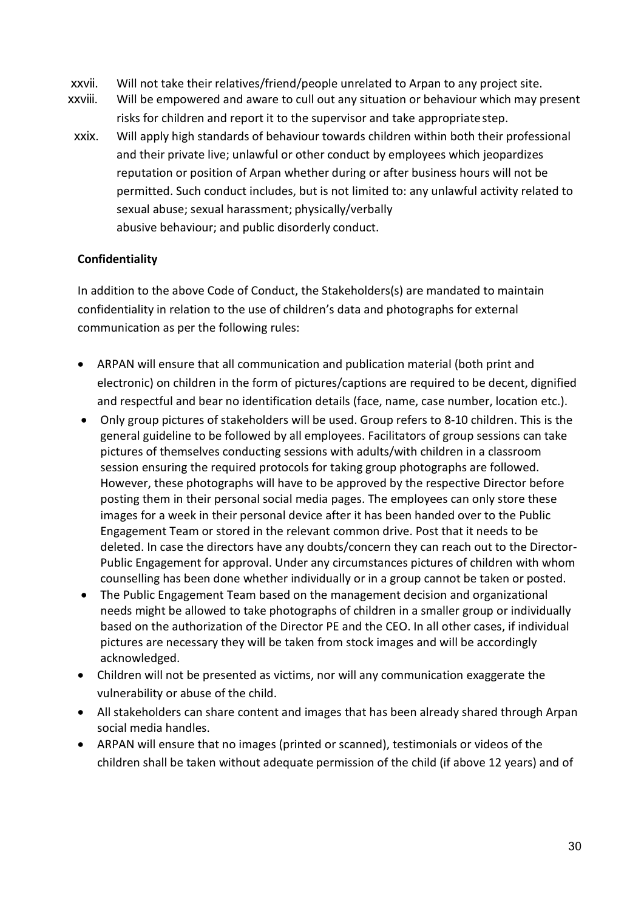xxvii. Will not take their relatives/friend/people unrelated to Arpan to any project site.

xxviii. Will be empowered and aware to cull out any situation or behaviour which may present risks for children and report it to the supervisor and take appropriate step.

xxix. Will apply high standards of behaviour towards children within both their professional and their private live; unlawful or other conduct by employees which jeopardizes reputation or position of Arpan whether during or after business hours will not be permitted. Such conduct includes, but is not limited to: any unlawful activity related to sexual abuse; sexual harassment; physically/verbally abusive behaviour; and public disorderly conduct.

**Confidentiality**

In addition to the above Code of Conduct, the Stakeholders(s) are mandated to maintain confidentiality in relation to the use of children's data and photographs for external communication as per the following rules:

- ARPAN will ensure that all communication and publication material (both print and electronic) on children in the form of pictures/captions are required to be decent, dignified and respectful and bear no identification details (face, name, case number, location etc.).
- Only group pictures of stakeholders will be used. Group refers to 8-10 children. This is the general guideline to be followed by all employees. Facilitators of group sessions can take pictures of themselves conducting sessions with adults/with children in a classroom session ensuring the required protocols for taking group photographs are followed. However, these photographs will have to be approved by the respective Director before posting them in their personal social media pages. The employees can only store these images for a week in their personal device after it has been handed over to the Public Engagement Team or stored in the relevant common drive. Post that it needs to be deleted. In case the directors have any doubts/concern they can reach out to the Director-Public Engagement for approval. Under any circumstances pictures of children with whom counselling has been done whether individually or in a group cannot be taken or posted.
- The Public Engagement Team based on the management decision and organizational needs might be allowed to take photographs of children in a smaller group or individually based on the authorization of the Director PE and the CEO. In all other cases, if individual pictures are necessary they will be taken from stock images and will be accordingly acknowledged.
- Children will not be presented as victims, nor will any communication exaggerate the vulnerability or abuse of the child.
- All stakeholders can share content and images that has been already shared through Arpan social media handles.
- ARPAN will ensure that no images (printed or scanned), testimonials or videos of the children shall be taken without adequate permission of the child (if above 12 years) and of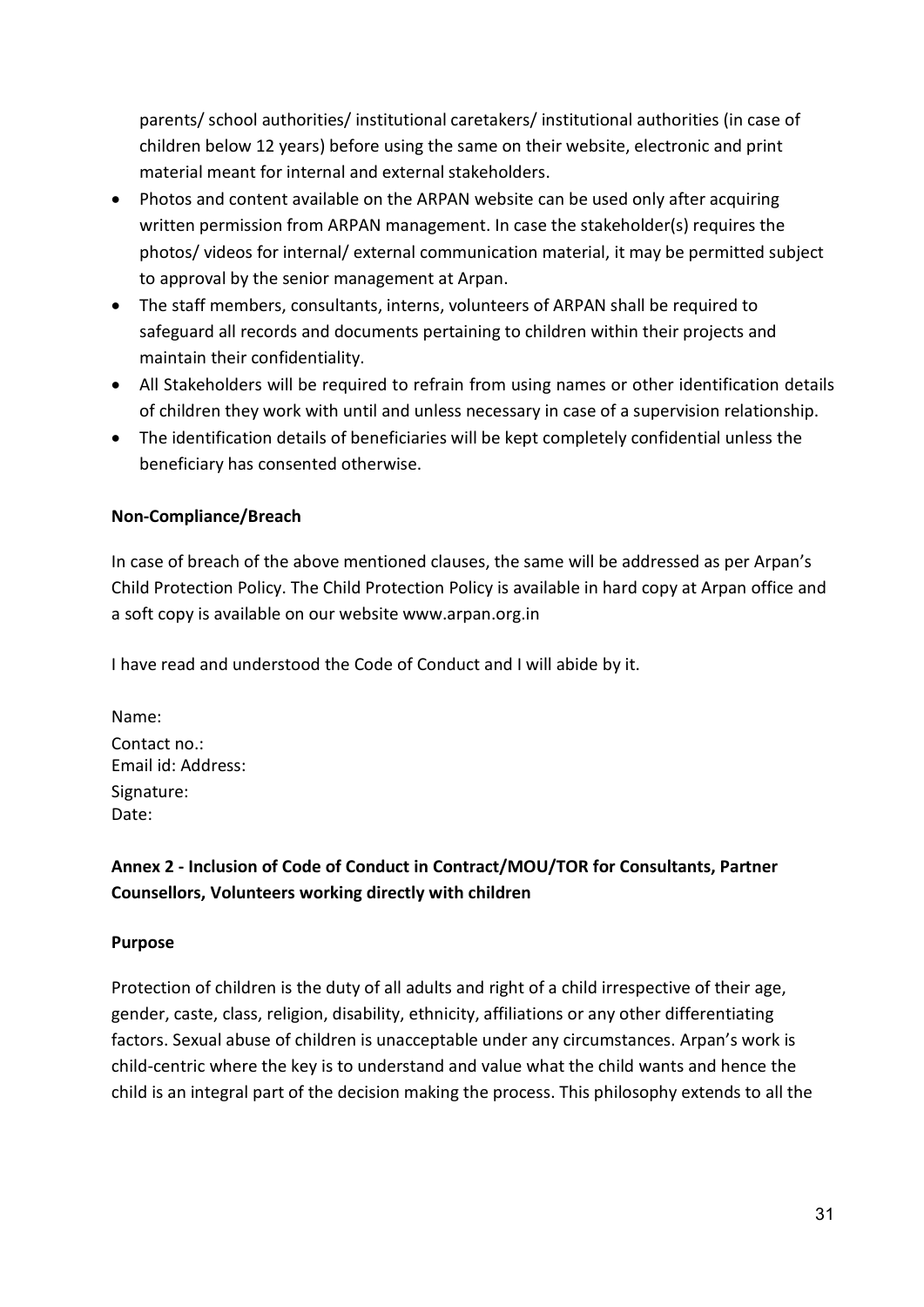parents/ school authorities/ institutional caretakers/ institutional authorities (in case of children below 12 years) before using the same on their website, electronic and print material meant for internal and external stakeholders.

- Photos and content available on the ARPAN website can be used only after acquiring written permission from ARPAN management. In case the stakeholder(s) requires the photos/ videos for internal/ external communication material, it may be permitted subject to approval by the senior management at Arpan.
- The staff members, consultants, interns, volunteers of ARPAN shall be required to safeguard all records and documents pertaining to children within their projects and maintain their confidentiality.
- All Stakeholders will be required to refrain from using names or other identification details of children they work with until and unless necessary in case of a supervision relationship.
- The identification details of beneficiaries will be kept completely confidential unless the beneficiary has consented otherwise.

**Non-Compliance/Breach**

In case of breach of the above mentioned clauses, the same will be addressed as per Arpan's Child Protection Policy. The Child Protection Policy is available in hard copy at Arpan office and a soft copy is available on our website www.arpan.org.in

I have read and understood the Code of Conduct and I will abide by it.

Name:
Contact no.:
Email id: Address:
Signature:
Date:

**Annex 2 - Inclusion of Code of Conduct in Contract/MOU/TOR for Consultants, Partner Counsellors, Volunteers working directly with children**

**Purpose**

Protection of children is the duty of all adults and right of a child irrespective of their age, gender, caste, class, religion, disability, ethnicity, affiliations or any other differentiating factors. Sexual abuse of children is unacceptable under any circumstances. Arpan's work is child-centric where the key is to understand and value what the child wants and hence the child is an integral part of the decision making the process. This philosophy extends to all the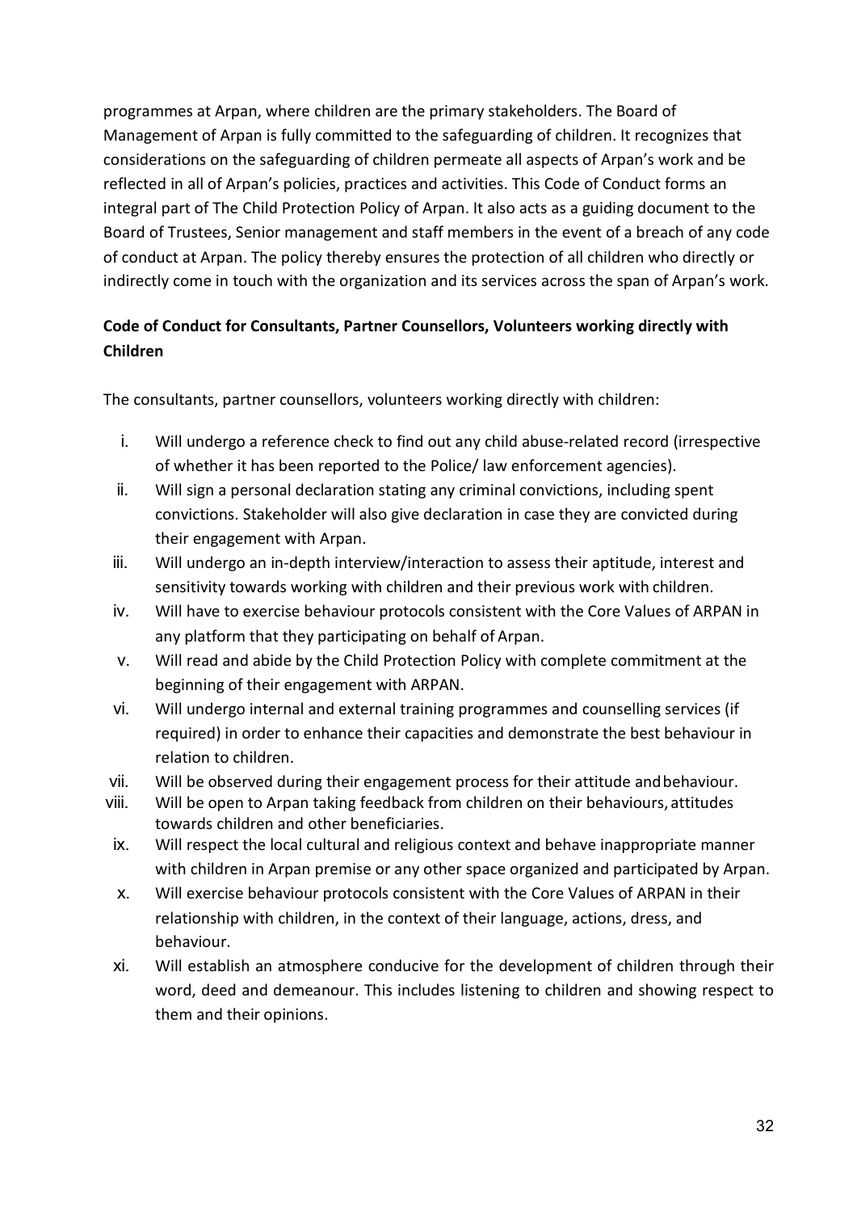programmes at Arpan, where children are the primary stakeholders. The Board of Management of Arpan is fully committed to the safeguarding of children. It recognizes that considerations on the safeguarding of children permeate all aspects of Arpan's work and be reflected in all of Arpan's policies, practices and activities. This Code of Conduct forms an integral part of The Child Protection Policy of Arpan. It also acts as a guiding document to the Board of Trustees, Senior management and staff members in the event of a breach of any code of conduct at Arpan. The policy thereby ensures the protection of all children who directly or indirectly come in touch with the organization and its services across the span of Arpan's work.

**Code of Conduct for Consultants, Partner Counsellors, Volunteers working directly with Children**

The consultants, partner counsellors, volunteers working directly with children:

i. Will undergo a reference check to find out any child abuse-related record (irrespective of whether it has been reported to the Police/ law enforcement agencies).
ii. Will sign a personal declaration stating any criminal convictions, including spent convictions. Stakeholder will also give declaration in case they are convicted during their engagement with Arpan.
iii. Will undergo an in-depth interview/interaction to assess their aptitude, interest and sensitivity towards working with children and their previous work with children.
iv. Will have to exercise behaviour protocols consistent with the Core Values of ARPAN in any platform that they participating on behalf of Arpan.
v. Will read and abide by the Child Protection Policy with complete commitment at the beginning of their engagement with ARPAN.
vi. Will undergo internal and external training programmes and counselling services (if required) in order to enhance their capacities and demonstrate the best behaviour in relation to children.
vii. Will be observed during their engagement process for their attitude and behaviour.
viii. Will be open to Arpan taking feedback from children on their behaviours, attitudes towards children and other beneficiaries.
ix. Will respect the local cultural and religious context and behave inappropriate manner with children in Arpan premise or any other space organized and participated by Arpan.
x. Will exercise behaviour protocols consistent with the Core Values of ARPAN in their relationship with children, in the context of their language, actions, dress, and behaviour.
xi. Will establish an atmosphere conducive for the development of children through their word, deed and demeanour. This includes listening to children and showing respect to them and their opinions.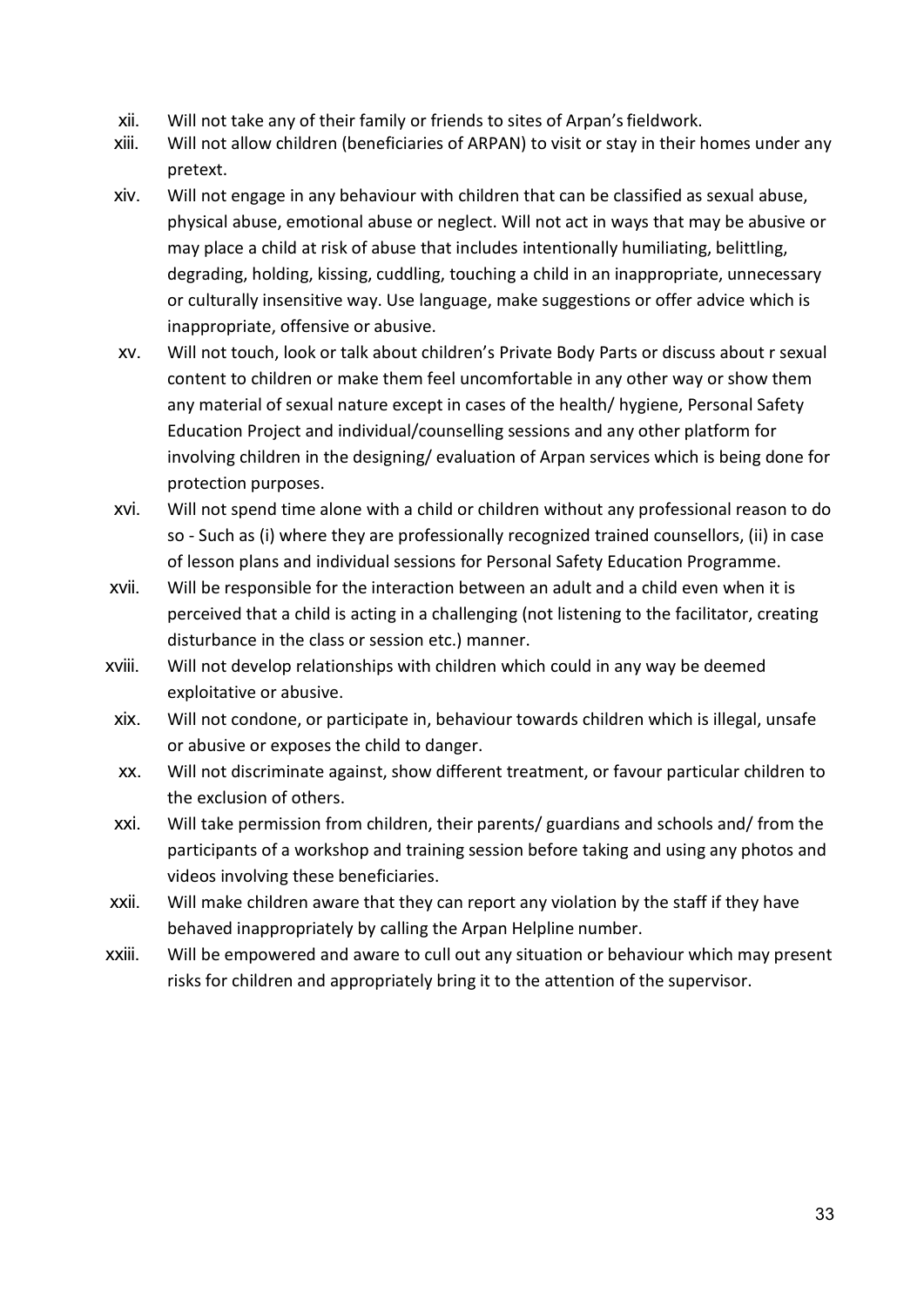xii. Will not take any of their family or friends to sites of Arpan's fieldwork.

xiii. Will not allow children (beneficiaries of ARPAN) to visit or stay in their homes under any pretext.

xiv. Will not engage in any behaviour with children that can be classified as sexual abuse, physical abuse, emotional abuse or neglect. Will not act in ways that may be abusive or may place a child at risk of abuse that includes intentionally humiliating, belittling, degrading, holding, kissing, cuddling, touching a child in an inappropriate, unnecessary or culturally insensitive way. Use language, make suggestions or offer advice which is inappropriate, offensive or abusive.

xv. Will not touch, look or talk about children's Private Body Parts or discuss about r sexual content to children or make them feel uncomfortable in any other way or show them any material of sexual nature except in cases of the health/ hygiene, Personal Safety Education Project and individual/counselling sessions and any other platform for involving children in the designing/ evaluation of Arpan services which is being done for protection purposes.

xvi. Will not spend time alone with a child or children without any professional reason to do so - Such as (i) where they are professionally recognized trained counsellors, (ii) in case of lesson plans and individual sessions for Personal Safety Education Programme.

xvii. Will be responsible for the interaction between an adult and a child even when it is perceived that a child is acting in a challenging (not listening to the facilitator, creating disturbance in the class or session etc.) manner.

xviii. Will not develop relationships with children which could in any way be deemed exploitative or abusive.

xix. Will not condone, or participate in, behaviour towards children which is illegal, unsafe or abusive or exposes the child to danger.

xx. Will not discriminate against, show different treatment, or favour particular children to the exclusion of others.

xxi. Will take permission from children, their parents/ guardians and schools and/ from the participants of a workshop and training session before taking and using any photos and videos involving these beneficiaries.

xxii. Will make children aware that they can report any violation by the staff if they have behaved inappropriately by calling the Arpan Helpline number.

xxiii. Will be empowered and aware to cull out any situation or behaviour which may present risks for children and appropriately bring it to the attention of the supervisor.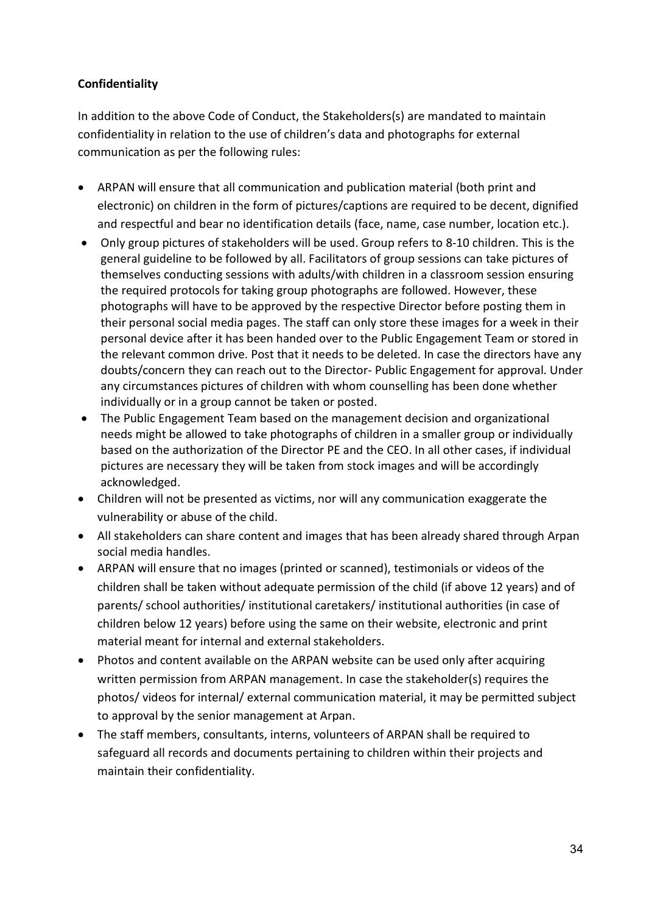**Confidentiality**

In addition to the above Code of Conduct, the Stakeholders(s) are mandated to maintain confidentiality in relation to the use of children's data and photographs for external communication as per the following rules:

- ARPAN will ensure that all communication and publication material (both print and electronic) on children in the form of pictures/captions are required to be decent, dignified and respectful and bear no identification details (face, name, case number, location etc.).
- Only group pictures of stakeholders will be used. Group refers to 8-10 children. This is the general guideline to be followed by all. Facilitators of group sessions can take pictures of themselves conducting sessions with adults/with children in a classroom session ensuring the required protocols for taking group photographs are followed. However, these photographs will have to be approved by the respective Director before posting them in their personal social media pages. The staff can only store these images for a week in their personal device after it has been handed over to the Public Engagement Team or stored in the relevant common drive. Post that it needs to be deleted. In case the directors have any doubts/concern they can reach out to the Director- Public Engagement for approval. Under any circumstances pictures of children with whom counselling has been done whether individually or in a group cannot be taken or posted.
- The Public Engagement Team based on the management decision and organizational needs might be allowed to take photographs of children in a smaller group or individually based on the authorization of the Director PE and the CEO. In all other cases, if individual pictures are necessary they will be taken from stock images and will be accordingly acknowledged.
- Children will not be presented as victims, nor will any communication exaggerate the vulnerability or abuse of the child.
- All stakeholders can share content and images that has been already shared through Arpan social media handles.
- ARPAN will ensure that no images (printed or scanned), testimonials or videos of the children shall be taken without adequate permission of the child (if above 12 years) and of parents/ school authorities/ institutional caretakers/ institutional authorities (in case of children below 12 years) before using the same on their website, electronic and print material meant for internal and external stakeholders.
- Photos and content available on the ARPAN website can be used only after acquiring written permission from ARPAN management. In case the stakeholder(s) requires the photos/ videos for internal/ external communication material, it may be permitted subject to approval by the senior management at Arpan.
- The staff members, consultants, interns, volunteers of ARPAN shall be required to safeguard all records and documents pertaining to children within their projects and maintain their confidentiality.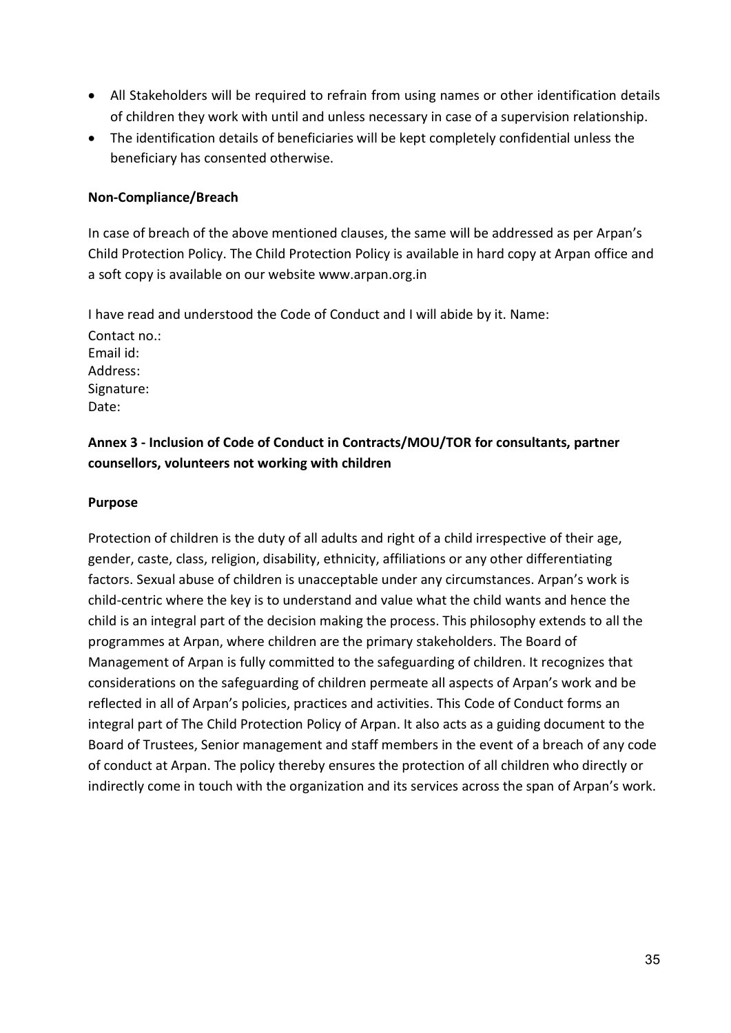- All Stakeholders will be required to refrain from using names or other identification details of children they work with until and unless necessary in case of a supervision relationship.
- The identification details of beneficiaries will be kept completely confidential unless the beneficiary has consented otherwise.

**Non-Compliance/Breach**

In case of breach of the above mentioned clauses, the same will be addressed as per Arpan's Child Protection Policy. The Child Protection Policy is available in hard copy at Arpan office and a soft copy is available on our website www.arpan.org.in

I have read and understood the Code of Conduct and I will abide by it. Name:
Contact no.:
Email id:
Address:
Signature:
Date:

**Annex 3 - Inclusion of Code of Conduct in Contracts/MOU/TOR for consultants, partner counsellors, volunteers not working with children**

**Purpose**

Protection of children is the duty of all adults and right of a child irrespective of their age, gender, caste, class, religion, disability, ethnicity, affiliations or any other differentiating factors. Sexual abuse of children is unacceptable under any circumstances. Arpan's work is child-centric where the key is to understand and value what the child wants and hence the child is an integral part of the decision making the process. This philosophy extends to all the programmes at Arpan, where children are the primary stakeholders. The Board of Management of Arpan is fully committed to the safeguarding of children. It recognizes that considerations on the safeguarding of children permeate all aspects of Arpan's work and be reflected in all of Arpan's policies, practices and activities. This Code of Conduct forms an integral part of The Child Protection Policy of Arpan. It also acts as a guiding document to the Board of Trustees, Senior management and staff members in the event of a breach of any code of conduct at Arpan. The policy thereby ensures the protection of all children who directly or indirectly come in touch with the organization and its services across the span of Arpan's work.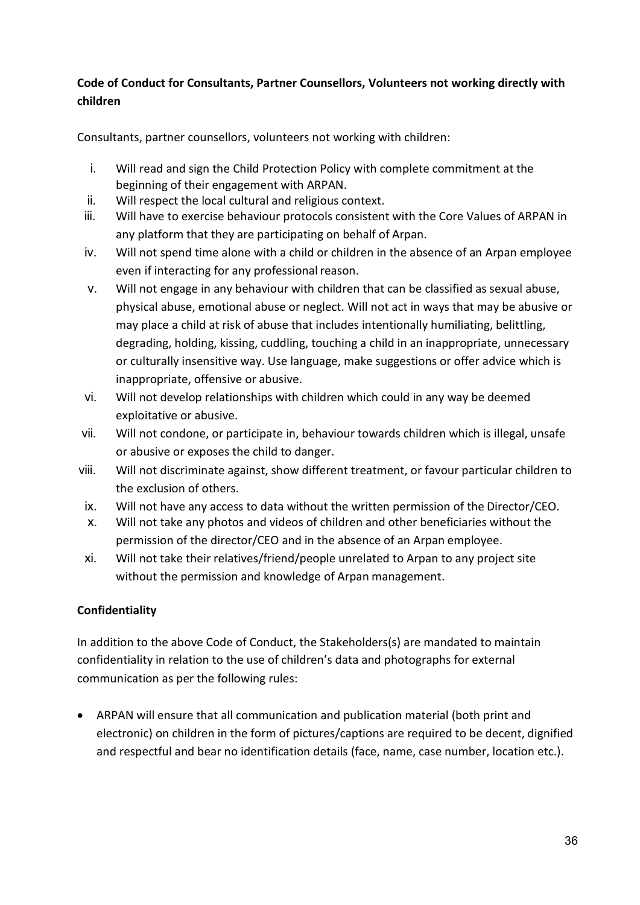**Code of Conduct for Consultants, Partner Counsellors, Volunteers not working directly with children**

Consultants, partner counsellors, volunteers not working with children:

i. Will read and sign the Child Protection Policy with complete commitment at the beginning of their engagement with ARPAN.
ii. Will respect the local cultural and religious context.
iii. Will have to exercise behaviour protocols consistent with the Core Values of ARPAN in any platform that they are participating on behalf of Arpan.
iv. Will not spend time alone with a child or children in the absence of an Arpan employee even if interacting for any professional reason.
v. Will not engage in any behaviour with children that can be classified as sexual abuse, physical abuse, emotional abuse or neglect. Will not act in ways that may be abusive or may place a child at risk of abuse that includes intentionally humiliating, belittling, degrading, holding, kissing, cuddling, touching a child in an inappropriate, unnecessary or culturally insensitive way. Use language, make suggestions or offer advice which is inappropriate, offensive or abusive.
vi. Will not develop relationships with children which could in any way be deemed exploitative or abusive.
vii. Will not condone, or participate in, behaviour towards children which is illegal, unsafe or abusive or exposes the child to danger.
viii. Will not discriminate against, show different treatment, or favour particular children to the exclusion of others.
ix. Will not have any access to data without the written permission of the Director/CEO.
x. Will not take any photos and videos of children and other beneficiaries without the permission of the director/CEO and in the absence of an Arpan employee.
xi. Will not take their relatives/friend/people unrelated to Arpan to any project site without the permission and knowledge of Arpan management.

**Confidentiality**

In addition to the above Code of Conduct, the Stakeholders(s) are mandated to maintain confidentiality in relation to the use of children's data and photographs for external communication as per the following rules:

- ARPAN will ensure that all communication and publication material (both print and electronic) on children in the form of pictures/captions are required to be decent, dignified and respectful and bear no identification details (face, name, case number, location etc.).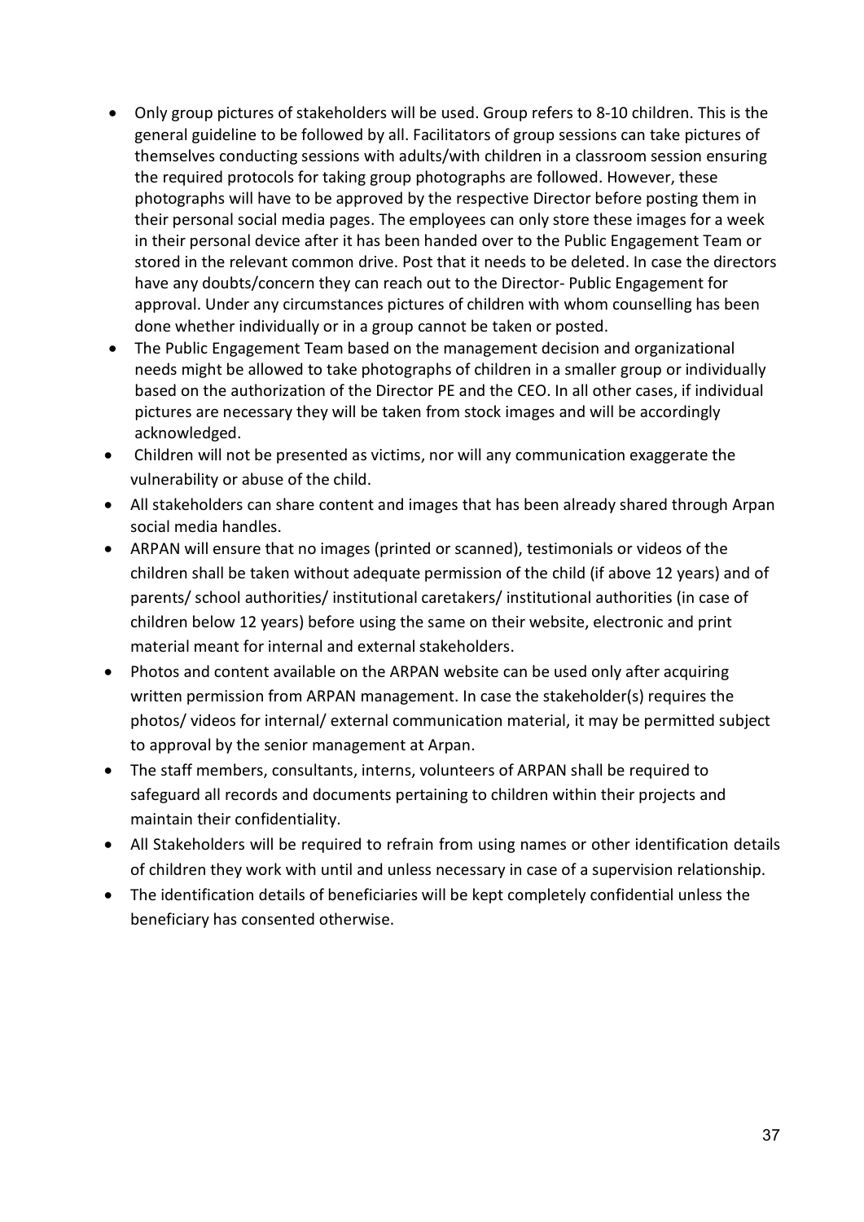- Only group pictures of stakeholders will be used. Group refers to 8-10 children. This is the general guideline to be followed by all. Facilitators of group sessions can take pictures of themselves conducting sessions with adults/with children in a classroom session ensuring the required protocols for taking group photographs are followed. However, these photographs will have to be approved by the respective Director before posting them in their personal social media pages. The employees can only store these images for a week in their personal device after it has been handed over to the Public Engagement Team or stored in the relevant common drive. Post that it needs to be deleted. In case the directors have any doubts/concern they can reach out to the Director- Public Engagement for approval. Under any circumstances pictures of children with whom counselling has been done whether individually or in a group cannot be taken or posted.
- The Public Engagement Team based on the management decision and organizational needs might be allowed to take photographs of children in a smaller group or individually based on the authorization of the Director PE and the CEO. In all other cases, if individual pictures are necessary they will be taken from stock images and will be accordingly acknowledged.
- Children will not be presented as victims, nor will any communication exaggerate the vulnerability or abuse of the child.
- All stakeholders can share content and images that has been already shared through Arpan social media handles.
- ARPAN will ensure that no images (printed or scanned), testimonials or videos of the children shall be taken without adequate permission of the child (if above 12 years) and of parents/ school authorities/ institutional caretakers/ institutional authorities (in case of children below 12 years) before using the same on their website, electronic and print material meant for internal and external stakeholders.
- Photos and content available on the ARPAN website can be used only after acquiring written permission from ARPAN management. In case the stakeholder(s) requires the photos/ videos for internal/ external communication material, it may be permitted subject to approval by the senior management at Arpan.
- The staff members, consultants, interns, volunteers of ARPAN shall be required to safeguard all records and documents pertaining to children within their projects and maintain their confidentiality.
- All Stakeholders will be required to refrain from using names or other identification details of children they work with until and unless necessary in case of a supervision relationship.
- The identification details of beneficiaries will be kept completely confidential unless the beneficiary has consented otherwise.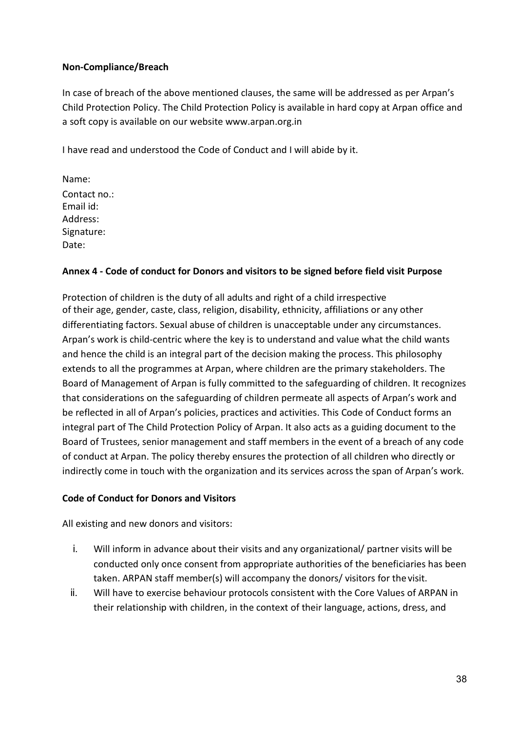**Non-Compliance/Breach**

In case of breach of the above mentioned clauses, the same will be addressed as per Arpan's Child Protection Policy. The Child Protection Policy is available in hard copy at Arpan office and a soft copy is available on our website www.arpan.org.in

I have read and understood the Code of Conduct and I will abide by it.

Name:  
Contact no.:  
Email id:  
Address:  
Signature:  
Date:

**Annex 4 - Code of conduct for Donors and visitors to be signed before field visit Purpose**

Protection of children is the duty of all adults and right of a child irrespective of their age, gender, caste, class, religion, disability, ethnicity, affiliations or any other differentiating factors. Sexual abuse of children is unacceptable under any circumstances. Arpan's work is child-centric where the key is to understand and value what the child wants and hence the child is an integral part of the decision making the process. This philosophy extends to all the programmes at Arpan, where children are the primary stakeholders. The Board of Management of Arpan is fully committed to the safeguarding of children. It recognizes that considerations on the safeguarding of children permeate all aspects of Arpan's work and be reflected in all of Arpan's policies, practices and activities. This Code of Conduct forms an integral part of The Child Protection Policy of Arpan. It also acts as a guiding document to the Board of Trustees, senior management and staff members in the event of a breach of any code of conduct at Arpan. The policy thereby ensures the protection of all children who directly or indirectly come in touch with the organization and its services across the span of Arpan's work.

**Code of Conduct for Donors and Visitors**

All existing and new donors and visitors:

i. Will inform in advance about their visits and any organizational/ partner visits will be conducted only once consent from appropriate authorities of the beneficiaries has been taken. ARPAN staff member(s) will accompany the donors/ visitors for the visit.
ii. Will have to exercise behaviour protocols consistent with the Core Values of ARPAN in their relationship with children, in the context of their language, actions, dress, and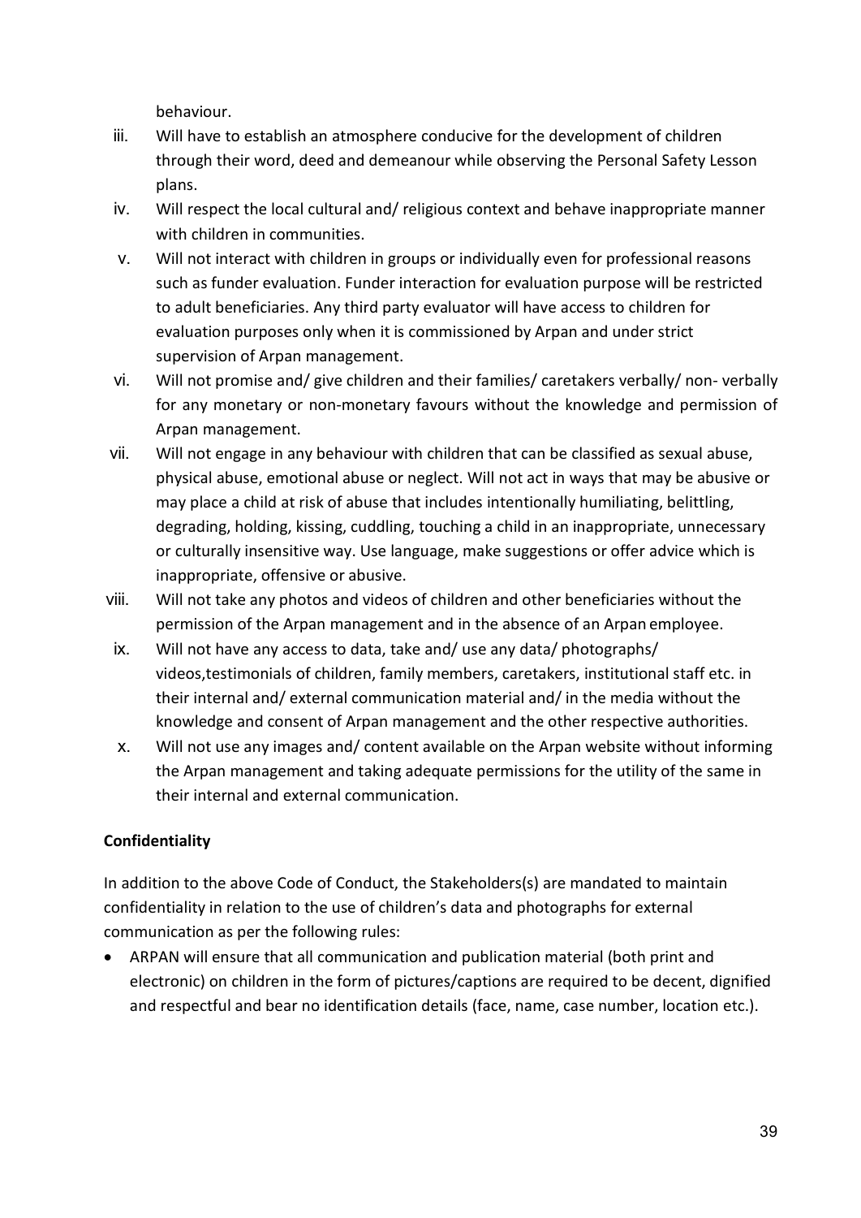behaviour.

iii. Will have to establish an atmosphere conducive for the development of children through their word, deed and demeanour while observing the Personal Safety Lesson plans.

iv. Will respect the local cultural and/ religious context and behave inappropriate manner with children in communities.

v. Will not interact with children in groups or individually even for professional reasons such as funder evaluation. Funder interaction for evaluation purpose will be restricted to adult beneficiaries. Any third party evaluator will have access to children for evaluation purposes only when it is commissioned by Arpan and under strict supervision of Arpan management.

vi. Will not promise and/ give children and their families/ caretakers verbally/ non- verbally for any monetary or non-monetary favours without the knowledge and permission of Arpan management.

vii. Will not engage in any behaviour with children that can be classified as sexual abuse, physical abuse, emotional abuse or neglect. Will not act in ways that may be abusive or may place a child at risk of abuse that includes intentionally humiliating, belittling, degrading, holding, kissing, cuddling, touching a child in an inappropriate, unnecessary or culturally insensitive way. Use language, make suggestions or offer advice which is inappropriate, offensive or abusive.

viii. Will not take any photos and videos of children and other beneficiaries without the permission of the Arpan management and in the absence of an Arpan employee.

ix. Will not have any access to data, take and/ use any data/ photographs/ videos,testimonials of children, family members, caretakers, institutional staff etc. in their internal and/ external communication material and/ in the media without the knowledge and consent of Arpan management and the other respective authorities.

x. Will not use any images and/ content available on the Arpan website without informing the Arpan management and taking adequate permissions for the utility of the same in their internal and external communication.

**Confidentiality**

In addition to the above Code of Conduct, the Stakeholders(s) are mandated to maintain confidentiality in relation to the use of children's data and photographs for external communication as per the following rules:

- ARPAN will ensure that all communication and publication material (both print and electronic) on children in the form of pictures/captions are required to be decent, dignified and respectful and bear no identification details (face, name, case number, location etc.).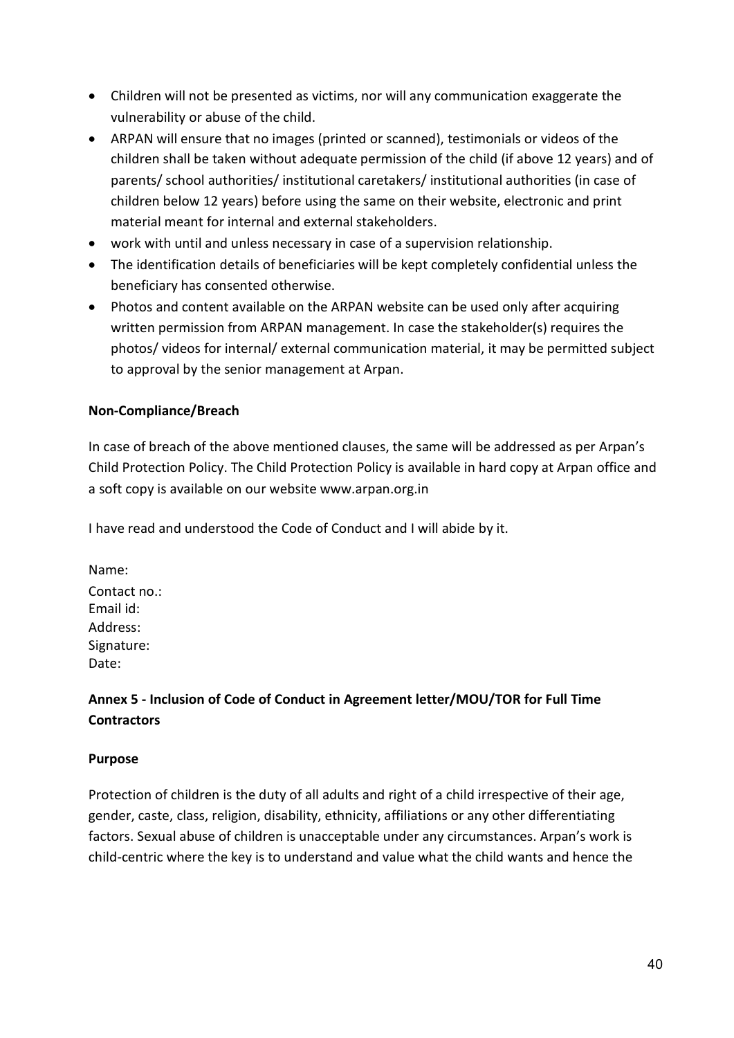- Children will not be presented as victims, nor will any communication exaggerate the vulnerability or abuse of the child.
- ARPAN will ensure that no images (printed or scanned), testimonials or videos of the children shall be taken without adequate permission of the child (if above 12 years) and of parents/ school authorities/ institutional caretakers/ institutional authorities (in case of children below 12 years) before using the same on their website, electronic and print material meant for internal and external stakeholders.
- work with until and unless necessary in case of a supervision relationship.
- The identification details of beneficiaries will be kept completely confidential unless the beneficiary has consented otherwise.
- Photos and content available on the ARPAN website can be used only after acquiring written permission from ARPAN management. In case the stakeholder(s) requires the photos/ videos for internal/ external communication material, it may be permitted subject to approval by the senior management at Arpan.

**Non-Compliance/Breach**

In case of breach of the above mentioned clauses, the same will be addressed as per Arpan's Child Protection Policy. The Child Protection Policy is available in hard copy at Arpan office and a soft copy is available on our website www.arpan.org.in

I have read and understood the Code of Conduct and I will abide by it.

Name:
Contact no.:
Email id:
Address:
Signature:
Date:

**Annex 5 - Inclusion of Code of Conduct in Agreement letter/MOU/TOR for Full Time Contractors**

**Purpose**

Protection of children is the duty of all adults and right of a child irrespective of their age, gender, caste, class, religion, disability, ethnicity, affiliations or any other differentiating factors. Sexual abuse of children is unacceptable under any circumstances. Arpan's work is child-centric where the key is to understand and value what the child wants and hence the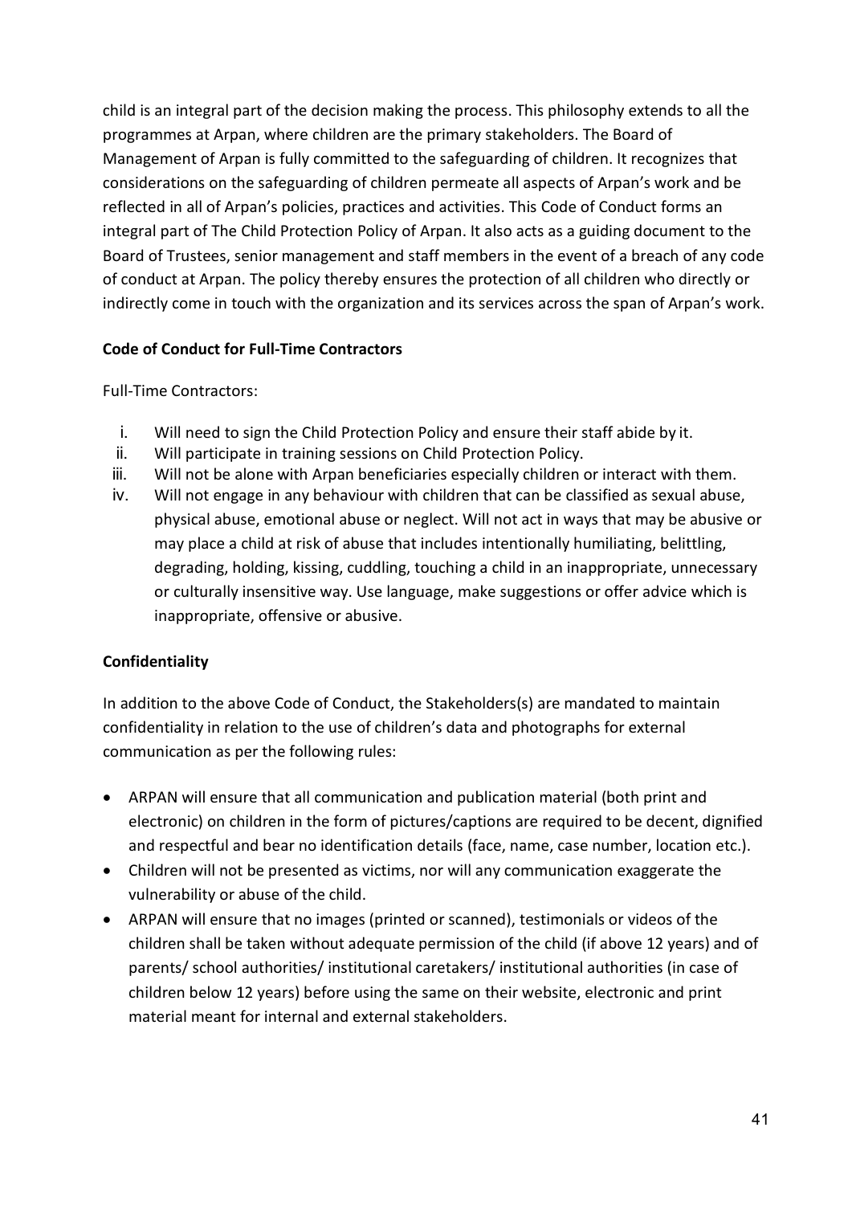child is an integral part of the decision making the process. This philosophy extends to all the programmes at Arpan, where children are the primary stakeholders. The Board of Management of Arpan is fully committed to the safeguarding of children. It recognizes that considerations on the safeguarding of children permeate all aspects of Arpan's work and be reflected in all of Arpan's policies, practices and activities. This Code of Conduct forms an integral part of The Child Protection Policy of Arpan. It also acts as a guiding document to the Board of Trustees, senior management and staff members in the event of a breach of any code of conduct at Arpan. The policy thereby ensures the protection of all children who directly or indirectly come in touch with the organization and its services across the span of Arpan's work.

**Code of Conduct for Full-Time Contractors**

Full-Time Contractors:

i. Will need to sign the Child Protection Policy and ensure their staff abide by it.
ii. Will participate in training sessions on Child Protection Policy.
iii. Will not be alone with Arpan beneficiaries especially children or interact with them.
iv. Will not engage in any behaviour with children that can be classified as sexual abuse, physical abuse, emotional abuse or neglect. Will not act in ways that may be abusive or may place a child at risk of abuse that includes intentionally humiliating, belittling, degrading, holding, kissing, cuddling, touching a child in an inappropriate, unnecessary or culturally insensitive way. Use language, make suggestions or offer advice which is inappropriate, offensive or abusive.

**Confidentiality**

In addition to the above Code of Conduct, the Stakeholders(s) are mandated to maintain confidentiality in relation to the use of children's data and photographs for external communication as per the following rules:

- ARPAN will ensure that all communication and publication material (both print and electronic) on children in the form of pictures/captions are required to be decent, dignified and respectful and bear no identification details (face, name, case number, location etc.).
- Children will not be presented as victims, nor will any communication exaggerate the vulnerability or abuse of the child.
- ARPAN will ensure that no images (printed or scanned), testimonials or videos of the children shall be taken without adequate permission of the child (if above 12 years) and of parents/ school authorities/ institutional caretakers/ institutional authorities (in case of children below 12 years) before using the same on their website, electronic and print material meant for internal and external stakeholders.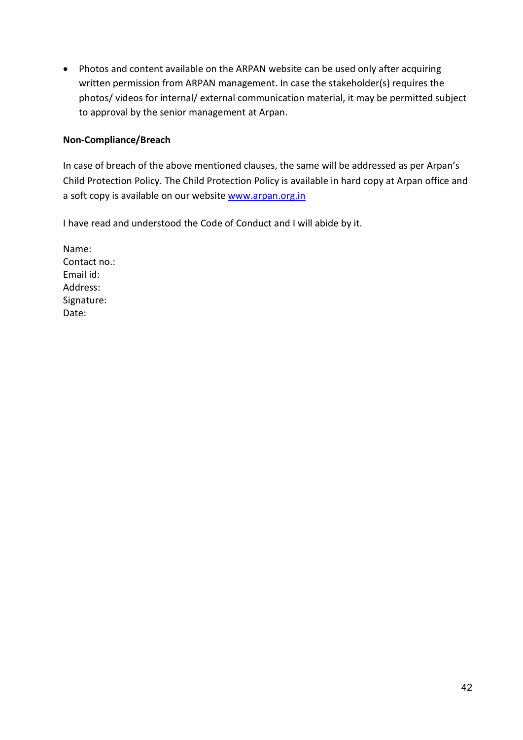- Photos and content available on the ARPAN website can be used only after acquiring written permission from ARPAN management. In case the stakeholder(s) requires the photos/ videos for internal/ external communication material, it may be permitted subject to approval by the senior management at Arpan.

**Non-Compliance/Breach**

In case of breach of the above mentioned clauses, the same will be addressed as per Arpan's Child Protection Policy. The Child Protection Policy is available in hard copy at Arpan office and a soft copy is available on our website [www.arpan.org.in](http://www.arpan.org.in)

I have read and understood the Code of Conduct and I will abide by it.

Name:
Contact no.:
Email id:
Address:
Signature:
Date: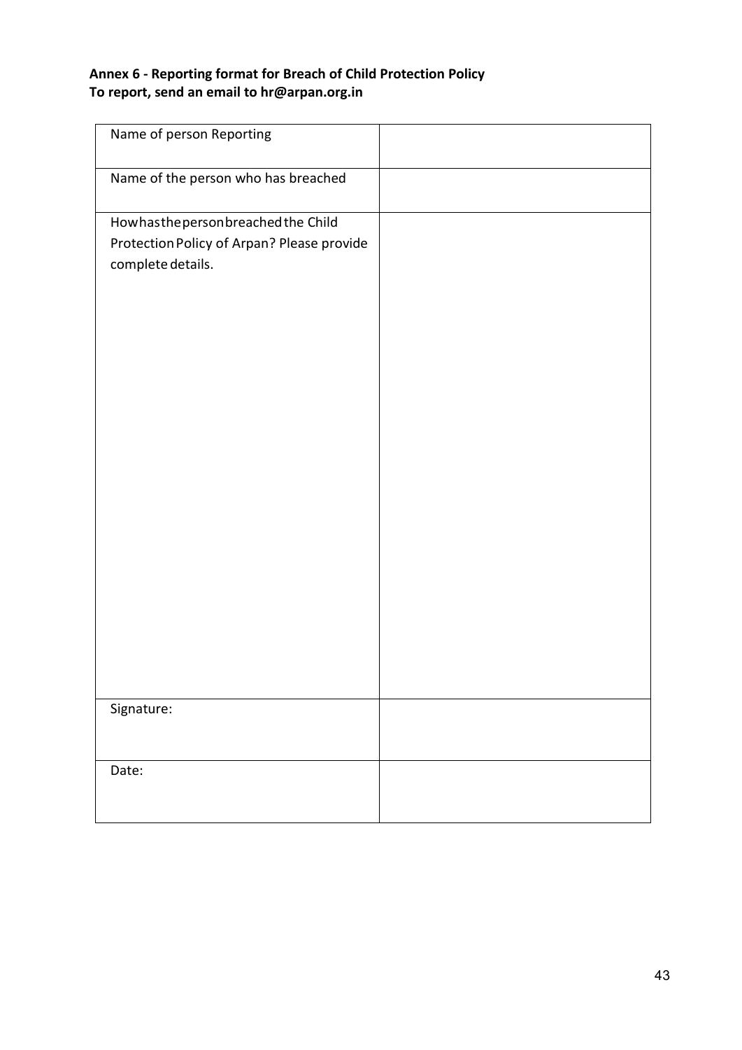**Annex 6 - Reporting format for Breach of Child Protection Policy**
**To report, send an email to hr@arpan.org.in**

| Name of person Reporting | |
|---|---|
| Name of the person who has breached | |
| How has the person breached the Child Protection Policy of Arpan? Please provide complete details. | |
| Signature: | |
| Date: | |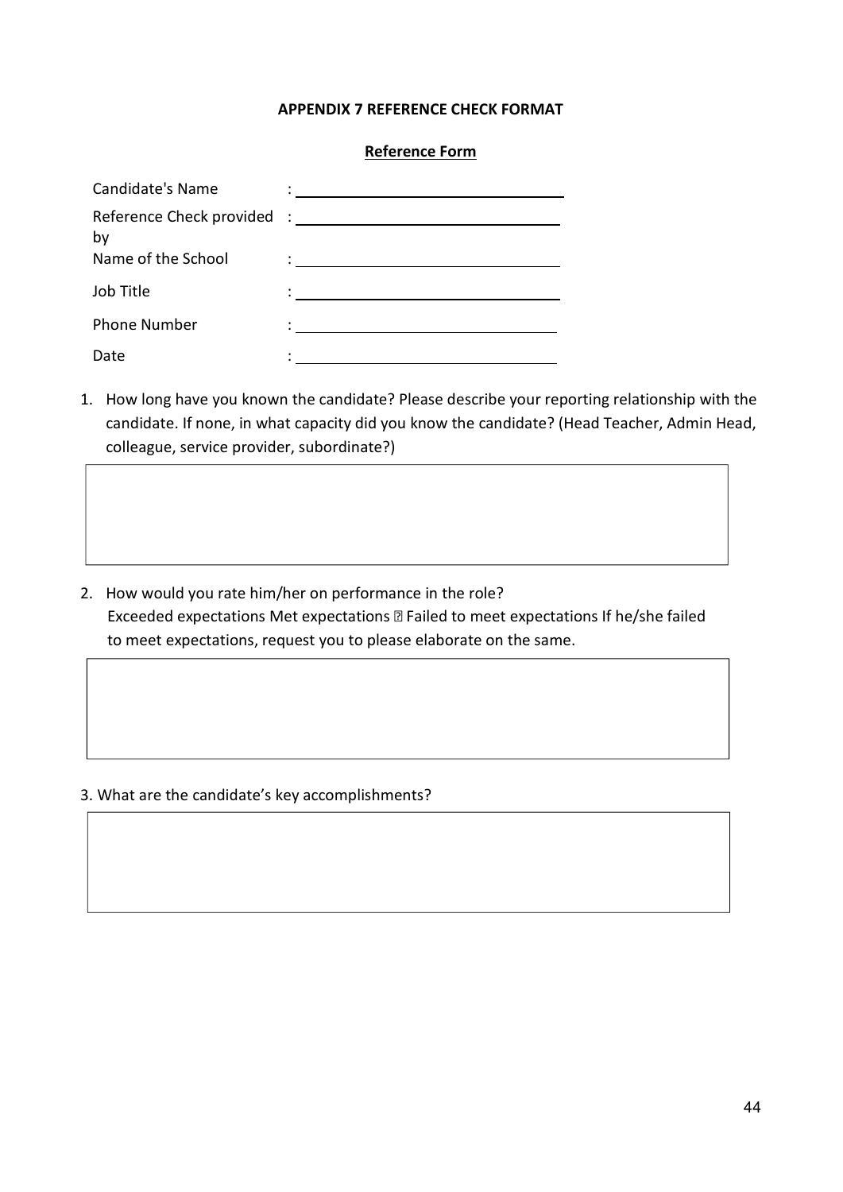**APPENDIX 7 REFERENCE CHECK FORMAT**

**Reference Form**

Candidate's Name : ____________________________

Reference Check provided by : ____________________________

Name of the School : ____________________________

Job Title : ____________________________

Phone Number : ____________________________

Date : ____________________________

1. How long have you known the candidate? Please describe your reporting relationship with the candidate. If none, in what capacity did you know the candidate? (Head Teacher, Admin Head, colleague, service provider, subordinate?)

2. How would you rate him/her on performance in the role?
   Exceeded expectations Met expectations ☐ Failed to meet expectations If he/she failed to meet expectations, request you to please elaborate on the same.

3. What are the candidate's key accomplishments?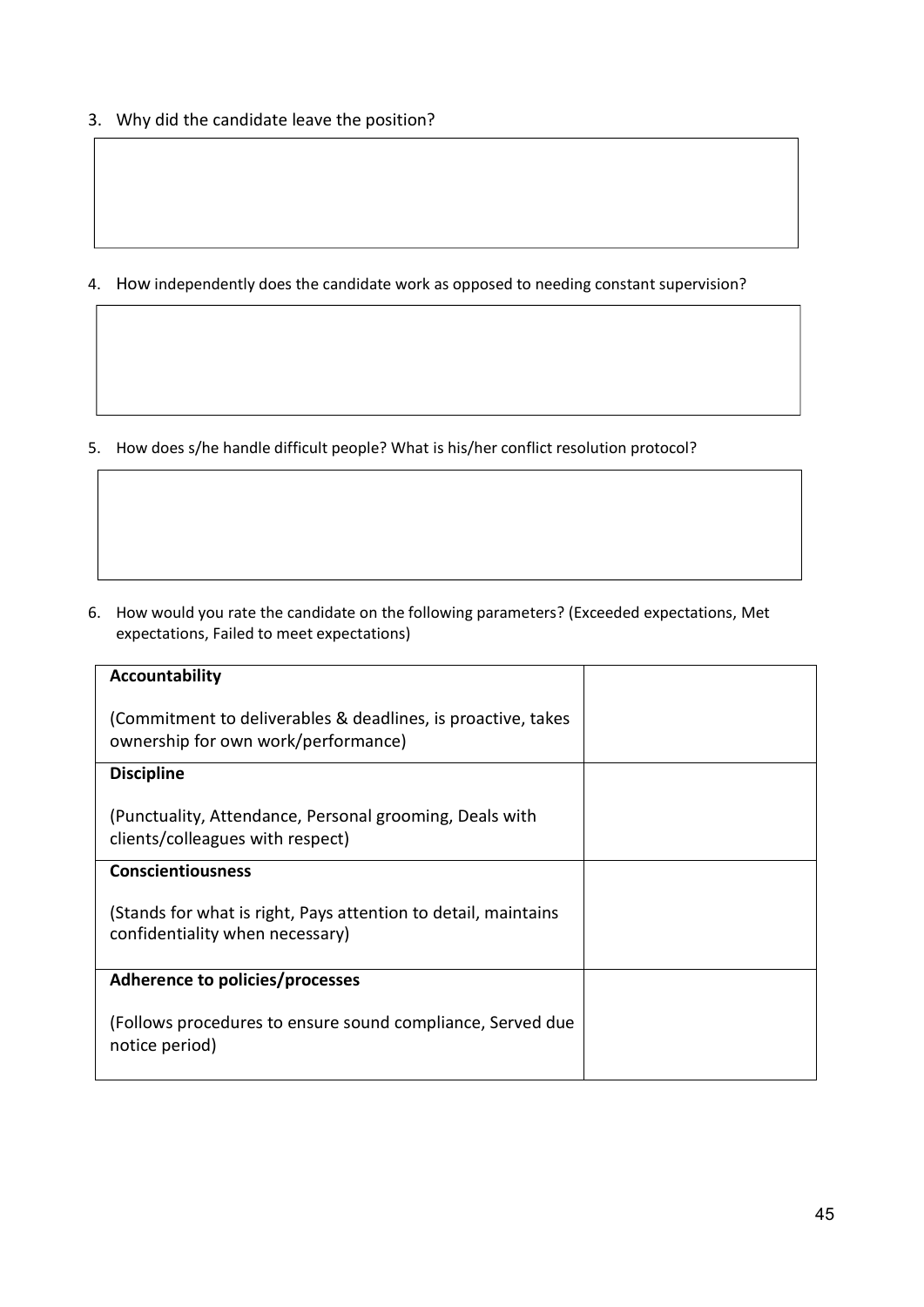3. Why did the candidate leave the position?

| |
|---|
| |

4. How independently does the candidate work as opposed to needing constant supervision?

| |
|---|
| |

5. How does s/he handle difficult people? What is his/her conflict resolution protocol?

| |
|---|
| |

6. How would you rate the candidate on the following parameters? (Exceeded expectations, Met expectations, Failed to meet expectations)

| | |
|---|---|
| **Accountability**<br><br>(Commitment to deliverables & deadlines, is proactive, takes ownership for own work/performance) | |
| **Discipline**<br><br>(Punctuality, Attendance, Personal grooming, Deals with clients/colleagues with respect) | |
| **Conscientiousness**<br><br>(Stands for what is right, Pays attention to detail, maintains confidentiality when necessary) | |
| **Adherence to policies/processes**<br><br>(Follows procedures to ensure sound compliance, Served due notice period) | |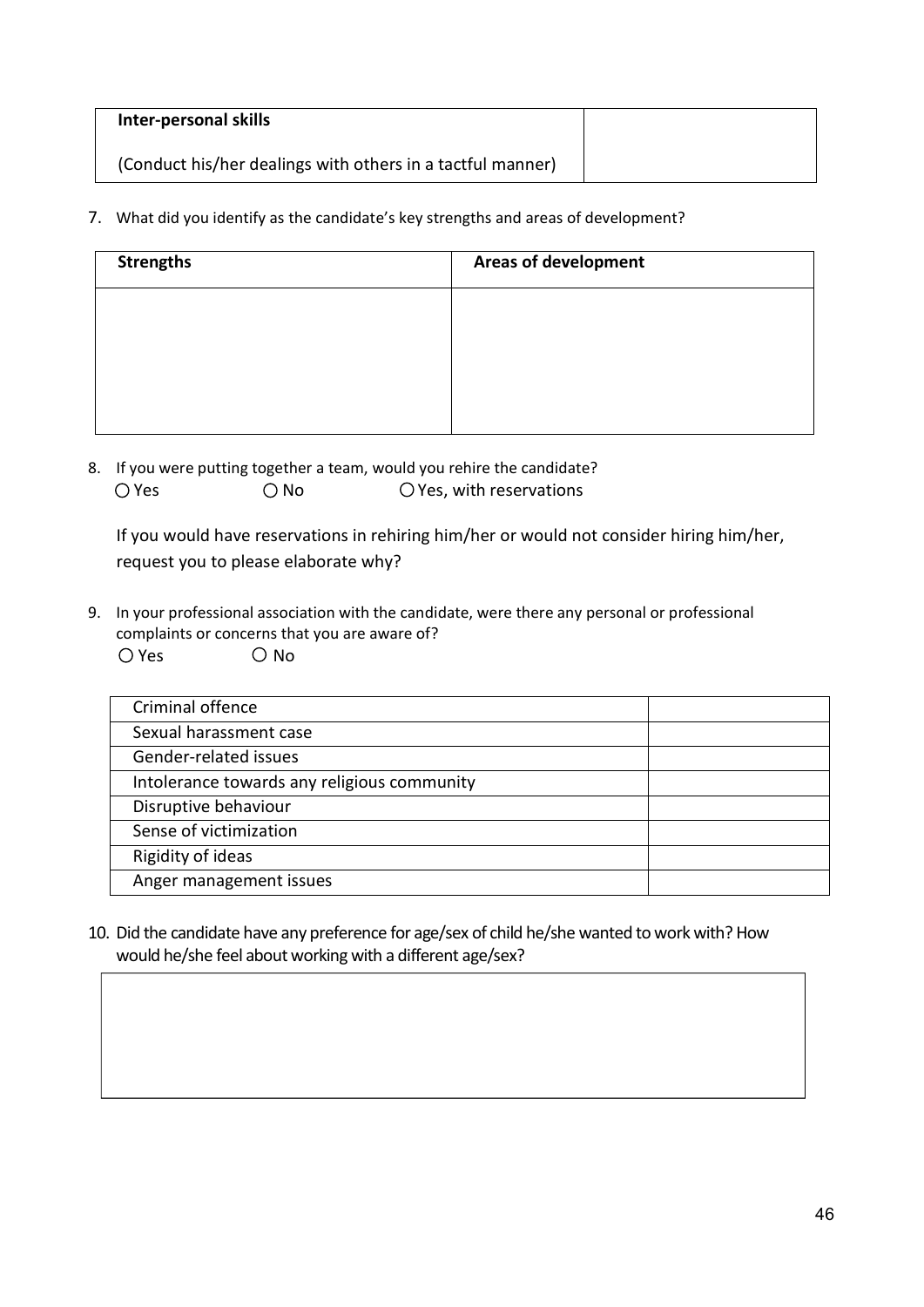| Inter-personal skills<br><br>(Conduct his/her dealings with others in a tactful manner) | |
|---|---|

7. What did you identify as the candidate's key strengths and areas of development?

| Strengths | Areas of development |
|---|---|
| | |

8. If you were putting together a team, would you rehire the candidate?

   ○ Yes ○ No ○ Yes, with reservations

   If you would have reservations in rehiring him/her or would not consider hiring him/her, request you to please elaborate why?

9. In your professional association with the candidate, were there any personal or professional complaints or concerns that you are aware of?

   ○ Yes ○ No

| | |
|---|---|
| Criminal offence | |
| Sexual harassment case | |
| Gender-related issues | |
| Intolerance towards any religious community | |
| Disruptive behaviour | |
| Sense of victimization | |
| Rigidity of ideas | |
| Anger management issues | |

10. Did the candidate have any preference for age/sex of child he/she wanted to work with? How would he/she feel about working with a different age/sex?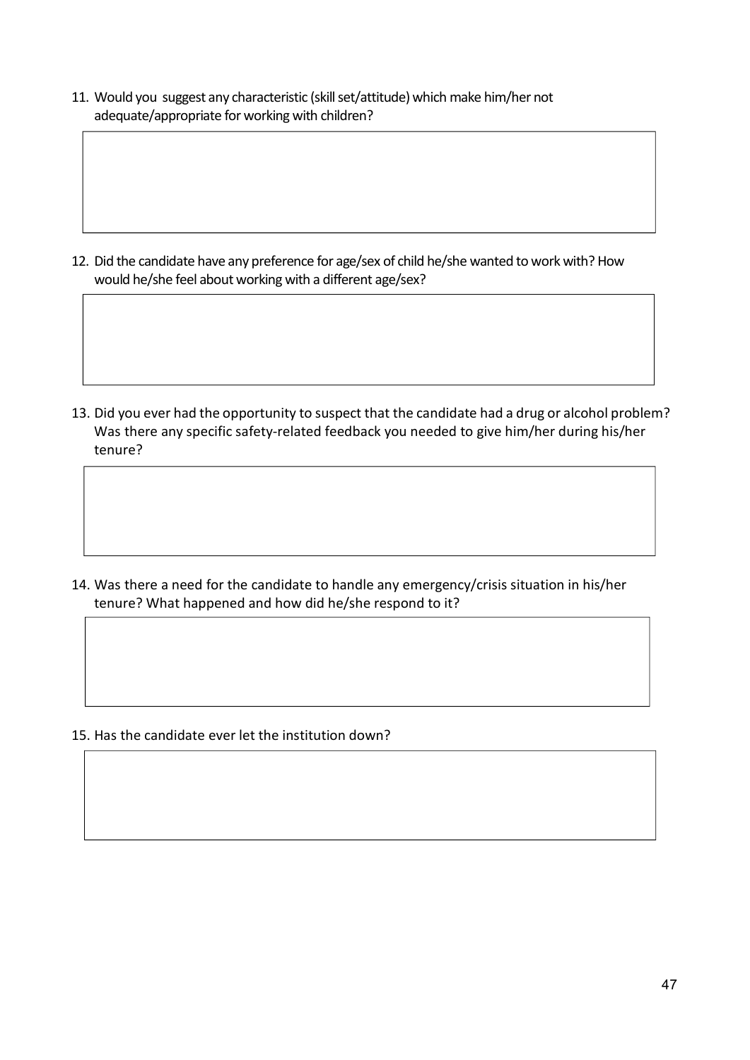11. Would you suggest any characteristic (skill set/attitude) which make him/her not adequate/appropriate for working with children?

12. Did the candidate have any preference for age/sex of child he/she wanted to work with? How would he/she feel about working with a different age/sex?

13. Did you ever had the opportunity to suspect that the candidate had a drug or alcohol problem? Was there any specific safety-related feedback you needed to give him/her during his/her tenure?

14. Was there a need for the candidate to handle any emergency/crisis situation in his/her tenure? What happened and how did he/she respond to it?

15. Has the candidate ever let the institution down?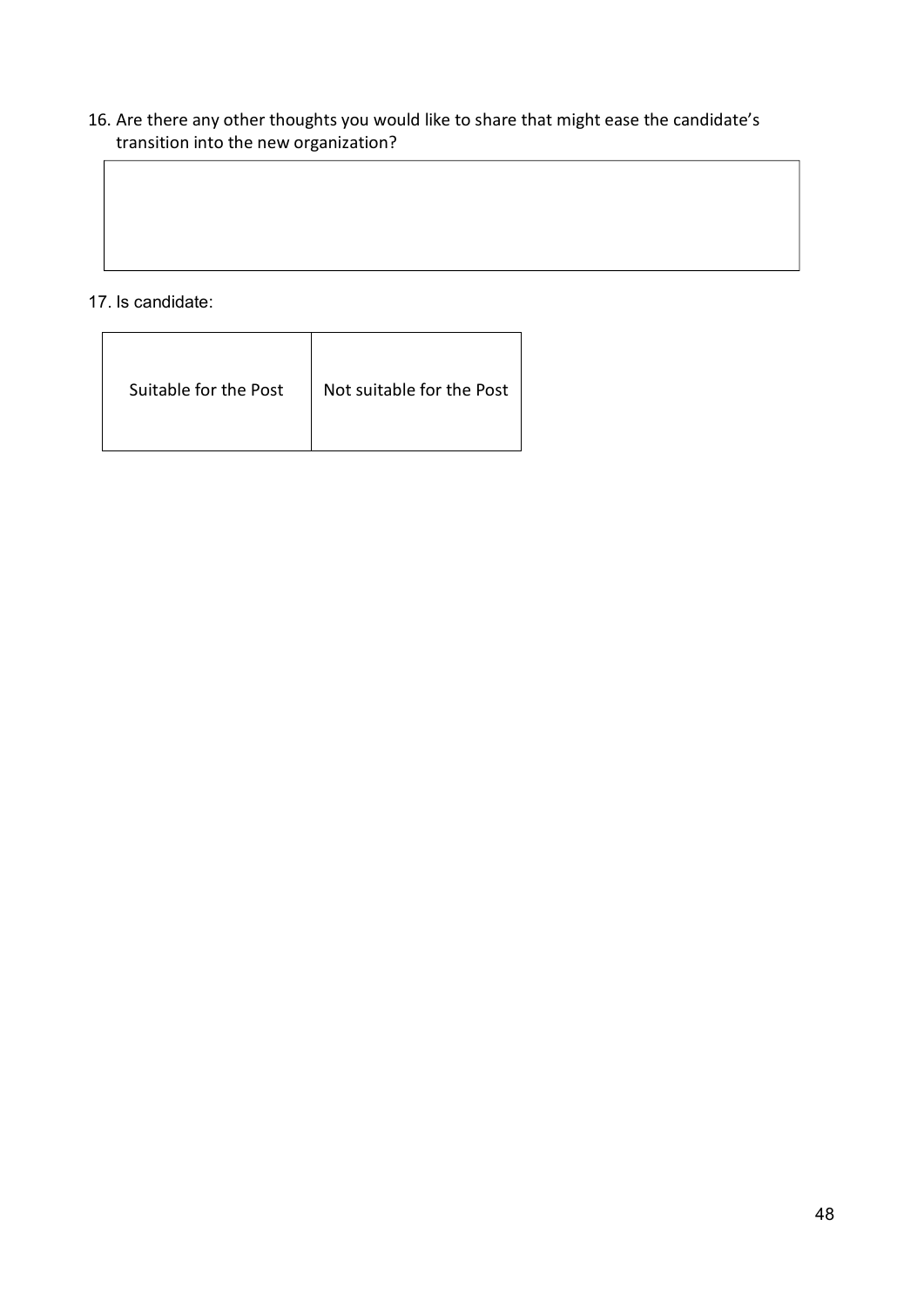16. Are there any other thoughts you would like to share that might ease the candidate's transition into the new organization?

| |
|---|
| |

17. Is candidate:

| Suitable for the Post | Not suitable for the Post |
|---|---|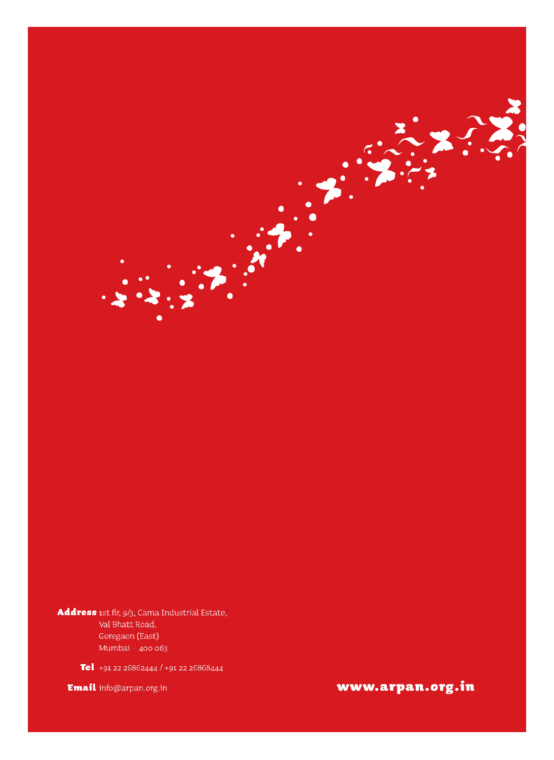**Address** 1st flr, 9/3, Cama Industrial Estate,
Val Bhatt Road,
Goregaon (East)
Mumbai – 400 063

**Tel** +91 22 26862444 / +91 22 26868444

**Email** info@arpan.org.in

**www.arpan.org.in**